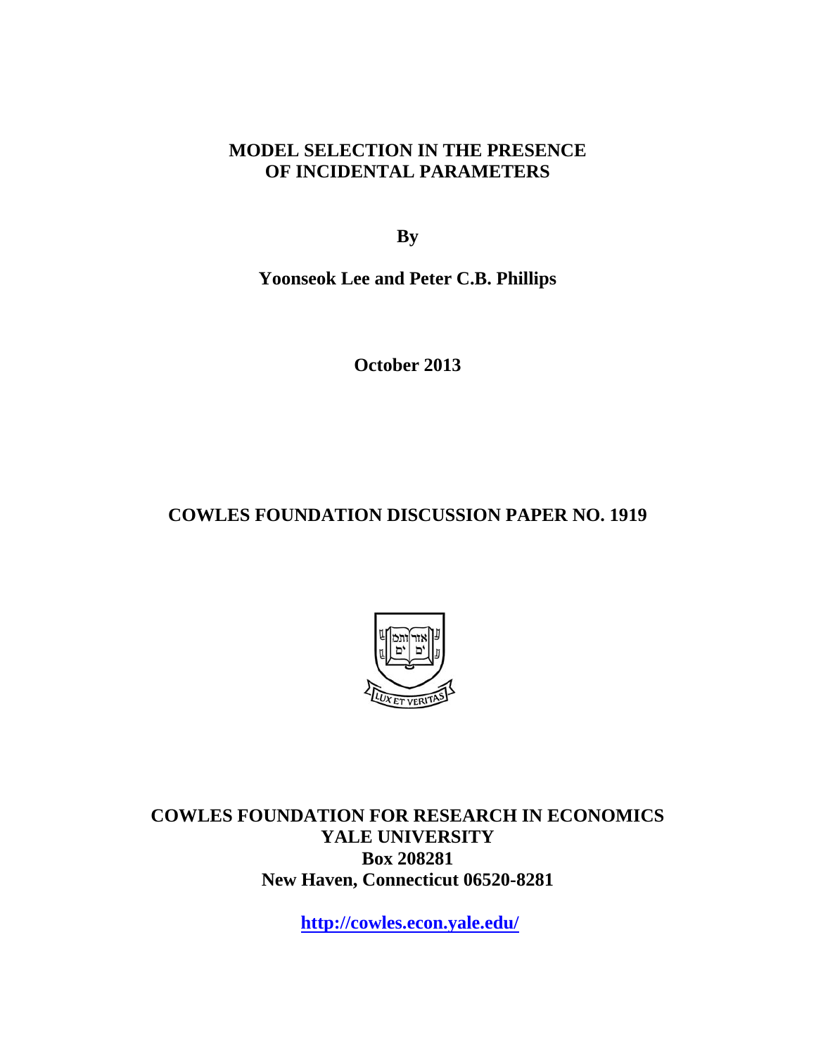# MODEL SELECTION IN THE PRESENCE OF INCIDENTAL PARAMETERS

**By**

**Yoonseok Lee and Peter C.B. Phillips**

**October 2013**

**COWLES FOUNDATION DISCUSSION PAPER NO. 1919**

**COWLES FOUNDATION FOR RESEARCH IN ECONOMICS**
**YALE UNIVERSITY**
**Box 208281**
**New Haven, Connecticut 06520-8281**

**http://cowles.econ.yale.edu/**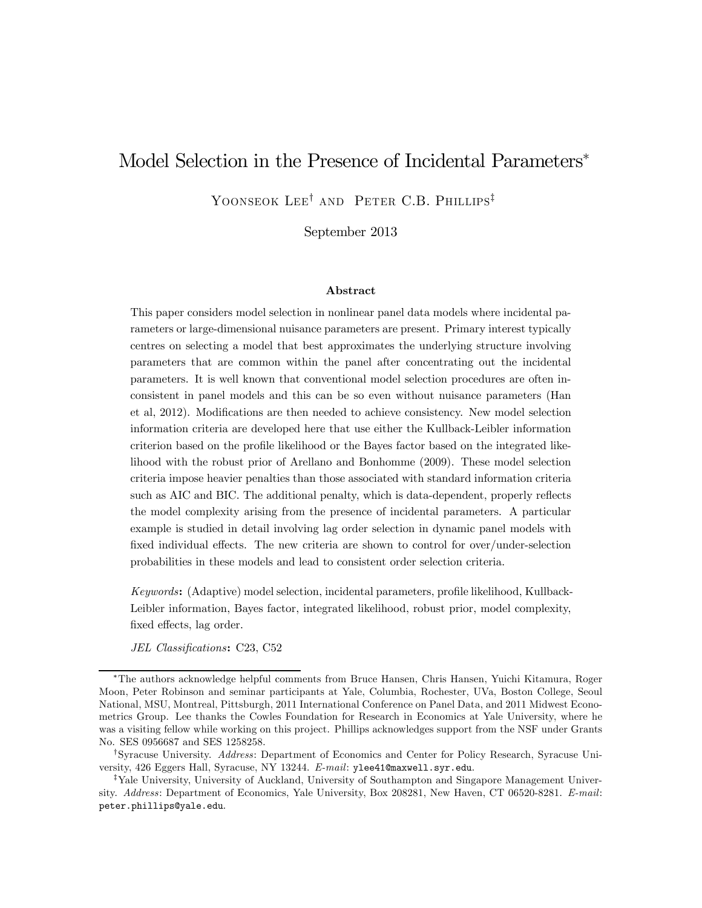# Model Selection in the Presence of Incidental Parameters*

Yoonseok Lee[†] and Peter C.B. Phillips[‡]

September 2013

### Abstract

This paper considers model selection in nonlinear panel data models where incidental parameters or large-dimensional nuisance parameters are present. Primary interest typically centres on selecting a model that best approximates the underlying structure involving parameters that are common within the panel after concentrating out the incidental parameters. It is well known that conventional model selection procedures are often inconsistent in panel models and this can be so even without nuisance parameters (Han et al, 2012). Modifications are then needed to achieve consistency. New model selection information criteria are developed here that use either the Kullback-Leibler information criterion based on the profile likelihood or the Bayes factor based on the integrated likelihood with the robust prior of Arellano and Bonhomme (2009). These model selection criteria impose heavier penalties than those associated with standard information criteria such as AIC and BIC. The additional penalty, which is data-dependent, properly reflects the model complexity arising from the presence of incidental parameters. A particular example is studied in detail involving lag order selection in dynamic panel models with fixed individual effects. The new criteria are shown to control for over/under-selection probabilities in these models and lead to consistent order selection criteria.

*Keywords*: (Adaptive) model selection, incidental parameters, profile likelihood, Kullback-Leibler information, Bayes factor, integrated likelihood, robust prior, model complexity, fixed effects, lag order.

*JEL Classifications*: C23, C52

---

*The authors acknowledge helpful comments from Bruce Hansen, Chris Hansen, Yuichi Kitamura, Roger Moon, Peter Robinson and seminar participants at Yale, Columbia, Rochester, UVa, Boston College, Seoul National, MSU, Montreal, Pittsburgh, 2011 International Conference on Panel Data, and 2011 Midwest Econometrics Group. Lee thanks the Cowles Foundation for Research in Economics at Yale University, where he was a visiting fellow while working on this project. Phillips acknowledges support from the NSF under Grants No. SES 0956687 and SES 1258258.

[†]Syracuse University. *Address*: Department of Economics and Center for Policy Research, Syracuse University, 426 Eggers Hall, Syracuse, NY 13244. *E-mail*: ylee41@maxwell.syr.edu.

[‡]Yale University, University of Auckland, University of Southampton and Singapore Management University. *Address*: Department of Economics, Yale University, Box 208281, New Haven, CT 06520-8281. *E-mail*: peter.phillips@yale.edu.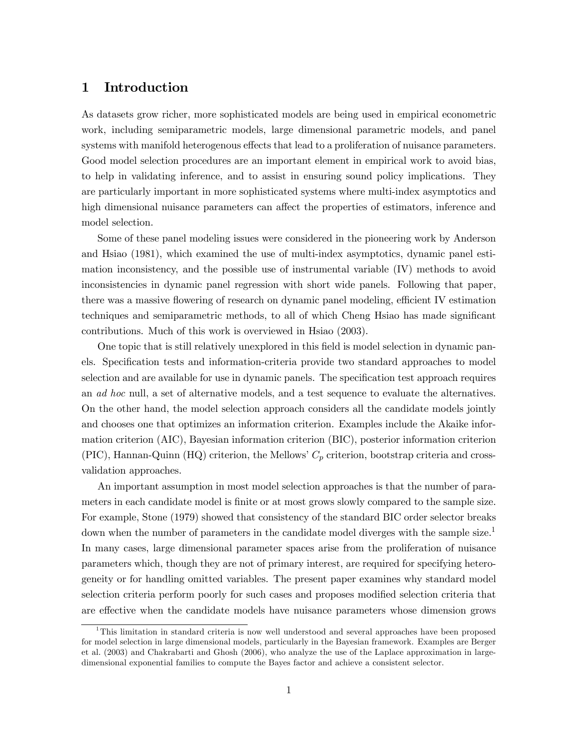# 1 Introduction

As datasets grow richer, more sophisticated models are being used in empirical econometric work, including semiparametric models, large dimensional parametric models, and panel systems with manifold heterogenous effects that lead to a proliferation of nuisance parameters. Good model selection procedures are an important element in empirical work to avoid bias, to help in validating inference, and to assist in ensuring sound policy implications. They are particularly important in more sophisticated systems where multi-index asymptotics and high dimensional nuisance parameters can affect the properties of estimators, inference and model selection.

Some of these panel modeling issues were considered in the pioneering work by Anderson and Hsiao (1981), which examined the use of multi-index asymptotics, dynamic panel estimation inconsistency, and the possible use of instrumental variable (IV) methods to avoid inconsistencies in dynamic panel regression with short wide panels. Following that paper, there was a massive flowering of research on dynamic panel modeling, efficient IV estimation techniques and semiparametric methods, to all of which Cheng Hsiao has made significant contributions. Much of this work is overviewed in Hsiao (2003).

One topic that is still relatively unexplored in this field is model selection in dynamic panels. Specification tests and information-criteria provide two standard approaches to model selection and are available for use in dynamic panels. The specification test approach requires an *ad hoc* null, a set of alternative models, and a test sequence to evaluate the alternatives. On the other hand, the model selection approach considers all the candidate models jointly and chooses one that optimizes an information criterion. Examples include the Akaike information criterion (AIC), Bayesian information criterion (BIC), posterior information criterion (PIC), Hannan-Quinn (HQ) criterion, the Mellows' $C_p$ criterion, bootstrap criteria and cross-validation approaches.

An important assumption in most model selection approaches is that the number of parameters in each candidate model is finite or at most grows slowly compared to the sample size. For example, Stone (1979) showed that consistency of the standard BIC order selector breaks down when the number of parameters in the candidate model diverges with the sample size.[1] In many cases, large dimensional parameter spaces arise from the proliferation of nuisance parameters which, though they are not of primary interest, are required for specifying heterogeneity or for handling omitted variables. The present paper examines why standard model selection criteria perform poorly for such cases and proposes modified selection criteria that are effective when the candidate models have nuisance parameters whose dimension grows

[1] This limitation in standard criteria is now well understood and several approaches have been proposed for model selection in large dimensional models, particularly in the Bayesian framework. Examples are Berger et al. (2003) and Chakrabarti and Ghosh (2006), who analyze the use of the Laplace approximation in large-dimensional exponential families to compute the Bayes factor and achieve a consistent selector.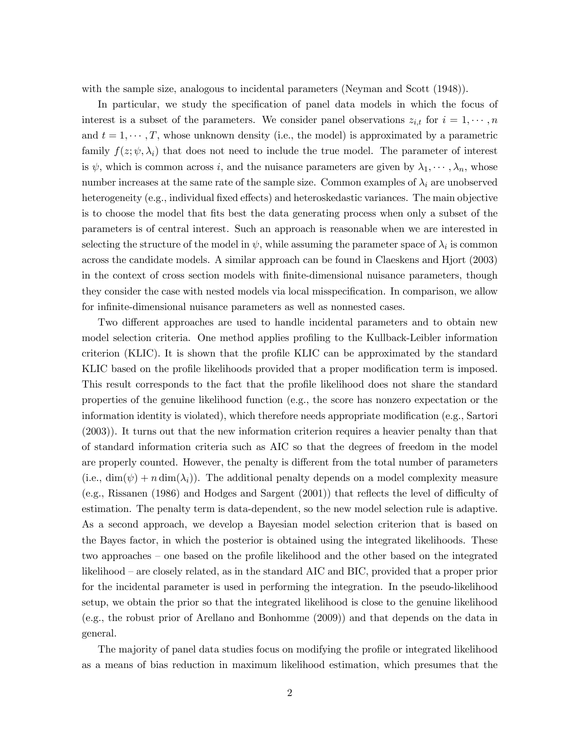with the sample size, analogous to incidental parameters (Neyman and Scott (1948)).

In particular, we study the specification of panel data models in which the focus of interest is a subset of the parameters. We consider panel observations $z_{i,t}$ for $i = 1, \cdots, n$ and $t = 1, \cdots, T$, whose unknown density (i.e., the model) is approximated by a parametric family $f(z; \psi, \lambda_i)$ that does not need to include the true model. The parameter of interest is $\psi$, which is common across $i$, and the nuisance parameters are given by $\lambda_1, \cdots, \lambda_n$, whose number increases at the same rate of the sample size. Common examples of $\lambda_i$ are unobserved heterogeneity (e.g., individual fixed effects) and heteroskedastic variances. The main objective is to choose the model that fits best the data generating process when only a subset of the parameters is of central interest. Such an approach is reasonable when we are interested in selecting the structure of the model in $\psi$, while assuming the parameter space of $\lambda_i$ is common across the candidate models. A similar approach can be found in Claeskens and Hjort (2003) in the context of cross section models with finite-dimensional nuisance parameters, though they consider the case with nested models via local misspecification. In comparison, we allow for infinite-dimensional nuisance parameters as well as nonnested cases.

Two different approaches are used to handle incidental parameters and to obtain new model selection criteria. One method applies profiling to the Kullback-Leibler information criterion (KLIC). It is shown that the profile KLIC can be approximated by the standard KLIC based on the profile likelihoods provided that a proper modification term is imposed. This result corresponds to the fact that the profile likelihood does not share the standard properties of the genuine likelihood function (e.g., the score has nonzero expectation or the information identity is violated), which therefore needs appropriate modification (e.g., Sartori (2003)). It turns out that the new information criterion requires a heavier penalty than that of standard information criteria such as AIC so that the degrees of freedom in the model are properly counted. However, the penalty is different from the total number of parameters (i.e., $\dim(\psi) + n \dim(\lambda_i)$). The additional penalty depends on a model complexity measure (e.g., Rissanen (1986) and Hodges and Sargent (2001)) that reflects the level of difficulty of estimation. The penalty term is data-dependent, so the new model selection rule is adaptive. As a second approach, we develop a Bayesian model selection criterion that is based on the Bayes factor, in which the posterior is obtained using the integrated likelihoods. These two approaches – one based on the profile likelihood and the other based on the integrated likelihood – are closely related, as in the standard AIC and BIC, provided that a proper prior for the incidental parameter is used in performing the integration. In the pseudo-likelihood setup, we obtain the prior so that the integrated likelihood is close to the genuine likelihood (e.g., the robust prior of Arellano and Bonhomme (2009)) and that depends on the data in general.

The majority of panel data studies focus on modifying the profile or integrated likelihood as a means of bias reduction in maximum likelihood estimation, which presumes that the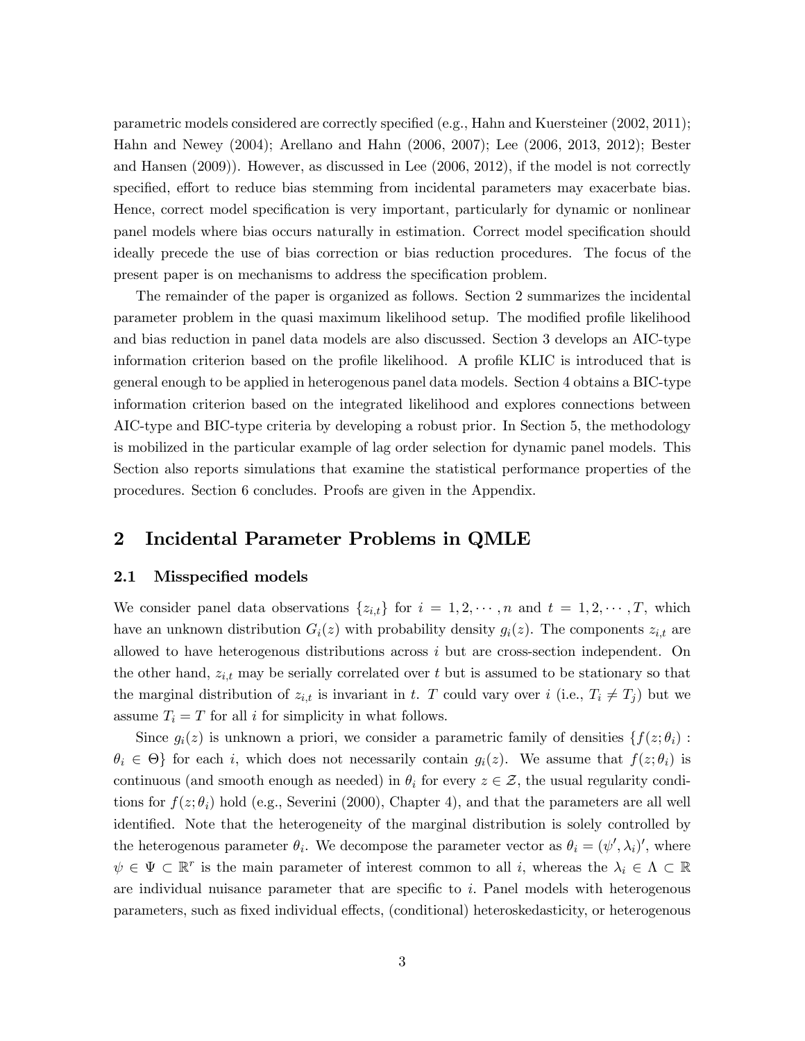parametric models considered are correctly specified (e.g., Hahn and Kuersteiner (2002, 2011); Hahn and Newey (2004); Arellano and Hahn (2006, 2007); Lee (2006, 2013, 2012); Bester and Hansen (2009)). However, as discussed in Lee (2006, 2012), if the model is not correctly specified, effort to reduce bias stemming from incidental parameters may exacerbate bias. Hence, correct model specification is very important, particularly for dynamic or nonlinear panel models where bias occurs naturally in estimation. Correct model specification should ideally precede the use of bias correction or bias reduction procedures. The focus of the present paper is on mechanisms to address the specification problem.

The remainder of the paper is organized as follows. Section 2 summarizes the incidental parameter problem in the quasi maximum likelihood setup. The modified profile likelihood and bias reduction in panel data models are also discussed. Section 3 develops an AIC-type information criterion based on the profile likelihood. A profile KLIC is introduced that is general enough to be applied in heterogenous panel data models. Section 4 obtains a BIC-type information criterion based on the integrated likelihood and explores connections between AIC-type and BIC-type criteria by developing a robust prior. In Section 5, the methodology is mobilized in the particular example of lag order selection for dynamic panel models. This Section also reports simulations that examine the statistical performance properties of the procedures. Section 6 concludes. Proofs are given in the Appendix.

## 2 Incidental Parameter Problems in QMLE

### 2.1 Misspecified models

We consider panel data observations $\{z_{i,t}\}$ for $i = 1, 2, \cdots, n$ and $t = 1, 2, \cdots, T$, which have an unknown distribution $G_i(z)$ with probability density $g_i(z)$. The components $z_{i,t}$ are allowed to have heterogenous distributions across $i$ but are cross-section independent. On the other hand, $z_{i,t}$ may be serially correlated over $t$ but is assumed to be stationary so that the marginal distribution of $z_{i,t}$ is invariant in $t$. $T$ could vary over $i$ (i.e., $T_i \neq T_j$) but we assume $T_i = T$ for all $i$ for simplicity in what follows.

Since $g_i(z)$ is unknown a priori, we consider a parametric family of densities $\{f(z; \theta_i) : \theta_i \in \Theta\}$ for each $i$, which does not necessarily contain $g_i(z)$. We assume that $f(z; \theta_i)$ is continuous (and smooth enough as needed) in $\theta_i$ for every $z \in \mathcal{Z}$, the usual regularity conditions for $f(z; \theta_i)$ hold (e.g., Severini (2000), Chapter 4), and that the parameters are all well identified. Note that the heterogeneity of the marginal distribution is solely controlled by the heterogenous parameter $\theta_i$. We decompose the parameter vector as $\theta_i = (\psi', \lambda_i)'$, where $\psi \in \Psi \subset \mathbb{R}^r$ is the main parameter of interest common to all $i$, whereas the $\lambda_i \in \Lambda \subset \mathbb{R}$ are individual nuisance parameter that are specific to $i$. Panel models with heterogenous parameters, such as fixed individual effects, (conditional) heteroskedasticity, or heterogenous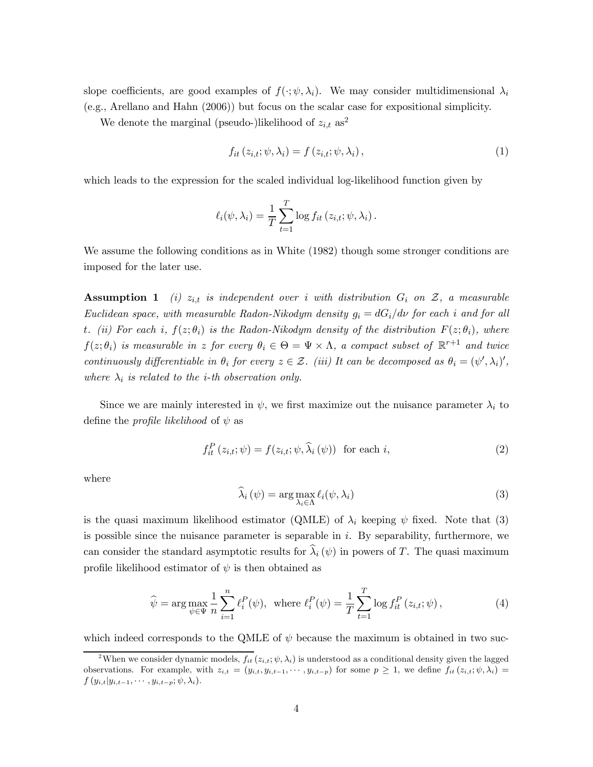slope coefficients, are good examples of $f(\cdot;\psi,\lambda_i)$. We may consider multidimensional $\lambda_i$ (e.g., Arellano and Hahn (2006)) but focus on the scalar case for expositional simplicity.

We denote the marginal (pseudo-)likelihood of $z_{i,t}$ as[2]

$$f_{it}\left(z_{i,t};\psi,\lambda_i\right) = f\left(z_{i,t};\psi,\lambda_i\right), \tag{1}$$

which leads to the expression for the scaled individual log-likelihood function given by

$$\ell_i(\psi,\lambda_i) = \frac{1}{T}\sum_{t=1}^{T}\log f_{it}\left(z_{i,t};\psi,\lambda_i\right).$$

We assume the following conditions as in White (1982) though some stronger conditions are imposed for the later use.

**Assumption 1** *(i) $z_{i,t}$ is independent over $i$ with distribution $G_i$ on $\mathcal{Z}$, a measurable Euclidean space, with measurable Radon-Nikodym density $g_i = dG_i/d\nu$ for each $i$ and for all $t$. (ii) For each $i$, $f(z;\theta_i)$ is the Radon-Nikodym density of the distribution $F(z;\theta_i)$, where $f(z;\theta_i)$ is measurable in $z$ for every $\theta_i \in \Theta = \Psi\times\Lambda$, a compact subset of $\mathbb{R}^{r+1}$ and twice continuously differentiable in $\theta_i$ for every $z\in\mathcal{Z}$. (iii) It can be decomposed as $\theta_i = (\psi',\lambda_i)'$, where $\lambda_i$ is related to the $i$-th observation only.*

Since we are mainly interested in $\psi$, we first maximize out the nuisance parameter $\lambda_i$ to define the *profile likelihood* of $\psi$ as

$$f_{it}^{P}\left(z_{i,t};\psi\right) = f(z_{i,t};\psi,\widehat{\lambda}_i\left(\psi\right)) \text{ for each } i, \tag{2}$$

where

$$\widehat{\lambda}_i\left(\psi\right) = \arg\max_{\lambda_i\in\Lambda}\ell_i(\psi,\lambda_i) \tag{3}$$

is the quasi maximum likelihood estimator (QMLE) of $\lambda_i$ keeping $\psi$ fixed. Note that (3) is possible since the nuisance parameter is separable in $i$. By separability, furthermore, we can consider the standard asymptotic results for $\widehat{\lambda}_i\left(\psi\right)$ in powers of $T$. The quasi maximum profile likelihood estimator of $\psi$ is then obtained as

$$\widehat{\psi} = \arg\max_{\psi\in\Psi}\frac{1}{n}\sum_{i=1}^{n}\ell_i^{P}(\psi), \text{ where } \ell_i^{P}(\psi) = \frac{1}{T}\sum_{t=1}^{T}\log f_{it}^{P}\left(z_{i,t};\psi\right), \tag{4}$$

which indeed corresponds to the QMLE of $\psi$ because the maximum is obtained in two suc-

[2] When we consider dynamic models, $f_{it}\left(z_{i,t};\psi,\lambda_i\right)$ is understood as a conditional density given the lagged observations. For example, with $z_{i,t} = (y_{i,t}, y_{i,t-1},\cdots,y_{i,t-p})$ for some $p\geq 1$, we define $f_{it}\left(z_{i,t};\psi,\lambda_i\right) = f\left(y_{i,t}|y_{i,t-1},\cdots,y_{i,t-p};\psi,\lambda_i\right)$.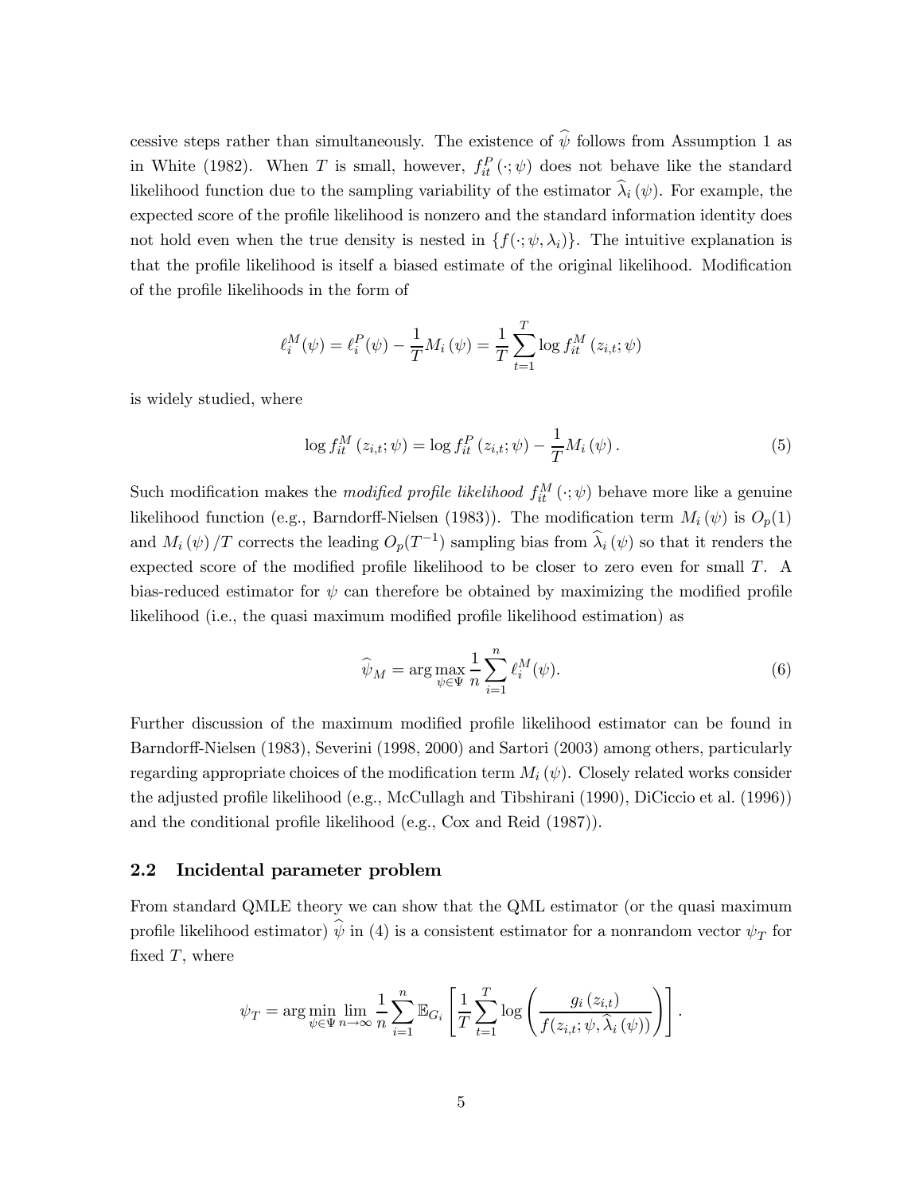cessive steps rather than simultaneously. The existence of $\widehat{\psi}$ follows from Assumption 1 as in White (1982). When $T$ is small, however, $f_{it}^{P}(\cdot;\psi)$ does not behave like the standard likelihood function due to the sampling variability of the estimator $\widehat{\lambda}_i(\psi)$. For example, the expected score of the profile likelihood is nonzero and the standard information identity does not hold even when the true density is nested in $\{f(\cdot;\psi,\lambda_i)\}$. The intuitive explanation is that the profile likelihood is itself a biased estimate of the original likelihood. Modification of the profile likelihoods in the form of

$$\ell_i^M(\psi) = \ell_i^P(\psi) - \frac{1}{T} M_i(\psi) = \frac{1}{T}\sum_{t=1}^{T} \log f_{it}^M(z_{i,t};\psi)$$

is widely studied, where

$$\log f_{it}^M(z_{i,t};\psi) = \log f_{it}^P(z_{i,t};\psi) - \frac{1}{T} M_i(\psi). \tag{5}$$

Such modification makes the *modified profile likelihood* $f_{it}^M(\cdot;\psi)$ behave more like a genuine likelihood function (e.g., Barndorff-Nielsen (1983)). The modification term $M_i(\psi)$ is $O_p(1)$ and $M_i(\psi)/T$ corrects the leading $O_p(T^{-1})$ sampling bias from $\widehat{\lambda}_i(\psi)$ so that it renders the expected score of the modified profile likelihood to be closer to zero even for small $T$. A bias-reduced estimator for $\psi$ can therefore be obtained by maximizing the modified profile likelihood (i.e., the quasi maximum modified profile likelihood estimation) as

$$\widehat{\psi}_M = \arg\max_{\psi\in\Psi} \frac{1}{n}\sum_{i=1}^{n} \ell_i^M(\psi). \tag{6}$$

Further discussion of the maximum modified profile likelihood estimator can be found in Barndorff-Nielsen (1983), Severini (1998, 2000) and Sartori (2003) among others, particularly regarding appropriate choices of the modification term $M_i(\psi)$. Closely related works consider the adjusted profile likelihood (e.g., McCullagh and Tibshirani (1990), DiCiccio et al. (1996)) and the conditional profile likelihood (e.g., Cox and Reid (1987)).

## 2.2 Incidental parameter problem

From standard QMLE theory we can show that the QML estimator (or the quasi maximum profile likelihood estimator) $\widehat{\psi}$ in (4) is a consistent estimator for a nonrandom vector $\psi_T$ for fixed $T$, where

$$\psi_T = \arg\min_{\psi\in\Psi} \lim_{n\to\infty} \frac{1}{n}\sum_{i=1}^{n} \mathbb{E}_{G_i}\left[\frac{1}{T}\sum_{t=1}^{T} \log\left(\frac{g_i(z_{i,t})}{f(z_{i,t};\psi,\widehat{\lambda}_i(\psi))}\right)\right].$$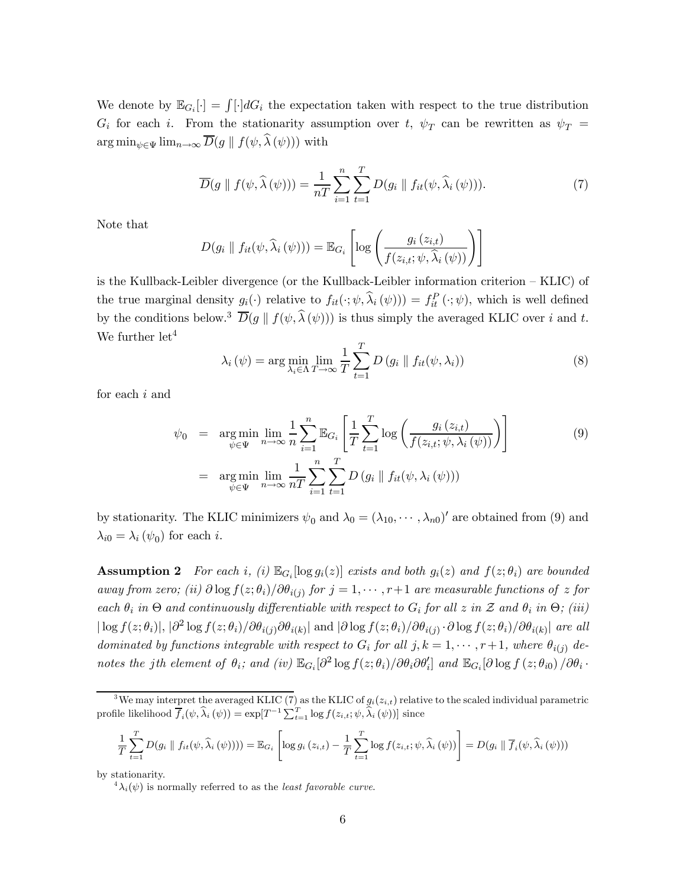We denote by $\mathbb{E}_{G_i}[\cdot] = \int [\cdot] dG_i$ the expectation taken with respect to the true distribution $G_i$ for each $i$. From the stationarity assumption over $t$, $\psi_T$ can be rewritten as $\psi_T = \arg\min_{\psi \in \Psi} \lim_{n\to\infty} \overline{D}(g \parallel f(\psi, \widehat{\lambda}(\psi)))$ with

$$\overline{D}(g \parallel f(\psi, \widehat{\lambda}(\psi))) = \frac{1}{nT}\sum_{i=1}^{n}\sum_{t=1}^{T} D(g_i \parallel f_{it}(\psi, \widehat{\lambda}_i(\psi))). \tag{7}$$

Note that

$$D(g_i \parallel f_{it}(\psi, \widehat{\lambda}_i(\psi))) = \mathbb{E}_{G_i}\left[\log\left(\frac{g_i(z_{i,t})}{f(z_{i,t}; \psi, \widehat{\lambda}_i(\psi))}\right)\right]$$

is the Kullback-Leibler divergence (or the Kullback-Leibler information criterion – KLIC) of the true marginal density $g_i(\cdot)$ relative to $f_{it}(\cdot; \psi, \widehat{\lambda}_i(\psi))) = f_{it}^{P}(\cdot; \psi)$, which is well defined by the conditions below.[3] $\overline{D}(g \parallel f(\psi, \widehat{\lambda}(\psi)))$ is thus simply the averaged KLIC over $i$ and $t$. We further let[4]

$$\lambda_i(\psi) = \arg\min_{\lambda_i \in \Lambda} \lim_{T\to\infty} \frac{1}{T}\sum_{t=1}^{T} D(g_i \parallel f_{it}(\psi, \lambda_i)) \tag{8}$$

for each $i$ and

$$\begin{aligned}
\psi_0 &= \arg\min_{\psi\in\Psi} \lim_{n\to\infty} \frac{1}{n}\sum_{i=1}^{n} \mathbb{E}_{G_i}\left[\frac{1}{T}\sum_{t=1}^{T}\log\left(\frac{g_i(z_{i,t})}{f(z_{i,t}; \psi, \lambda_i(\psi))}\right)\right] \\
&= \arg\min_{\psi\in\Psi} \lim_{n\to\infty} \frac{1}{nT}\sum_{i=1}^{n}\sum_{t=1}^{T} D(g_i \parallel f_{it}(\psi, \lambda_i(\psi)))
\end{aligned} \tag{9}$$

by stationarity. The KLIC minimizers $\psi_0$ and $\lambda_0 = (\lambda_{10}, \cdots, \lambda_{n0})'$ are obtained from (9) and $\lambda_{i0} = \lambda_i(\psi_0)$ for each $i$.

**Assumption 2** *For each $i$, (i) $\mathbb{E}_{G_i}[\log g_i(z)]$ exists and both $g_i(z)$ and $f(z; \theta_i)$ are bounded away from zero; (ii) $\partial \log f(z; \theta_i)/\partial\theta_{i(j)}$ for $j = 1, \cdots, r+1$ are measurable functions of $z$ for each $\theta_i$ in $\Theta$ and continuously differentiable with respect to $G_i$ for all $z$ in $\mathcal{Z}$ and $\theta_i$ in $\Theta$; (iii) $|\log f(z; \theta_i)|$, $|\partial^2 \log f(z; \theta_i)/\partial\theta_{i(j)}\partial\theta_{i(k)}|$ and $|\partial \log f(z; \theta_i)/\partial\theta_{i(j)} \cdot \partial \log f(z; \theta_i)/\partial\theta_{i(k)}|$ are all dominated by functions integrable with respect to $G_i$ for all $j, k = 1, \cdots, r+1$, where $\theta_{i(j)}$ denotes the $j$th element of $\theta_i$; and (iv) $\mathbb{E}_{G_i}[\partial^2 \log f(z; \theta_i)/\partial\theta_i\partial\theta_i']$ and $\mathbb{E}_{G_i}[\partial \log f(z; \theta_{i0})/\partial\theta_i \cdot$*

---

[3] We may interpret the averaged KLIC (7) as the KLIC of $g_i(z_{i,t})$ relative to the scaled individual parametric profile likelihood $\overline{f}_i(\psi, \widehat{\lambda}_i(\psi)) = \exp[T^{-1}\sum_{t=1}^{T}\log f(z_{i,t}; \psi, \widehat{\lambda}_i(\psi))]$ since

$$\frac{1}{T}\sum_{t=1}^{T} D(g_i \parallel f_{it}(\psi, \widehat{\lambda}_i(\psi)))) = \mathbb{E}_{G_i}\left[\log g_i(z_{i,t}) - \frac{1}{T}\sum_{t=1}^{T}\log f(z_{i,t}; \psi, \widehat{\lambda}_i(\psi))\right] = D(g_i \parallel \overline{f}_i(\psi, \widehat{\lambda}_i(\psi)))$$

by stationarity.

[4] $\lambda_i(\psi)$ is normally referred to as the *least favorable curve*.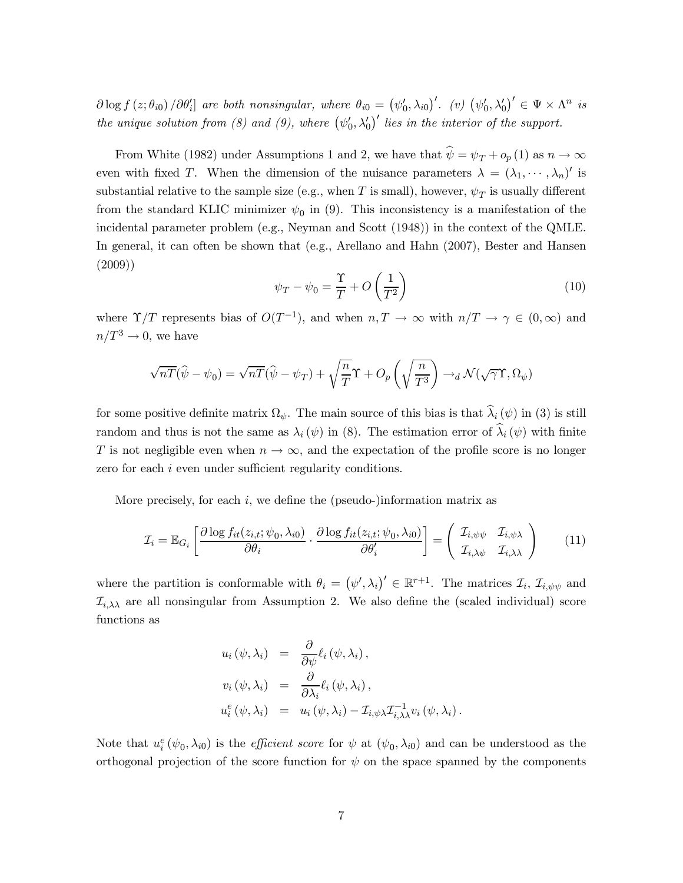*$\partial \log f(z; \theta_{i0}) / \partial \theta_i'$] are both nonsingular, where $\theta_{i0} = (\psi_0', \lambda_{i0})'$. (v) $(\psi_0', \lambda_0')' \in \Psi \times \Lambda^n$ is the unique solution from (8) and (9), where $(\psi_0', \lambda_0')'$ lies in the interior of the support.*

From White (1982) under Assumptions 1 and 2, we have that $\widehat{\psi} = \psi_T + o_p(1)$ as $n \to \infty$ even with fixed $T$. When the dimension of the nuisance parameters $\lambda = (\lambda_1, \cdots, \lambda_n)'$ is substantial relative to the sample size (e.g., when $T$ is small), however, $\psi_T$ is usually different from the standard KLIC minimizer $\psi_0$ in (9). This inconsistency is a manifestation of the incidental parameter problem (e.g., Neyman and Scott (1948)) in the context of the QMLE. In general, it can often be shown that (e.g., Arellano and Hahn (2007), Bester and Hansen (2009))

$$\psi_T - \psi_0 = \frac{\Upsilon}{T} + O\left(\frac{1}{T^2}\right) \tag{10}$$

where $\Upsilon/T$ represents bias of $O(T^{-1})$, and when $n, T \to \infty$ with $n/T \to \gamma \in (0, \infty)$ and $n/T^3 \to 0$, we have

$$\sqrt{nT}(\widehat{\psi} - \psi_0) = \sqrt{nT}(\widehat{\psi} - \psi_T) + \sqrt{\frac{n}{T}}\Upsilon + O_p\left(\sqrt{\frac{n}{T^3}}\right) \to_d \mathcal{N}(\sqrt{\gamma}\Upsilon, \Omega_\psi)$$

for some positive definite matrix $\Omega_\psi$. The main source of this bias is that $\widehat{\lambda}_i(\psi)$ in (3) is still random and thus is not the same as $\lambda_i(\psi)$ in (8). The estimation error of $\widehat{\lambda}_i(\psi)$ with finite $T$ is not negligible even when $n \to \infty$, and the expectation of the profile score is no longer zero for each $i$ even under sufficient regularity conditions.

More precisely, for each $i$, we define the (pseudo-)information matrix as

$$\mathcal{I}_i = \mathbb{E}_{G_i}\left[\frac{\partial \log f_{it}(z_{i,t}; \psi_0, \lambda_{i0})}{\partial \theta_i} \cdot \frac{\partial \log f_{it}(z_{i,t}; \psi_0, \lambda_{i0})}{\partial \theta_i'}\right] = \begin{pmatrix} \mathcal{I}_{i,\psi\psi} & \mathcal{I}_{i,\psi\lambda} \\ \mathcal{I}_{i,\lambda\psi} & \mathcal{I}_{i,\lambda\lambda} \end{pmatrix} \tag{11}$$

where the partition is conformable with $\theta_i = (\psi', \lambda_i)' \in \mathbb{R}^{r+1}$. The matrices $\mathcal{I}_i$, $\mathcal{I}_{i,\psi\psi}$ and $\mathcal{I}_{i,\lambda\lambda}$ are all nonsingular from Assumption 2. We also define the (scaled individual) score functions as

$$\begin{aligned}
u_i(\psi, \lambda_i) &= \frac{\partial}{\partial \psi}\ell_i(\psi, \lambda_i), \\
v_i(\psi, \lambda_i) &= \frac{\partial}{\partial \lambda_i}\ell_i(\psi, \lambda_i), \\
u_i^e(\psi, \lambda_i) &= u_i(\psi, \lambda_i) - \mathcal{I}_{i,\psi\lambda}\mathcal{I}_{i,\lambda\lambda}^{-1}v_i(\psi, \lambda_i).
\end{aligned}$$

Note that $u_i^e(\psi_0, \lambda_{i0})$ is the *efficient score* for $\psi$ at $(\psi_0, \lambda_{i0})$ and can be understood as the orthogonal projection of the score function for $\psi$ on the space spanned by the components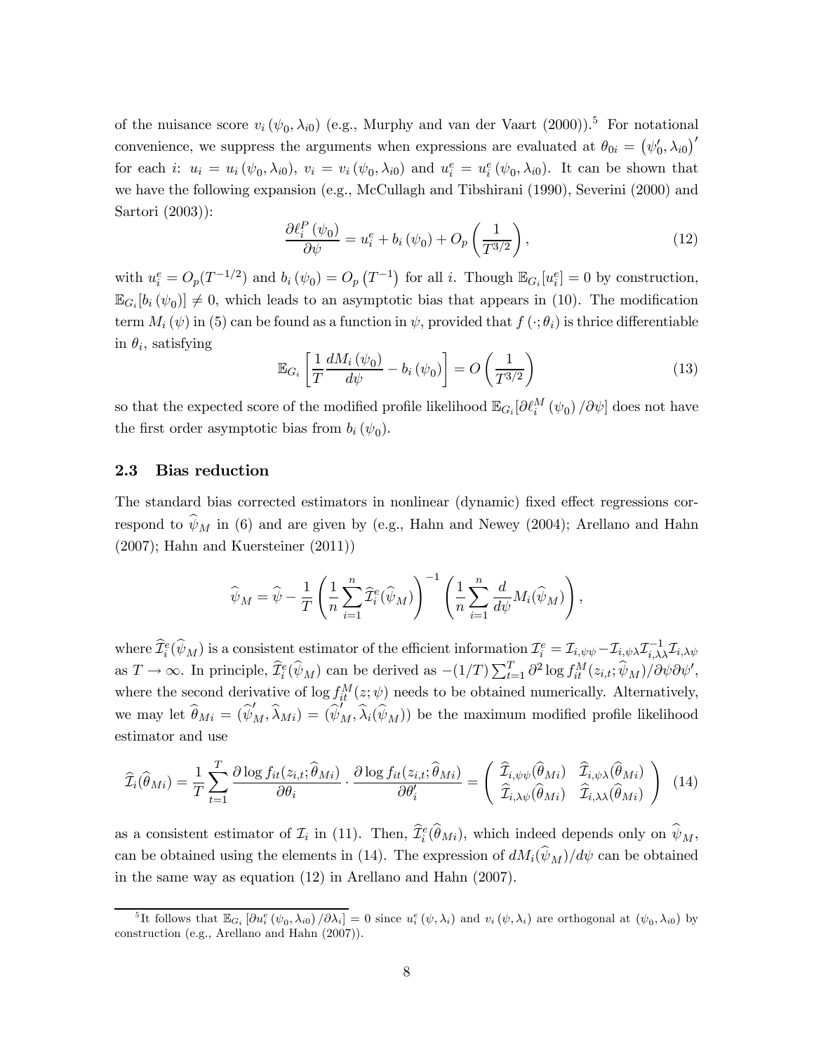of the nuisance score $v_i(\psi_0, \lambda_{i0})$ (e.g., Murphy and van der Vaart (2000)).[5] For notational convenience, we suppress the arguments when expressions are evaluated at $\theta_{0i} = (\psi_0', \lambda_{i0})'$ for each $i$: $u_i = u_i(\psi_0, \lambda_{i0})$, $v_i = v_i(\psi_0, \lambda_{i0})$ and $u_i^e = u_i^e(\psi_0, \lambda_{i0})$. It can be shown that we have the following expansion (e.g., McCullagh and Tibshirani (1990), Severini (2000) and Sartori (2003)):

$$\frac{\partial \ell_i^P(\psi_0)}{\partial \psi} = u_i^e + b_i(\psi_0) + O_p\left(\frac{1}{T^{3/2}}\right), \tag{12}$$

with $u_i^e = O_p(T^{-1/2})$ and $b_i(\psi_0) = O_p(T^{-1})$ for all $i$. Though $\mathbb{E}_{G_i}[u_i^e] = 0$ by construction, $\mathbb{E}_{G_i}[b_i(\psi_0)] \neq 0$, which leads to an asymptotic bias that appears in (10). The modification term $M_i(\psi)$ in (5) can be found as a function in $\psi$, provided that $f(\cdot;\theta_i)$ is thrice differentiable in $\theta_i$, satisfying

$$\mathbb{E}_{G_i}\left[\frac{1}{T}\frac{dM_i(\psi_0)}{d\psi} - b_i(\psi_0)\right] = O\left(\frac{1}{T^{3/2}}\right) \tag{13}$$

so that the expected score of the modified profile likelihood $\mathbb{E}_{G_i}[\partial \ell_i^M(\psi_0)/\partial \psi]$ does not have the first order asymptotic bias from $b_i(\psi_0)$.

### 2.3 Bias reduction

The standard bias corrected estimators in nonlinear (dynamic) fixed effect regressions correspond to $\widehat{\psi}_M$ in (6) and are given by (e.g., Hahn and Newey (2004); Arellano and Hahn (2007); Hahn and Kuersteiner (2011))

$$\widehat{\psi}_M = \widehat{\psi} - \frac{1}{T}\left(\frac{1}{n}\sum_{i=1}^{n}\widehat{\mathcal{I}}_i^e(\widehat{\psi}_M)\right)^{-1}\left(\frac{1}{n}\sum_{i=1}^{n}\frac{d}{d\psi}M_i(\widehat{\psi}_M)\right),$$

where $\widehat{\mathcal{I}}_i^e(\widehat{\psi}_M)$ is a consistent estimator of the efficient information $\mathcal{I}_i^e = \mathcal{I}_{i,\psi\psi} - \mathcal{I}_{i,\psi\lambda}\mathcal{I}_{i,\lambda\lambda}^{-1}\mathcal{I}_{i,\lambda\psi}$ as $T \to \infty$. In principle, $\widehat{\mathcal{I}}_i^e(\widehat{\psi}_M)$ can be derived as $-(1/T)\sum_{t=1}^{T}\partial^2 \log f_{it}^M(z_{i,t};\widehat{\psi}_M)/\partial\psi\partial\psi'$, where the second derivative of $\log f_{it}^M(z;\psi)$ needs to be obtained numerically. Alternatively, we may let $\widehat{\theta}_{Mi} = (\widehat{\psi}_M', \widehat{\lambda}_{Mi}) = (\widehat{\psi}_M', \widehat{\lambda}_i(\widehat{\psi}_M))$ be the maximum modified profile likelihood estimator and use

$$\widehat{\mathcal{I}}_i(\widehat{\theta}_{Mi}) = \frac{1}{T}\sum_{t=1}^{T}\frac{\partial \log f_{it}(z_{i,t};\widehat{\theta}_{Mi})}{\partial \theta_i}\cdot\frac{\partial \log f_{it}(z_{i,t};\widehat{\theta}_{Mi})}{\partial \theta_i'} = \begin{pmatrix} \widehat{\mathcal{I}}_{i,\psi\psi}(\widehat{\theta}_{Mi}) & \widehat{\mathcal{I}}_{i,\psi\lambda}(\widehat{\theta}_{Mi}) \\ \widehat{\mathcal{I}}_{i,\lambda\psi}(\widehat{\theta}_{Mi}) & \widehat{\mathcal{I}}_{i,\lambda\lambda}(\widehat{\theta}_{Mi}) \end{pmatrix} \tag{14}$$

as a consistent estimator of $\mathcal{I}_i$ in (11). Then, $\widehat{\mathcal{I}}_i^e(\widehat{\theta}_{Mi})$, which indeed depends only on $\widehat{\psi}_M$, can be obtained using the elements in (14). The expression of $dM_i(\widehat{\psi}_M)/d\psi$ can be obtained in the same way as equation (12) in Arellano and Hahn (2007).

[5] It follows that $\mathbb{E}_{G_i}[\partial u_i^e(\psi_0, \lambda_{i0})/\partial \lambda_i] = 0$ since $u_i^e(\psi, \lambda_i)$ and $v_i(\psi, \lambda_i)$ are orthogonal at $(\psi_0, \lambda_{i0})$ by construction (e.g., Arellano and Hahn (2007)).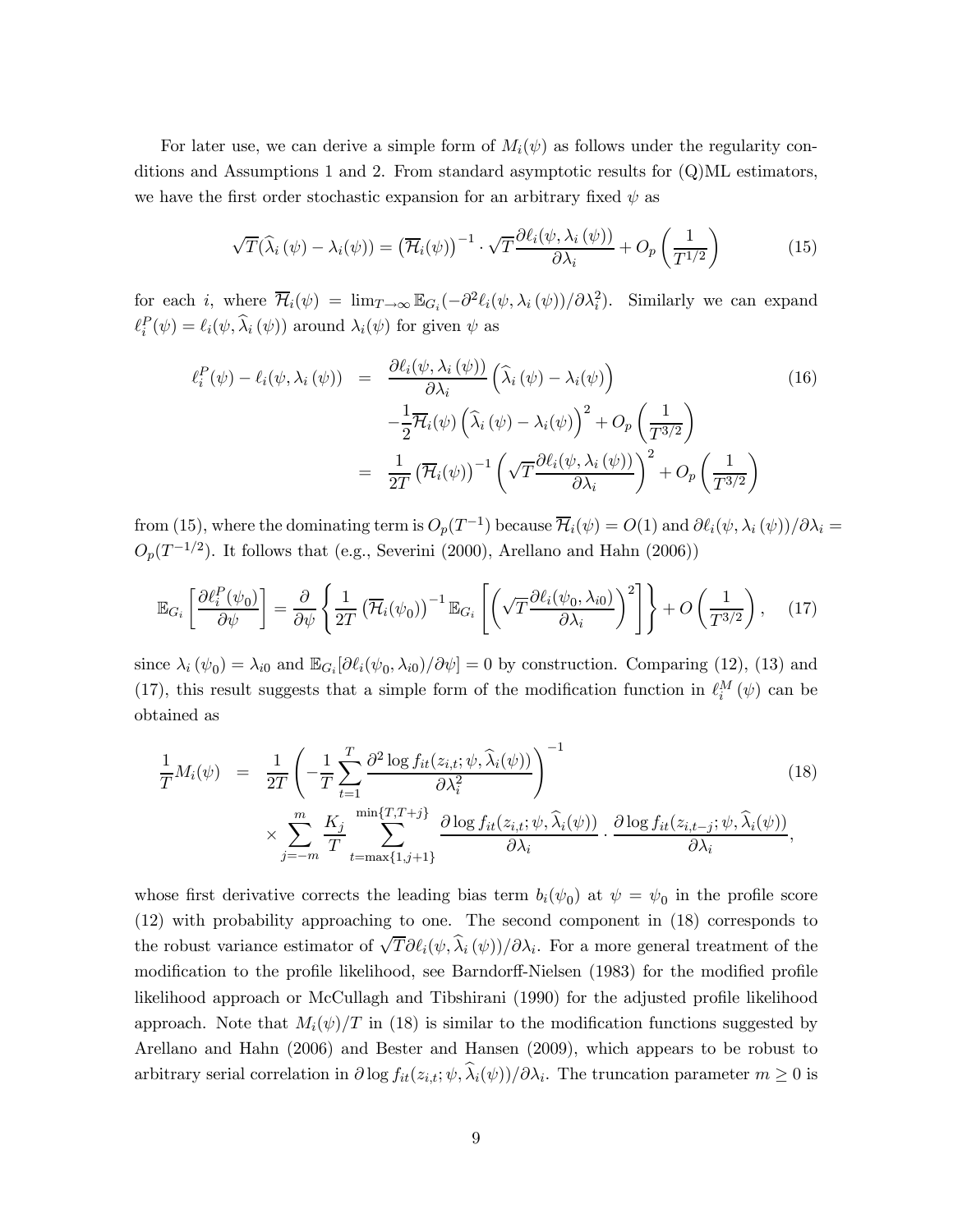For later use, we can derive a simple form of $M_i(\psi)$ as follows under the regularity conditions and Assumptions 1 and 2. From standard asymptotic results for (Q)ML estimators, we have the first order stochastic expansion for an arbitrary fixed $\psi$ as

$$\sqrt{T}(\widehat{\lambda}_i(\psi) - \lambda_i(\psi)) = \left(\overline{\mathcal{H}}_i(\psi)\right)^{-1} \cdot \sqrt{T}\frac{\partial \ell_i(\psi, \lambda_i(\psi))}{\partial \lambda_i} + O_p\left(\frac{1}{T^{1/2}}\right) \tag{15}$$

for each $i$, where $\overline{\mathcal{H}}_i(\psi) = \lim_{T\to\infty} \mathbb{E}_{G_i}(-\partial^2 \ell_i(\psi, \lambda_i(\psi))/\partial\lambda_i^2)$. Similarly we can expand $\ell_i^P(\psi) = \ell_i(\psi, \widehat{\lambda}_i(\psi))$ around $\lambda_i(\psi)$ for given $\psi$ as

$$\begin{aligned}
\ell_i^P(\psi) - \ell_i(\psi, \lambda_i(\psi)) &= \frac{\partial \ell_i(\psi, \lambda_i(\psi))}{\partial \lambda_i}\left(\widehat{\lambda}_i(\psi) - \lambda_i(\psi)\right) \\
&\quad - \frac{1}{2}\overline{\mathcal{H}}_i(\psi)\left(\widehat{\lambda}_i(\psi) - \lambda_i(\psi)\right)^2 + O_p\left(\frac{1}{T^{3/2}}\right) \\
&= \frac{1}{2T}\left(\overline{\mathcal{H}}_i(\psi)\right)^{-1}\left(\sqrt{T}\frac{\partial \ell_i(\psi, \lambda_i(\psi))}{\partial \lambda_i}\right)^2 + O_p\left(\frac{1}{T^{3/2}}\right)
\end{aligned} \tag{16}$$

from (15), where the dominating term is $O_p(T^{-1})$ because $\overline{\mathcal{H}}_i(\psi) = O(1)$ and $\partial \ell_i(\psi, \lambda_i(\psi))/\partial\lambda_i = O_p(T^{-1/2})$. It follows that (e.g., Severini (2000), Arellano and Hahn (2006))

$$\mathbb{E}_{G_i}\left[\frac{\partial \ell_i^P(\psi_0)}{\partial \psi}\right] = \frac{\partial}{\partial \psi}\left\{\frac{1}{2T}\left(\overline{\mathcal{H}}_i(\psi_0)\right)^{-1}\mathbb{E}_{G_i}\left[\left(\sqrt{T}\frac{\partial \ell_i(\psi_0, \lambda_{i0})}{\partial \lambda_i}\right)^2\right]\right\} + O\left(\frac{1}{T^{3/2}}\right), \tag{17}$$

since $\lambda_i(\psi_0) = \lambda_{i0}$ and $\mathbb{E}_{G_i}[\partial \ell_i(\psi_0, \lambda_{i0})/\partial\psi] = 0$ by construction. Comparing (12), (13) and (17), this result suggests that a simple form of the modification function in $\ell_i^M(\psi)$ can be obtained as

$$\begin{aligned}
\frac{1}{T}M_i(\psi) &= \frac{1}{2T}\left(-\frac{1}{T}\sum_{t=1}^{T}\frac{\partial^2 \log f_{it}(z_{i,t}; \psi, \widehat{\lambda}_i(\psi))}{\partial \lambda_i^2}\right)^{-1} \\
&\quad \times \sum_{j=-m}^{m}\frac{K_j}{T}\sum_{t=\max\{1,j+1\}}^{\min\{T,T+j\}}\frac{\partial \log f_{it}(z_{i,t}; \psi, \widehat{\lambda}_i(\psi))}{\partial \lambda_i} \cdot \frac{\partial \log f_{it}(z_{i,t-j}; \psi, \widehat{\lambda}_i(\psi))}{\partial \lambda_i},
\end{aligned} \tag{18}$$

whose first derivative corrects the leading bias term $b_i(\psi_0)$ at $\psi = \psi_0$ in the profile score (12) with probability approaching to one. The second component in (18) corresponds to the robust variance estimator of $\sqrt{T}\partial \ell_i(\psi, \widehat{\lambda}_i(\psi))/\partial\lambda_i$. For a more general treatment of the modification to the profile likelihood, see Barndorff-Nielsen (1983) for the modified profile likelihood approach or McCullagh and Tibshirani (1990) for the adjusted profile likelihood approach. Note that $M_i(\psi)/T$ in (18) is similar to the modification functions suggested by Arellano and Hahn (2006) and Bester and Hansen (2009), which appears to be robust to arbitrary serial correlation in $\partial \log f_{it}(z_{i,t}; \psi, \widehat{\lambda}_i(\psi))/\partial\lambda_i$. The truncation parameter $m \geq 0$ is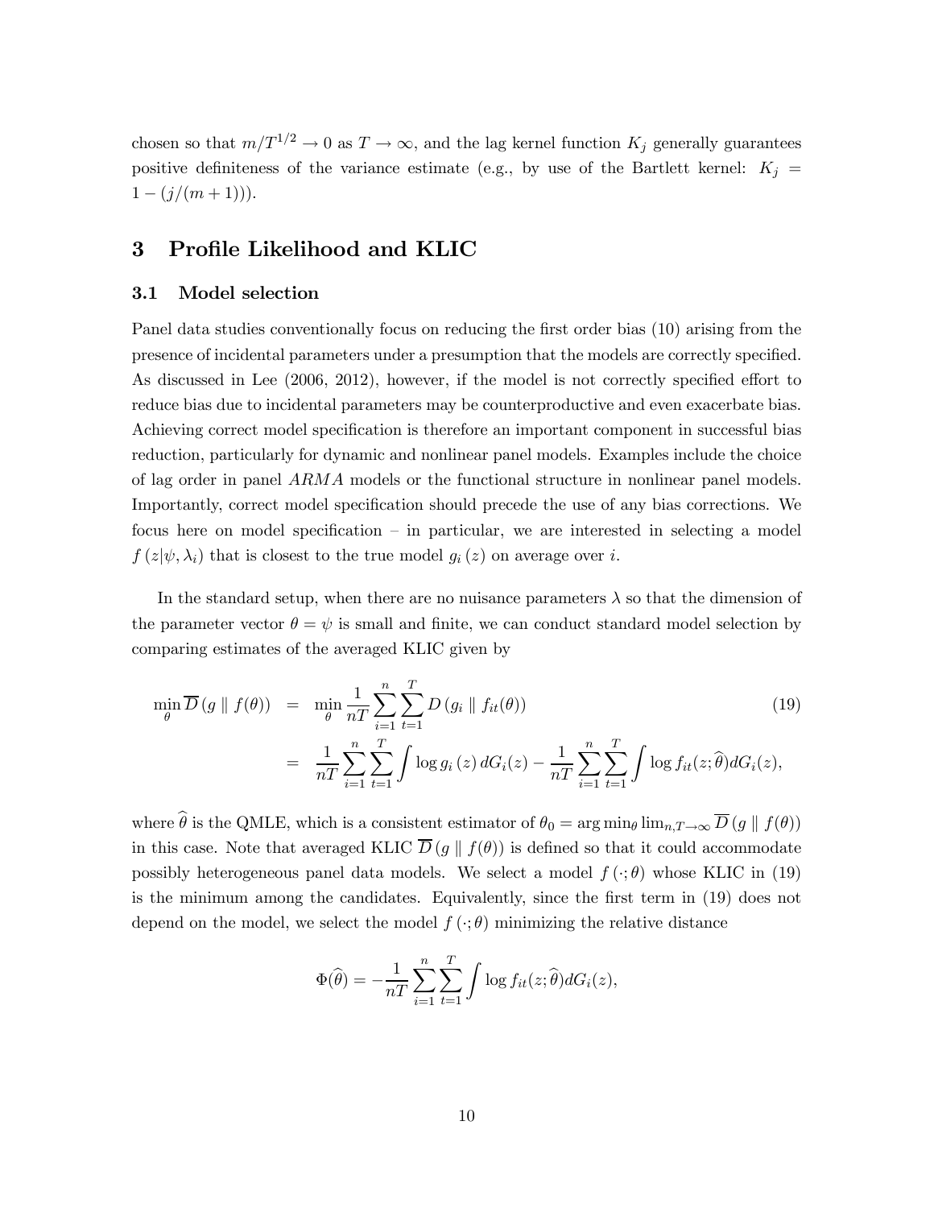chosen so that $m/T^{1/2} \to 0$ as $T \to \infty$, and the lag kernel function $K_j$ generally guarantees positive definiteness of the variance estimate (e.g., by use of the Bartlett kernel: $K_j = 1 - (j/(m+1))$).

# 3 Profile Likelihood and KLIC

## 3.1 Model selection

Panel data studies conventionally focus on reducing the first order bias (10) arising from the presence of incidental parameters under a presumption that the models are correctly specified. As discussed in Lee (2006, 2012), however, if the model is not correctly specified effort to reduce bias due to incidental parameters may be counterproductive and even exacerbate bias. Achieving correct model specification is therefore an important component in successful bias reduction, particularly for dynamic and nonlinear panel models. Examples include the choice of lag order in panel $ARMA$ models or the functional structure in nonlinear panel models. Importantly, correct model specification should precede the use of any bias corrections. We focus here on model specification – in particular, we are interested in selecting a model $f(z|\psi, \lambda_i)$ that is closest to the true model $g_i(z)$ on average over $i$.

In the standard setup, when there are no nuisance parameters $\lambda$ so that the dimension of the parameter vector $\theta = \psi$ is small and finite, we can conduct standard model selection by comparing estimates of the averaged KLIC given by

$$
\begin{aligned}
\min_{\theta} \overline{D}(g \parallel f(\theta)) &= \min_{\theta} \frac{1}{nT} \sum_{i=1}^{n} \sum_{t=1}^{T} D(g_i \parallel f_{it}(\theta)) \qquad (19) \\
&= \frac{1}{nT} \sum_{i=1}^{n} \sum_{t=1}^{T} \int \log g_i(z) \, dG_i(z) - \frac{1}{nT} \sum_{i=1}^{n} \sum_{t=1}^{T} \int \log f_{it}(z; \widehat{\theta}) dG_i(z),
\end{aligned}
$$

where $\widehat{\theta}$ is the QMLE, which is a consistent estimator of $\theta_0 = \arg\min_{\theta} \lim_{n,T\to\infty} \overline{D}(g \parallel f(\theta))$ in this case. Note that averaged KLIC $\overline{D}(g \parallel f(\theta))$ is defined so that it could accommodate possibly heterogeneous panel data models. We select a model $f(\cdot; \theta)$ whose KLIC in (19) is the minimum among the candidates. Equivalently, since the first term in (19) does not depend on the model, we select the model $f(\cdot; \theta)$ minimizing the relative distance

$$
\Phi(\widehat{\theta}) = -\frac{1}{nT} \sum_{i=1}^{n} \sum_{t=1}^{T} \int \log f_{it}(z; \widehat{\theta}) dG_i(z),
$$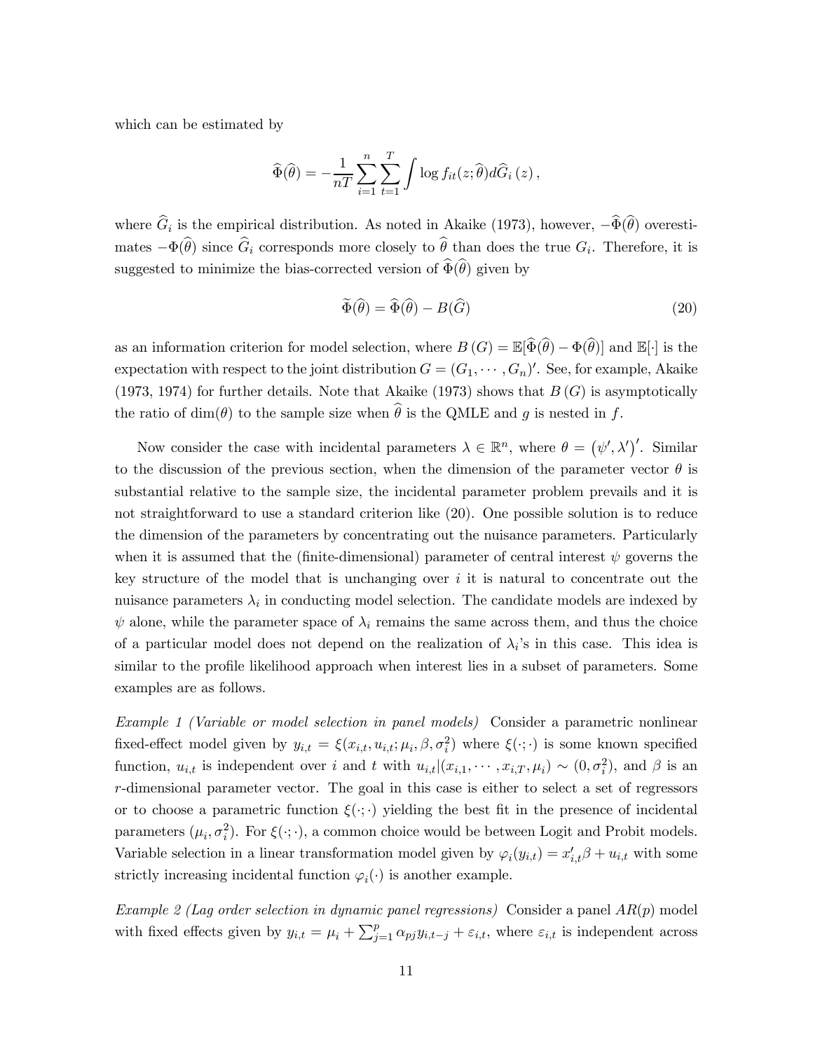which can be estimated by

$$\widehat{\Phi}(\widehat{\theta}) = -\frac{1}{nT}\sum_{i=1}^{n}\sum_{t=1}^{T}\int \log f_{it}(z;\widehat{\theta})d\widehat{G}_i\left(z\right),$$

where $\widehat{G}_i$ is the empirical distribution. As noted in Akaike (1973), however, $-\widehat{\Phi}(\widehat{\theta})$ overestimates $-\Phi(\widehat{\theta})$ since $\widehat{G}_i$ corresponds more closely to $\widehat{\theta}$ than does the true $G_i$. Therefore, it is suggested to minimize the bias-corrected version of $\widehat{\Phi}(\widehat{\theta})$ given by

$$\widetilde{\Phi}(\widehat{\theta}) = \widehat{\Phi}(\widehat{\theta}) - B(\widehat{G}) \tag{20}$$

as an information criterion for model selection, where $B\left(G\right) = \mathbb{E}[\widehat{\Phi}(\widehat{\theta}) - \Phi(\widehat{\theta})]$ and $\mathbb{E}[\cdot]$ is the expectation with respect to the joint distribution $G = (G_1, \cdots, G_n)'$. See, for example, Akaike (1973, 1974) for further details. Note that Akaike (1973) shows that $B\left(G\right)$ is asymptotically the ratio of $\dim(\theta)$ to the sample size when $\widehat{\theta}$ is the QMLE and $g$ is nested in $f$.

Now consider the case with incidental parameters $\lambda \in \mathbb{R}^n$, where $\theta = \left(\psi', \lambda'\right)'$. Similar to the discussion of the previous section, when the dimension of the parameter vector $\theta$ is substantial relative to the sample size, the incidental parameter problem prevails and it is not straightforward to use a standard criterion like (20). One possible solution is to reduce the dimension of the parameters by concentrating out the nuisance parameters. Particularly when it is assumed that the (finite-dimensional) parameter of central interest $\psi$ governs the key structure of the model that is unchanging over $i$ it is natural to concentrate out the nuisance parameters $\lambda_i$ in conducting model selection. The candidate models are indexed by $\psi$ alone, while the parameter space of $\lambda_i$ remains the same across them, and thus the choice of a particular model does not depend on the realization of $\lambda_i$'s in this case. This idea is similar to the profile likelihood approach when interest lies in a subset of parameters. Some examples are as follows.

*Example 1 (Variable or model selection in panel models)* Consider a parametric nonlinear fixed-effect model given by $y_{i,t} = \xi(x_{i,t}, u_{i,t}; \mu_i, \beta, \sigma_i^2)$ where $\xi(\cdot;\cdot)$ is some known specified function, $u_{i,t}$ is independent over $i$ and $t$ with $u_{i,t}|(x_{i,1}, \cdots, x_{i,T}, \mu_i) \sim (0, \sigma_i^2)$, and $\beta$ is an $r$-dimensional parameter vector. The goal in this case is either to select a set of regressors or to choose a parametric function $\xi(\cdot;\cdot)$ yielding the best fit in the presence of incidental parameters $(\mu_i, \sigma_i^2)$. For $\xi(\cdot;\cdot)$, a common choice would be between Logit and Probit models. Variable selection in a linear transformation model given by $\varphi_i(y_{i,t}) = x_{i,t}'\beta + u_{i,t}$ with some strictly increasing incidental function $\varphi_i(\cdot)$ is another example.

*Example 2 (Lag order selection in dynamic panel regressions)* Consider a panel $AR(p)$ model with fixed effects given by $y_{i,t} = \mu_i + \sum_{j=1}^{p}\alpha_{pj}y_{i,t-j} + \varepsilon_{i,t}$, where $\varepsilon_{i,t}$ is independent across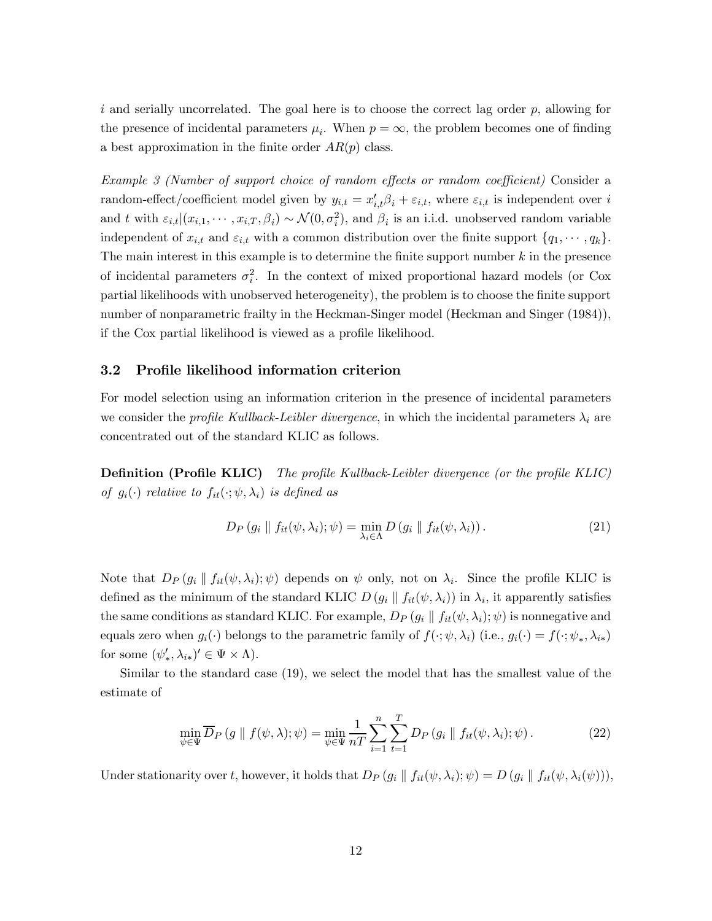$i$ and serially uncorrelated. The goal here is to choose the correct lag order $p$, allowing for the presence of incidental parameters $\mu_i$. When $p = \infty$, the problem becomes one of finding a best approximation in the finite order $AR(p)$ class.

*Example 3 (Number of support choice of random effects or random coefficient)* Consider a random-effect/coefficient model given by $y_{i,t} = x'_{i,t}\beta_i + \varepsilon_{i,t}$, where $\varepsilon_{i,t}$ is independent over $i$ and $t$ with $\varepsilon_{i,t}|(x_{i,1}, \cdots, x_{i,T}, \beta_i) \sim \mathcal{N}(0, \sigma_i^2)$, and $\beta_i$ is an i.i.d. unobserved random variable independent of $x_{i,t}$ and $\varepsilon_{i,t}$ with a common distribution over the finite support $\{q_1, \cdots, q_k\}$. The main interest in this example is to determine the finite support number $k$ in the presence of incidental parameters $\sigma_i^2$. In the context of mixed proportional hazard models (or Cox partial likelihoods with unobserved heterogeneity), the problem is to choose the finite support number of nonparametric frailty in the Heckman-Singer model (Heckman and Singer (1984)), if the Cox partial likelihood is viewed as a profile likelihood.

### 3.2 Profile likelihood information criterion

For model selection using an information criterion in the presence of incidental parameters we consider the *profile Kullback-Leibler divergence*, in which the incidental parameters $\lambda_i$ are concentrated out of the standard KLIC as follows.

**Definition (Profile KLIC)** *The profile Kullback-Leibler divergence (or the profile KLIC) of $g_i(\cdot)$ relative to $f_{it}(\cdot; \psi, \lambda_i)$ is defined as*

$$D_P\left(g_i \parallel f_{it}(\psi, \lambda_i); \psi\right) = \min_{\lambda_i \in \Lambda} D\left(g_i \parallel f_{it}(\psi, \lambda_i)\right). \tag{21}$$

Note that $D_P\left(g_i \parallel f_{it}(\psi, \lambda_i); \psi\right)$ depends on $\psi$ only, not on $\lambda_i$. Since the profile KLIC is defined as the minimum of the standard KLIC $D\left(g_i \parallel f_{it}(\psi, \lambda_i)\right)$ in $\lambda_i$, it apparently satisfies the same conditions as standard KLIC. For example, $D_P\left(g_i \parallel f_{it}(\psi, \lambda_i); \psi\right)$ is nonnegative and equals zero when $g_i(\cdot)$ belongs to the parametric family of $f(\cdot; \psi, \lambda_i)$ (i.e., $g_i(\cdot) = f(\cdot; \psi_*, \lambda_{i*})$ for some $(\psi'_*, \lambda_{i*})' \in \Psi \times \Lambda$).

Similar to the standard case (19), we select the model that has the smallest value of the estimate of

$$\min_{\psi \in \Psi} \overline{D}_P\left(g \parallel f(\psi, \lambda); \psi\right) = \min_{\psi \in \Psi} \frac{1}{nT} \sum_{i=1}^{n} \sum_{t=1}^{T} D_P\left(g_i \parallel f_{it}(\psi, \lambda_i); \psi\right). \tag{22}$$

Under stationarity over $t$, however, it holds that $D_P\left(g_i \parallel f_{it}(\psi, \lambda_i); \psi\right) = D\left(g_i \parallel f_{it}(\psi, \lambda_i(\psi))\right)$,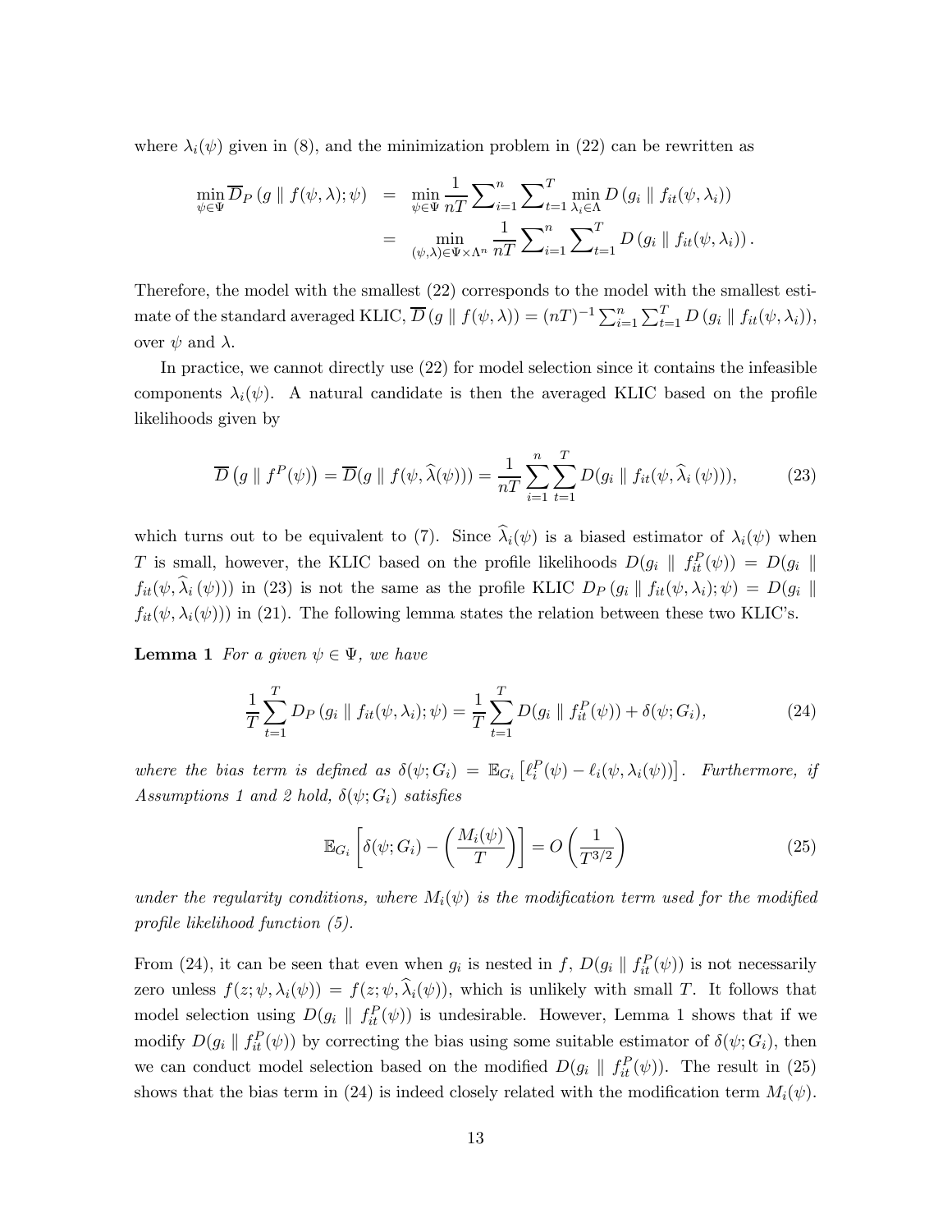where $\lambda_i(\psi)$ given in (8), and the minimization problem in (22) can be rewritten as

$$
\begin{aligned}
\min_{\psi \in \Psi} \overline{D}_P \left(g \parallel f(\psi, \lambda); \psi\right) &= \min_{\psi \in \Psi} \frac{1}{nT} \sum\nolimits_{i=1}^{n} \sum\nolimits_{t=1}^{T} \min_{\lambda_i \in \Lambda} D\left(g_i \parallel f_{it}(\psi, \lambda_i)\right) \\
&= \min_{(\psi, \lambda) \in \Psi \times \Lambda^n} \frac{1}{nT} \sum\nolimits_{i=1}^{n} \sum\nolimits_{t=1}^{T} D\left(g_i \parallel f_{it}(\psi, \lambda_i)\right).
\end{aligned}
$$

Therefore, the model with the smallest (22) corresponds to the model with the smallest estimate of the standard averaged KLIC, $\overline{D}\left(g \parallel f(\psi, \lambda)\right) = (nT)^{-1} \sum_{i=1}^{n} \sum_{t=1}^{T} D\left(g_i \parallel f_{it}(\psi, \lambda_i)\right)$, over $\psi$ and $\lambda$.

In practice, we cannot directly use (22) for model selection since it contains the infeasible components $\lambda_i(\psi)$. A natural candidate is then the averaged KLIC based on the profile likelihoods given by

$$
\overline{D}\left(g \parallel f^P(\psi)\right) = \overline{D}(g \parallel f(\psi, \widehat{\lambda}(\psi))) = \frac{1}{nT} \sum_{i=1}^{n} \sum_{t=1}^{T} D(g_i \parallel f_{it}(\psi, \widehat{\lambda}_i(\psi))), \tag{23}
$$

which turns out to be equivalent to (7). Since $\widehat{\lambda}_i(\psi)$ is a biased estimator of $\lambda_i(\psi)$ when $T$ is small, however, the KLIC based on the profile likelihoods $D(g_i \parallel f_{it}^P(\psi)) = D(g_i \parallel f_{it}(\psi, \widehat{\lambda}_i(\psi)))$ in (23) is not the same as the profile KLIC $D_P\left(g_i \parallel f_{it}(\psi, \lambda_i); \psi\right) = D(g_i \parallel f_{it}(\psi, \lambda_i(\psi)))$ in (21). The following lemma states the relation between these two KLIC's.

**Lemma 1** *For a given $\psi \in \Psi$, we have*

$$
\frac{1}{T} \sum_{t=1}^{T} D_P\left(g_i \parallel f_{it}(\psi, \lambda_i); \psi\right) = \frac{1}{T} \sum_{t=1}^{T} D(g_i \parallel f_{it}^P(\psi)) + \delta(\psi; G_i), \tag{24}
$$

*where the bias term is defined as $\delta(\psi; G_i) = \mathbb{E}_{G_i}\left[\ell_i^P(\psi) - \ell_i(\psi, \lambda_i(\psi))\right]$. Furthermore, if Assumptions 1 and 2 hold, $\delta(\psi; G_i)$ satisfies*

$$
\mathbb{E}_{G_i}\left[\delta(\psi; G_i) - \left(\frac{M_i(\psi)}{T}\right)\right] = O\left(\frac{1}{T^{3/2}}\right) \tag{25}
$$

*under the regularity conditions, where $M_i(\psi)$ is the modification term used for the modified profile likelihood function (5).*

From (24), it can be seen that even when $g_i$ is nested in $f$, $D(g_i \parallel f_{it}^P(\psi))$ is not necessarily zero unless $f(z; \psi, \lambda_i(\psi)) = f(z; \psi, \widehat{\lambda}_i(\psi))$, which is unlikely with small $T$. It follows that model selection using $D(g_i \parallel f_{it}^P(\psi))$ is undesirable. However, Lemma 1 shows that if we modify $D(g_i \parallel f_{it}^P(\psi))$ by correcting the bias using some suitable estimator of $\delta(\psi; G_i)$, then we can conduct model selection based on the modified $D(g_i \parallel f_{it}^P(\psi))$. The result in (25) shows that the bias term in (24) is indeed closely related with the modification term $M_i(\psi)$.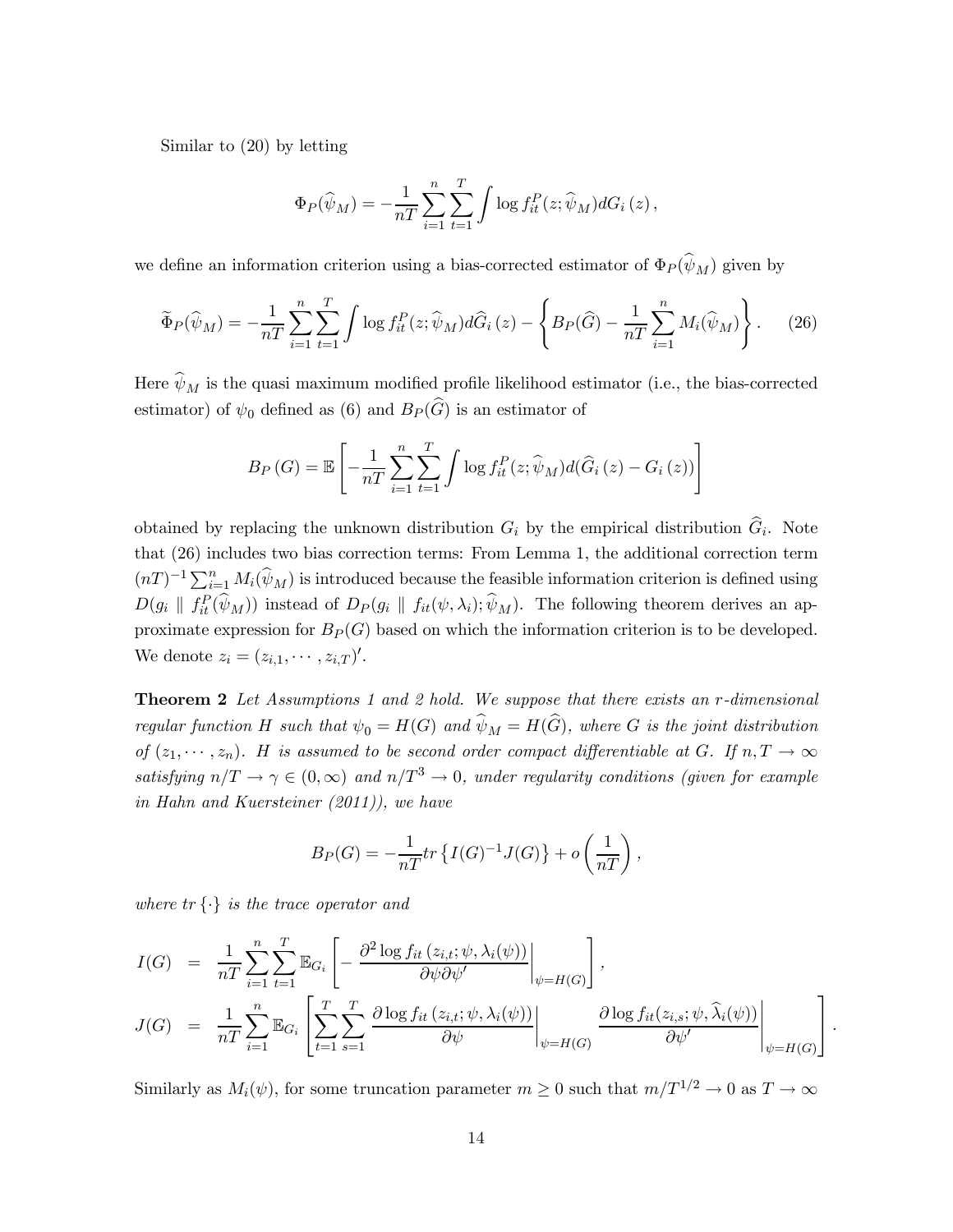Similar to (20) by letting

$$\Phi_P(\widehat{\psi}_M) = -\frac{1}{nT}\sum_{i=1}^{n}\sum_{t=1}^{T}\int \log f_{it}^{P}(z;\widehat{\psi}_M)dG_i\left(z\right),$$

we define an information criterion using a bias-corrected estimator of $\Phi_P(\widehat{\psi}_M)$ given by

$$\widetilde{\Phi}_P(\widehat{\psi}_M) = -\frac{1}{nT}\sum_{i=1}^{n}\sum_{t=1}^{T}\int \log f_{it}^{P}(z;\widehat{\psi}_M)d\widehat{G}_i\left(z\right) - \left\{B_P(\widehat{G}) - \frac{1}{nT}\sum_{i=1}^{n}M_i(\widehat{\psi}_M)\right\}. \qquad (26)$$

Here $\widehat{\psi}_M$ is the quasi maximum modified profile likelihood estimator (i.e., the bias-corrected estimator) of $\psi_0$ defined as (6) and $B_P(\widehat{G})$ is an estimator of

$$B_P\left(G\right) = \mathbb{E}\left[-\frac{1}{nT}\sum_{i=1}^{n}\sum_{t=1}^{T}\int \log f_{it}^{P}(z;\widehat{\psi}_M)d(\widehat{G}_i\left(z\right) - G_i\left(z\right))\right]$$

obtained by replacing the unknown distribution $G_i$ by the empirical distribution $\widehat{G}_i$. Note that (26) includes two bias correction terms: From Lemma 1, the additional correction term $(nT)^{-1}\sum_{i=1}^{n}M_i(\widehat{\psi}_M)$ is introduced because the feasible information criterion is defined using $D(g_i \parallel f_{it}^{P}(\widehat{\psi}_M))$ instead of $D_P(g_i \parallel f_{it}(\psi,\lambda_i);\widehat{\psi}_M)$. The following theorem derives an approximate expression for $B_P(G)$ based on which the information criterion is to be developed. We denote $z_i = (z_{i,1},\cdots,z_{i,T})'$.

**Theorem 2** *Let Assumptions 1 and 2 hold. We suppose that there exists an $r$-dimensional regular function $H$ such that $\psi_0 = H(G)$ and $\widehat{\psi}_M = H(\widehat{G})$, where $G$ is the joint distribution of $(z_1,\cdots,z_n)$. $H$ is assumed to be second order compact differentiable at $G$. If $n,T\to\infty$ satisfying $n/T\to\gamma\in(0,\infty)$ and $n/T^3\to 0$, under regularity conditions (given for example in Hahn and Kuersteiner (2011)), we have*

$$B_P(G) = -\frac{1}{nT}tr\left\{I(G)^{-1}J(G)\right\} + o\left(\frac{1}{nT}\right),$$

*where $tr\left\{\cdot\right\}$ is the trace operator and*

$$I(G) = \frac{1}{nT}\sum_{i=1}^{n}\sum_{t=1}^{T}\mathbb{E}_{G_i}\left[-\left.\frac{\partial^2 \log f_{it}\left(z_{i,t};\psi,\lambda_i(\psi)\right)}{\partial\psi\partial\psi'}\right|_{\psi=H(G)}\right],$$

$$J(G) = \frac{1}{nT}\sum_{i=1}^{n}\mathbb{E}_{G_i}\left[\sum_{t=1}^{T}\sum_{s=1}^{T}\left.\frac{\partial \log f_{it}\left(z_{i,t};\psi,\lambda_i(\psi)\right)}{\partial\psi}\right|_{\psi=H(G)}\left.\frac{\partial \log f_{it}(z_{i,s};\psi,\widehat{\lambda}_i(\psi))}{\partial\psi'}\right|_{\psi=H(G)}\right].$$

Similarly as $M_i(\psi)$, for some truncation parameter $m\geq 0$ such that $m/T^{1/2}\to 0$ as $T\to\infty$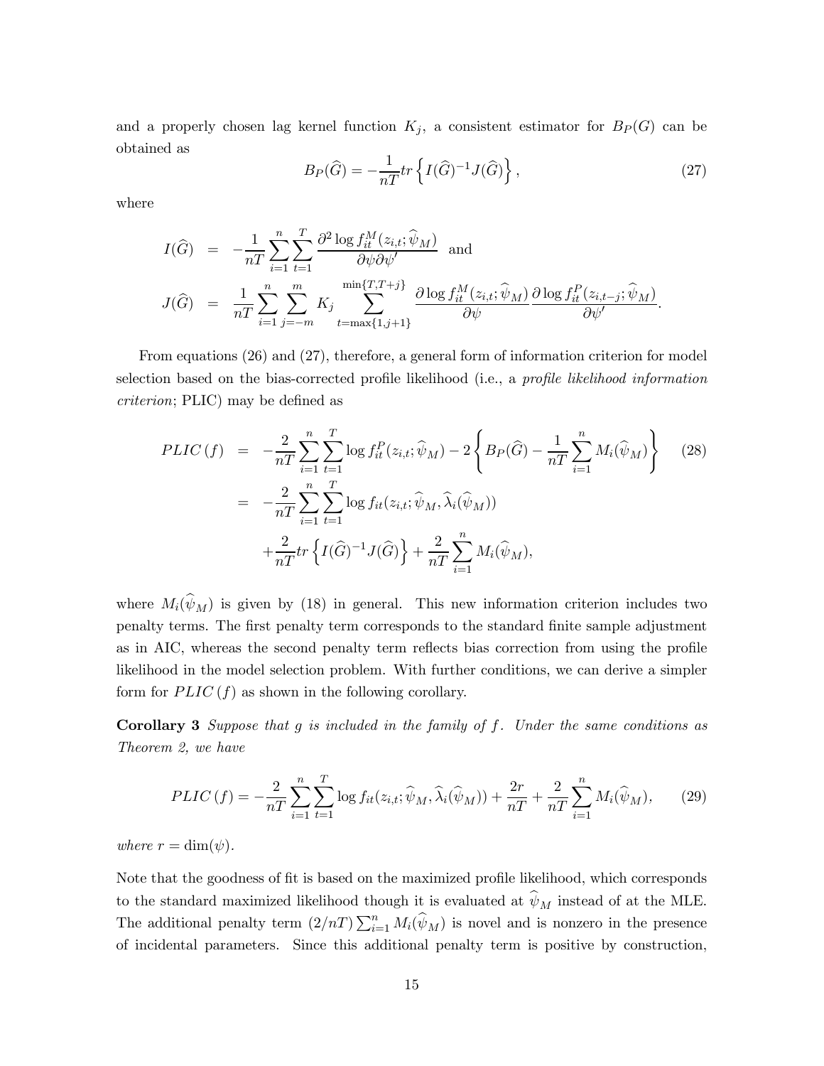and a properly chosen lag kernel function $K_j$, a consistent estimator for $B_P(G)$ can be obtained as

$$B_P(\widehat{G}) = -\frac{1}{nT} tr\left\{ I(\widehat{G})^{-1} J(\widehat{G}) \right\}, \tag{27}$$

where

$$\begin{aligned}
I(\widehat{G}) &= -\frac{1}{nT}\sum_{i=1}^{n}\sum_{t=1}^{T}\frac{\partial^2 \log f_{it}^M(z_{i,t};\widehat{\psi}_M)}{\partial\psi\partial\psi'} \quad \text{and} \\
J(\widehat{G}) &= \frac{1}{nT}\sum_{i=1}^{n}\sum_{j=-m}^{m}K_j\sum_{t=\max\{1,j+1\}}^{\min\{T,T+j\}}\frac{\partial \log f_{it}^M(z_{i,t};\widehat{\psi}_M)}{\partial\psi}\frac{\partial \log f_{it}^P(z_{i,t-j};\widehat{\psi}_M)}{\partial\psi'}.
\end{aligned}$$

From equations (26) and (27), therefore, a general form of information criterion for model selection based on the bias-corrected profile likelihood (i.e., a *profile likelihood information criterion*; PLIC) may be defined as

$$\begin{aligned}
PLIC\,(f) &= -\frac{2}{nT}\sum_{i=1}^{n}\sum_{t=1}^{T}\log f_{it}^P(z_{i,t};\widehat{\psi}_M) - 2\left\{ B_P(\widehat{G}) - \frac{1}{nT}\sum_{i=1}^{n}M_i(\widehat{\psi}_M)\right\} \qquad (28) \\
&= -\frac{2}{nT}\sum_{i=1}^{n}\sum_{t=1}^{T}\log f_{it}(z_{i,t};\widehat{\psi}_M,\widehat{\lambda}_i(\widehat{\psi}_M)) \\
&\quad + \frac{2}{nT}tr\left\{ I(\widehat{G})^{-1}J(\widehat{G})\right\} + \frac{2}{nT}\sum_{i=1}^{n}M_i(\widehat{\psi}_M),
\end{aligned}$$

where $M_i(\widehat{\psi}_M)$ is given by (18) in general. This new information criterion includes two penalty terms. The first penalty term corresponds to the standard finite sample adjustment as in AIC, whereas the second penalty term reflects bias correction from using the profile likelihood in the model selection problem. With further conditions, we can derive a simpler form for $PLIC\,(f)$ as shown in the following corollary.

**Corollary 3** *Suppose that $g$ is included in the family of $f$. Under the same conditions as Theorem 2, we have*

$$PLIC\,(f) = -\frac{2}{nT}\sum_{i=1}^{n}\sum_{t=1}^{T}\log f_{it}(z_{i,t};\widehat{\psi}_M,\widehat{\lambda}_i(\widehat{\psi}_M)) + \frac{2r}{nT} + \frac{2}{nT}\sum_{i=1}^{n}M_i(\widehat{\psi}_M), \tag{29}$$

*where $r = \dim(\psi)$.*

Note that the goodness of fit is based on the maximized profile likelihood, which corresponds to the standard maximized likelihood though it is evaluated at $\widehat{\psi}_M$ instead of at the MLE. The additional penalty term $(2/nT)\sum_{i=1}^{n}M_i(\widehat{\psi}_M)$ is novel and is nonzero in the presence of incidental parameters. Since this additional penalty term is positive by construction,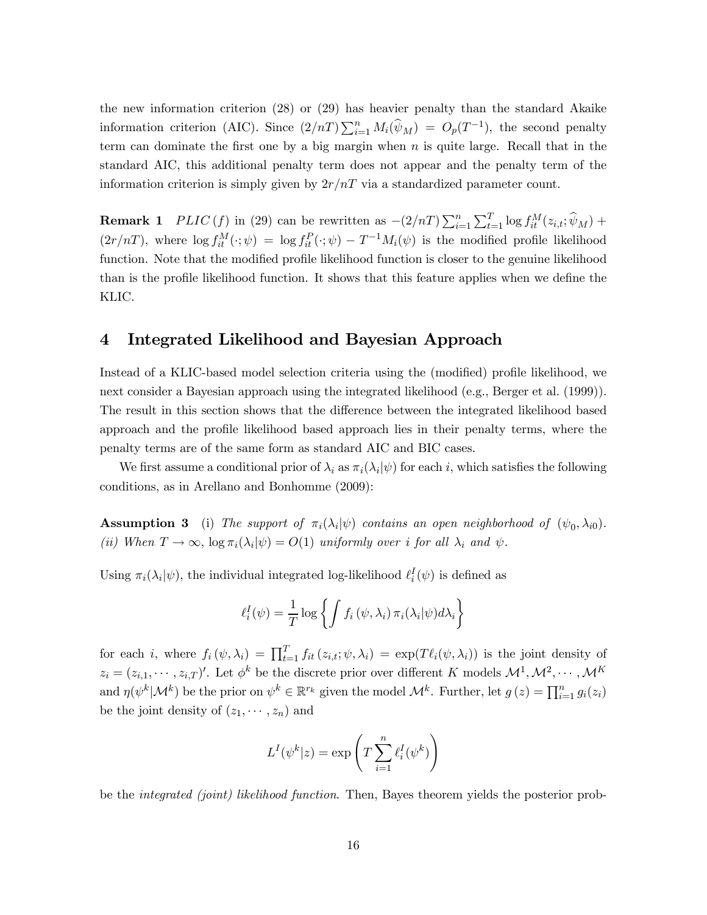the new information criterion (28) or (29) has heavier penalty than the standard Akaike information criterion (AIC). Since $(2/nT)\sum_{i=1}^{n} M_i(\widehat{\psi}_M) = O_p(T^{-1})$, the second penalty term can dominate the first one by a big margin when $n$ is quite large. Recall that in the standard AIC, this additional penalty term does not appear and the penalty term of the information criterion is simply given by $2r/nT$ via a standardized parameter count.

**Remark 1** *$PLIC\,(f)$ in (29) can be rewritten as* $-(2/nT)\sum_{i=1}^{n}\sum_{t=1}^{T}\log f_{it}^{M}(z_{i,t};\widehat{\psi}_M) + (2r/nT)$, where $\log f_{it}^{M}(\cdot;\psi) = \log f_{it}^{P}(\cdot;\psi) - T^{-1}M_i(\psi)$ is the modified profile likelihood function. Note that the modified profile likelihood function is closer to the genuine likelihood than is the profile likelihood function. It shows that this feature applies when we define the KLIC.

# 4 Integrated Likelihood and Bayesian Approach

Instead of a KLIC-based model selection criteria using the (modified) profile likelihood, we next consider a Bayesian approach using the integrated likelihood (e.g., Berger et al. (1999)). The result in this section shows that the difference between the integrated likelihood based approach and the profile likelihood based approach lies in their penalty terms, where the penalty terms are of the same form as standard AIC and BIC cases.

We first assume a conditional prior of $\lambda_i$ as $\pi_i(\lambda_i|\psi)$ for each $i$, which satisfies the following conditions, as in Arellano and Bonhomme (2009):

**Assumption 3** (i) *The support of $\pi_i(\lambda_i|\psi)$ contains an open neighborhood of $(\psi_0, \lambda_{i0})$. (ii) When $T \to \infty$, $\log \pi_i(\lambda_i|\psi) = O(1)$ uniformly over $i$ for all $\lambda_i$ and $\psi$.*

Using $\pi_i(\lambda_i|\psi)$, the individual integrated log-likelihood $\ell_i^I(\psi)$ is defined as

$$\ell_i^I(\psi) = \frac{1}{T}\log\left\{\int f_i\left(\psi, \lambda_i\right)\pi_i(\lambda_i|\psi)d\lambda_i\right\}$$

for each $i$, where $f_i\left(\psi, \lambda_i\right) = \prod_{t=1}^{T} f_{it}\left(z_{i,t};\psi, \lambda_i\right) = \exp(T\ell_i(\psi, \lambda_i))$ is the joint density of $z_i = (z_{i,1}, \cdots, z_{i,T})'$. Let $\phi^k$ be the discrete prior over different $K$ models $\mathcal{M}^1, \mathcal{M}^2, \cdots, \mathcal{M}^K$ and $\eta(\psi^k|\mathcal{M}^k)$ be the prior on $\psi^k \in \mathbb{R}^{r_k}$ given the model $\mathcal{M}^k$. Further, let $g\left(z\right) = \prod_{i=1}^{n} g_i(z_i)$ be the joint density of $(z_1, \cdots, z_n)$ and

$$L^I(\psi^k|z) = \exp\left(T\sum_{i=1}^{n}\ell_i^I(\psi^k)\right)$$

be the *integrated (joint) likelihood function*. Then, Bayes theorem yields the posterior prob-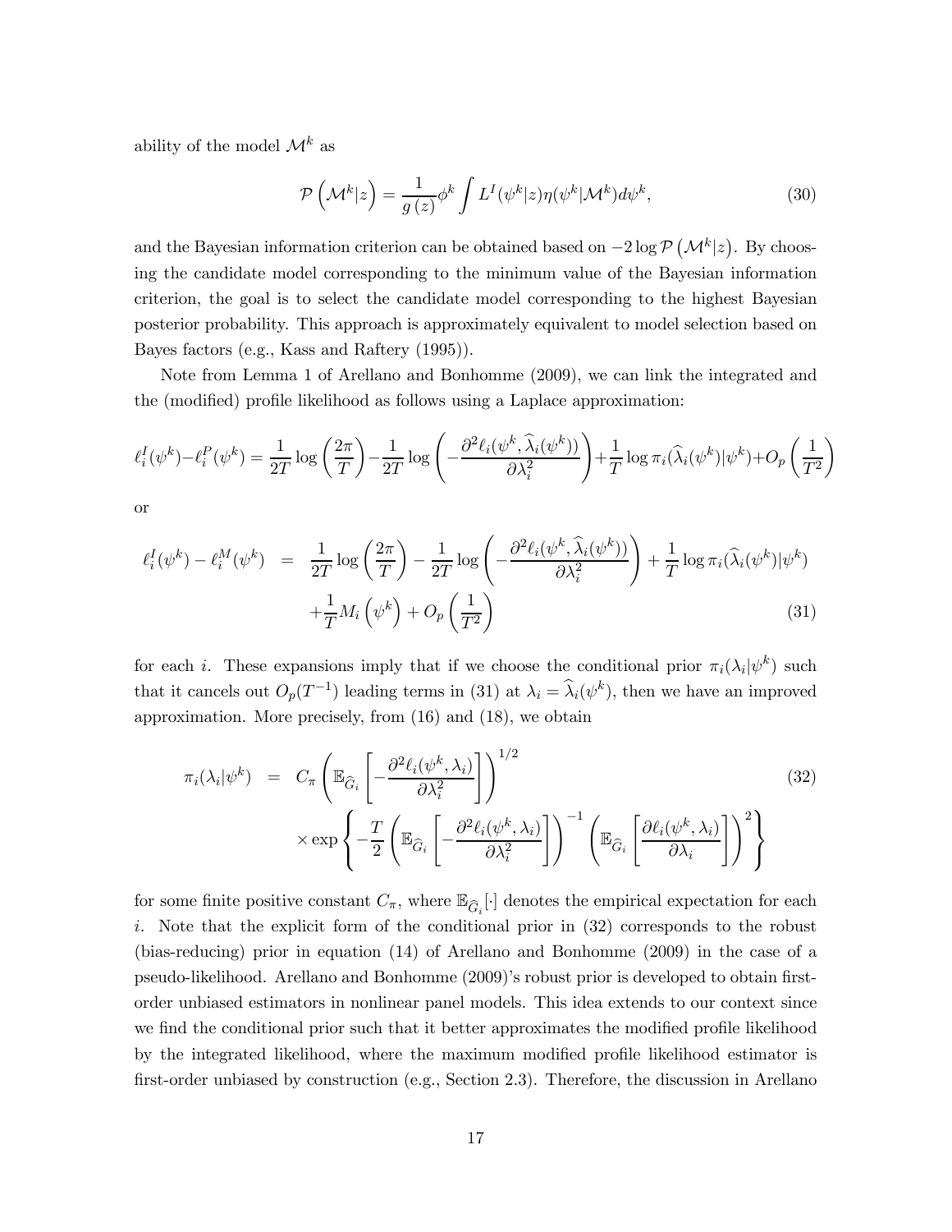ability of the model $\mathcal{M}^k$ as

$$\mathcal{P}\left(\mathcal{M}^k|z\right) = \frac{1}{g\left(z\right)}\phi^k \int L^I(\psi^k|z)\eta(\psi^k|\mathcal{M}^k)d\psi^k, \tag{30}$$

and the Bayesian information criterion can be obtained based on $-2\log\mathcal{P}\left(\mathcal{M}^k|z\right)$. By choosing the candidate model corresponding to the minimum value of the Bayesian information criterion, the goal is to select the candidate model corresponding to the highest Bayesian posterior probability. This approach is approximately equivalent to model selection based on Bayes factors (e.g., Kass and Raftery (1995)).

Note from Lemma 1 of Arellano and Bonhomme (2009), we can link the integrated and the (modified) profile likelihood as follows using a Laplace approximation:

$$\ell_i^I(\psi^k) - \ell_i^P(\psi^k) = \frac{1}{2T}\log\left(\frac{2\pi}{T}\right) - \frac{1}{2T}\log\left(-\frac{\partial^2\ell_i(\psi^k,\widehat{\lambda}_i(\psi^k))}{\partial\lambda_i^2}\right) + \frac{1}{T}\log\pi_i(\widehat{\lambda}_i(\psi^k)|\psi^k) + O_p\left(\frac{1}{T^2}\right)$$

or

$$\begin{aligned}\ell_i^I(\psi^k) - \ell_i^M(\psi^k) &= \frac{1}{2T}\log\left(\frac{2\pi}{T}\right) - \frac{1}{2T}\log\left(-\frac{\partial^2\ell_i(\psi^k,\widehat{\lambda}_i(\psi^k))}{\partial\lambda_i^2}\right) + \frac{1}{T}\log\pi_i(\widehat{\lambda}_i(\psi^k)|\psi^k) \\ &\quad + \frac{1}{T}M_i\left(\psi^k\right) + O_p\left(\frac{1}{T^2}\right)\end{aligned} \tag{31}$$

for each $i$. These expansions imply that if we choose the conditional prior $\pi_i(\lambda_i|\psi^k)$ such that it cancels out $O_p(T^{-1})$ leading terms in (31) at $\lambda_i = \widehat{\lambda}_i(\psi^k)$, then we have an improved approximation. More precisely, from (16) and (18), we obtain

$$\begin{aligned}\pi_i(\lambda_i|\psi^k) &= C_\pi\left(\mathbb{E}_{\widehat{G}_i}\left[-\frac{\partial^2\ell_i(\psi^k,\lambda_i)}{\partial\lambda_i^2}\right]\right)^{1/2} \\ &\quad \times\exp\left\{-\frac{T}{2}\left(\mathbb{E}_{\widehat{G}_i}\left[-\frac{\partial^2\ell_i(\psi^k,\lambda_i)}{\partial\lambda_i^2}\right]\right)^{-1}\left(\mathbb{E}_{\widehat{G}_i}\left[\frac{\partial\ell_i(\psi^k,\lambda_i)}{\partial\lambda_i}\right]\right)^2\right\}\end{aligned} \tag{32}$$

for some finite positive constant $C_\pi$, where $\mathbb{E}_{\widehat{G}_i}[\cdot]$ denotes the empirical expectation for each $i$. Note that the explicit form of the conditional prior in (32) corresponds to the robust (bias-reducing) prior in equation (14) of Arellano and Bonhomme (2009) in the case of a pseudo-likelihood. Arellano and Bonhomme (2009)'s robust prior is developed to obtain first-order unbiased estimators in nonlinear panel models. This idea extends to our context since we find the conditional prior such that it better approximates the modified profile likelihood by the integrated likelihood, where the maximum modified profile likelihood estimator is first-order unbiased by construction (e.g., Section 2.3). Therefore, the discussion in Arellano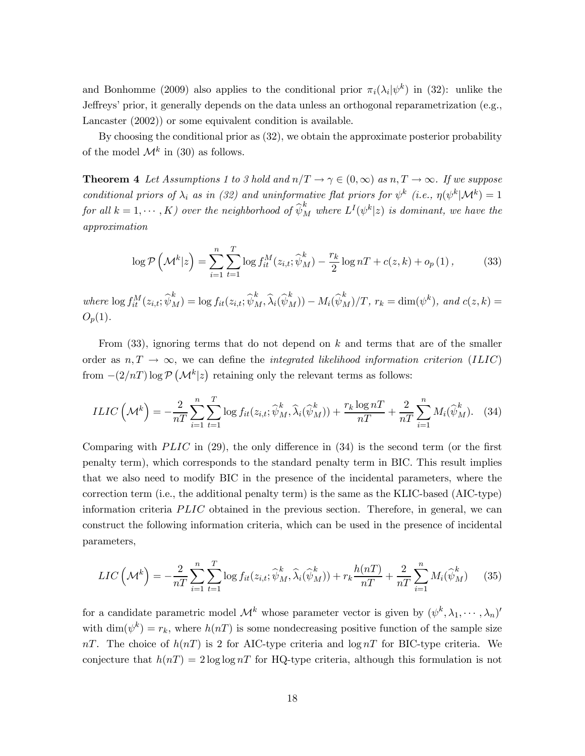and Bonhomme (2009) also applies to the conditional prior $\pi_i(\lambda_i|\psi^k)$ in (32): unlike the Jeffreys' prior, it generally depends on the data unless an orthogonal reparametrization (e.g., Lancaster (2002)) or some equivalent condition is available.

By choosing the conditional prior as (32), we obtain the approximate posterior probability of the model $\mathcal{M}^k$ in (30) as follows.

**Theorem 4** *Let Assumptions 1 to 3 hold and $n/T \to \gamma \in (0, \infty)$ as $n, T \to \infty$. If we suppose conditional priors of $\lambda_i$ as in (32) and uninformative flat priors for $\psi^k$ (i.e., $\eta(\psi^k|\mathcal{M}^k) = 1$ for all $k = 1, \cdots, K$) over the neighborhood of $\widehat{\psi}_M^k$ where $L^I(\psi^k|z)$ is dominant, we have the approximation*

$$\log \mathcal{P}\left(\mathcal{M}^k|z\right) = \sum_{i=1}^{n}\sum_{t=1}^{T} \log f_{it}^M(z_{i,t}; \widehat{\psi}_M^k) - \frac{r_k}{2}\log nT + c(z,k) + o_p(1), \tag{33}$$

*where $\log f_{it}^M(z_{i,t}; \widehat{\psi}_M^k) = \log f_{it}(z_{i,t}; \widehat{\psi}_M^k, \widehat{\lambda}_i(\widehat{\psi}_M^k)) - M_i(\widehat{\psi}_M^k)/T$, $r_k = \dim(\psi^k)$, and $c(z,k) = O_p(1)$.*

From (33), ignoring terms that do not depend on $k$ and terms that are of the smaller order as $n, T \to \infty$, we can define the *integrated likelihood information criterion* ($ILIC$) from $-(2/nT)\log \mathcal{P}\left(\mathcal{M}^k|z\right)$ retaining only the relevant terms as follows:

$$ILIC\left(\mathcal{M}^k\right) = -\frac{2}{nT}\sum_{i=1}^{n}\sum_{t=1}^{T} \log f_{it}(z_{i,t}; \widehat{\psi}_M^k, \widehat{\lambda}_i(\widehat{\psi}_M^k)) + \frac{r_k \log nT}{nT} + \frac{2}{nT}\sum_{i=1}^{n} M_i(\widehat{\psi}_M^k). \tag{34}$$

Comparing with $PLIC$ in (29), the only difference in (34) is the second term (or the first penalty term), which corresponds to the standard penalty term in BIC. This result implies that we also need to modify BIC in the presence of the incidental parameters, where the correction term (i.e., the additional penalty term) is the same as the KLIC-based (AIC-type) information criteria $PLIC$ obtained in the previous section. Therefore, in general, we can construct the following information criteria, which can be used in the presence of incidental parameters,

$$LIC\left(\mathcal{M}^k\right) = -\frac{2}{nT}\sum_{i=1}^{n}\sum_{t=1}^{T} \log f_{it}(z_{i,t}; \widehat{\psi}_M^k, \widehat{\lambda}_i(\widehat{\psi}_M^k)) + r_k \frac{h(nT)}{nT} + \frac{2}{nT}\sum_{i=1}^{n} M_i(\widehat{\psi}_M^k) \tag{35}$$

for a candidate parametric model $\mathcal{M}^k$ whose parameter vector is given by $(\psi^k, \lambda_1, \cdots, \lambda_n)'$ with $\dim(\psi^k) = r_k$, where $h(nT)$ is some nondecreasing positive function of the sample size $nT$. The choice of $h(nT)$ is 2 for AIC-type criteria and $\log nT$ for BIC-type criteria. We conjecture that $h(nT) = 2 \log\log nT$ for HQ-type criteria, although this formulation is not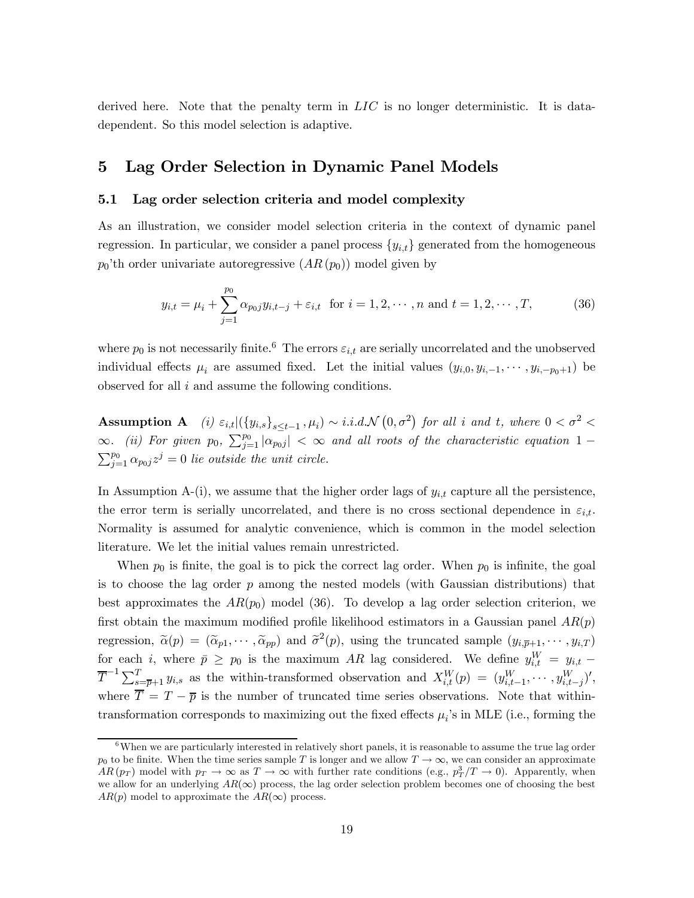derived here. Note that the penalty term in $LIC$ is no longer deterministic. It is data-dependent. So this model selection is adaptive.

# 5 Lag Order Selection in Dynamic Panel Models

## 5.1 Lag order selection criteria and model complexity

As an illustration, we consider model selection criteria in the context of dynamic panel regression. In particular, we consider a panel process $\{y_{i,t}\}$ generated from the homogeneous $p_0$'th order univariate autoregressive ($AR(p_0)$) model given by

$$y_{i,t} = \mu_i + \sum_{j=1}^{p_0} \alpha_{p_0 j} y_{i,t-j} + \varepsilon_{i,t} \quad \text{for } i = 1, 2, \cdots, n \text{ and } t = 1, 2, \cdots, T, \tag{36}$$

where $p_0$ is not necessarily finite.[6] The errors $\varepsilon_{i,t}$ are serially uncorrelated and the unobserved individual effects $\mu_i$ are assumed fixed. Let the initial values $(y_{i,0}, y_{i,-1}, \cdots, y_{i,-p_0+1})$ be observed for all $i$ and assume the following conditions.

**Assumption A** *(i)* $\varepsilon_{i,t} | (\{y_{i,s}\}_{s \leq t-1}, \mu_i) \sim i.i.d.\mathcal{N}(0, \sigma^2)$ *for all* $i$ *and* $t$*, where* $0 < \sigma^2 < \infty$*. (ii) For given* $p_0$*,* $\sum_{j=1}^{p_0} |\alpha_{p_0 j}| < \infty$ *and all roots of the characteristic equation* $1 - \sum_{j=1}^{p_0} \alpha_{p_0 j} z^j = 0$ *lie outside the unit circle.*

In Assumption A-(i), we assume that the higher order lags of $y_{i,t}$ capture all the persistence, the error term is serially uncorrelated, and there is no cross sectional dependence in $\varepsilon_{i,t}$. Normality is assumed for analytic convenience, which is common in the model selection literature. We let the initial values remain unrestricted.

When $p_0$ is finite, the goal is to pick the correct lag order. When $p_0$ is infinite, the goal is to choose the lag order $p$ among the nested models (with Gaussian distributions) that best approximates the $AR(p_0)$ model (36). To develop a lag order selection criterion, we first obtain the maximum modified profile likelihood estimators in a Gaussian panel $AR(p)$ regression, $\widetilde{\alpha}(p) = (\widetilde{\alpha}_{p1}, \cdots, \widetilde{\alpha}_{pp})$ and $\widetilde{\sigma}^2(p)$, using the truncated sample $(y_{i,\overline{p}+1}, \cdots, y_{i,T})$ for each $i$, where $\bar{p} \geq p_0$ is the maximum $AR$ lag considered. We define $y_{i,t}^W = y_{i,t} - \overline{T}^{-1} \sum_{s=\overline{p}+1}^{T} y_{i,s}$ as the within-transformed observation and $X_{i,t}^W(p) = (y_{i,t-1}^W, \cdots, y_{i,t-j}^W)'$, where $\overline{T} = T - \overline{p}$ is the number of truncated time series observations. Note that within-transformation corresponds to maximizing out the fixed effects $\mu_i$'s in MLE (i.e., forming the

[6] When we are particularly interested in relatively short panels, it is reasonable to assume the true lag order $p_0$ to be finite. When the time series sample $T$ is longer and we allow $T \to \infty$, we can consider an approximate $AR(p_T)$ model with $p_T \to \infty$ as $T \to \infty$ with further rate conditions (e.g., $p_T^3/T \to 0$). Apparently, when we allow for an underlying $AR(\infty)$ process, the lag order selection problem becomes one of choosing the best $AR(p)$ model to approximate the $AR(\infty)$ process.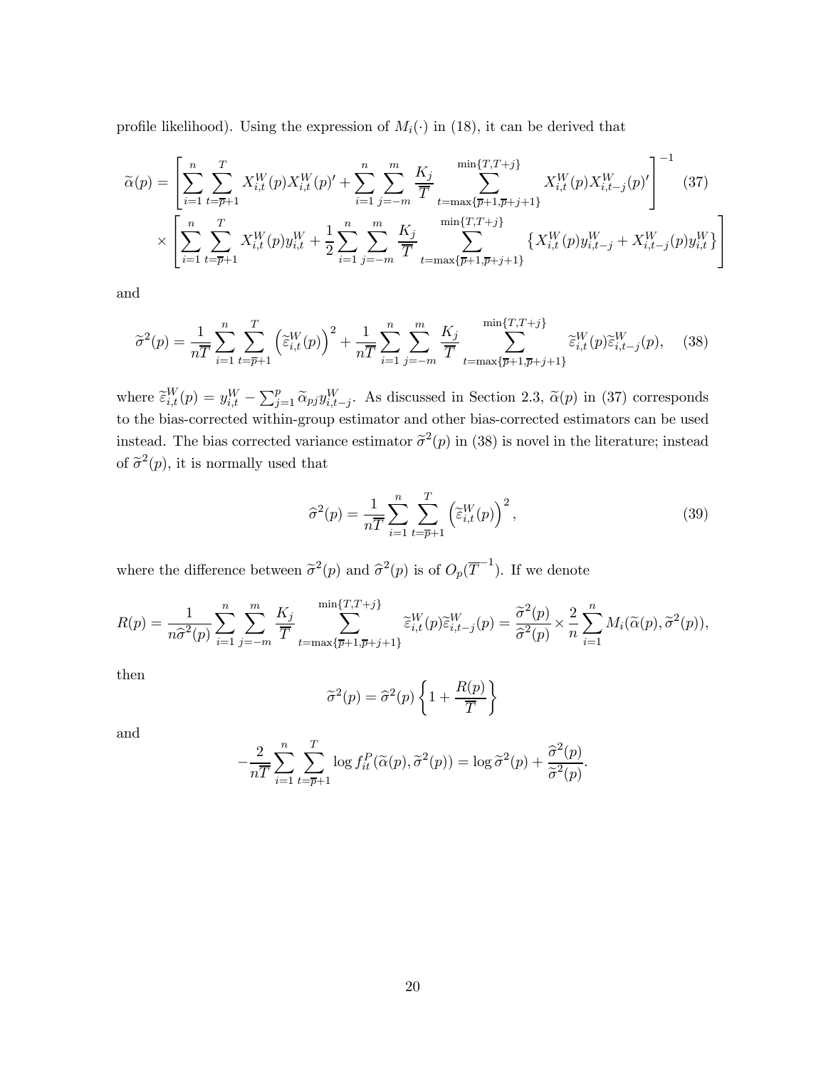profile likelihood). Using the expression of $M_i(\cdot)$ in (18), it can be derived that

$$
\widetilde{\alpha}(p) = \left[ \sum_{i=1}^{n} \sum_{t=\overline{p}+1}^{T} X_{i,t}^W(p) X_{i,t}^W(p)' + \sum_{i=1}^{n} \sum_{j=-m}^{m} \frac{K_j}{\overline{T}} \sum_{t=\max\{\overline{p}+1,\overline{p}+j+1\}}^{\min\{T,T+j\}} X_{i,t}^W(p) X_{i,t-j}^W(p)' \right]^{-1} \tag{37}
$$
$$
\times \left[ \sum_{i=1}^{n} \sum_{t=\overline{p}+1}^{T} X_{i,t}^W(p) y_{i,t}^W + \frac{1}{2} \sum_{i=1}^{n} \sum_{j=-m}^{m} \frac{K_j}{\overline{T}} \sum_{t=\max\{\overline{p}+1,\overline{p}+j+1\}}^{\min\{T,T+j\}} \left\{ X_{i,t}^W(p) y_{i,t-j}^W + X_{i,t-j}^W(p) y_{i,t}^W \right\} \right]
$$

and

$$
\widetilde{\sigma}^2(p) = \frac{1}{n\overline{T}} \sum_{i=1}^{n} \sum_{t=\overline{p}+1}^{T} \left( \widetilde{\varepsilon}_{i,t}^W(p) \right)^2 + \frac{1}{n\overline{T}} \sum_{i=1}^{n} \sum_{j=-m}^{m} \frac{K_j}{\overline{T}} \sum_{t=\max\{\overline{p}+1,\overline{p}+j+1\}}^{\min\{T,T+j\}} \widetilde{\varepsilon}_{i,t}^W(p) \widetilde{\varepsilon}_{i,t-j}^W(p), \tag{38}
$$

where $\widetilde{\varepsilon}_{i,t}^W(p) = y_{i,t}^W - \sum_{j=1}^{p} \widetilde{\alpha}_{pj} y_{i,t-j}^W$. As discussed in Section 2.3, $\widetilde{\alpha}(p)$ in (37) corresponds to the bias-corrected within-group estimator and other bias-corrected estimators can be used instead. The bias corrected variance estimator $\widetilde{\sigma}^2(p)$ in (38) is novel in the literature; instead of $\widetilde{\sigma}^2(p)$, it is normally used that

$$
\widehat{\sigma}^2(p) = \frac{1}{n\overline{T}} \sum_{i=1}^{n} \sum_{t=\overline{p}+1}^{T} \left( \widetilde{\varepsilon}_{i,t}^W(p) \right)^2, \tag{39}
$$

where the difference between $\widetilde{\sigma}^2(p)$ and $\widehat{\sigma}^2(p)$ is of $O_p(\overline{T}^{-1})$. If we denote

$$
R(p) = \frac{1}{n\widehat{\sigma}^2(p)} \sum_{i=1}^{n} \sum_{j=-m}^{m} \frac{K_j}{\overline{T}} \sum_{t=\max\{\overline{p}+1,\overline{p}+j+1\}}^{\min\{T,T+j\}} \widetilde{\varepsilon}_{i,t}^W(p) \widetilde{\varepsilon}_{i,t-j}^W(p) = \frac{\widetilde{\sigma}^2(p)}{\widehat{\sigma}^2(p)} \times \frac{2}{n} \sum_{i=1}^{n} M_i(\widetilde{\alpha}(p), \widetilde{\sigma}^2(p)),
$$

then

$$
\widetilde{\sigma}^2(p) = \widehat{\sigma}^2(p) \left\{ 1 + \frac{R(p)}{\overline{T}} \right\}
$$

and

$$
-\frac{2}{n\overline{T}} \sum_{i=1}^{n} \sum_{t=\overline{p}+1}^{T} \log f_{it}^P(\widetilde{\alpha}(p), \widetilde{\sigma}^2(p)) = \log \widetilde{\sigma}^2(p) + \frac{\widehat{\sigma}^2(p)}{\widetilde{\sigma}^2(p)}.
$$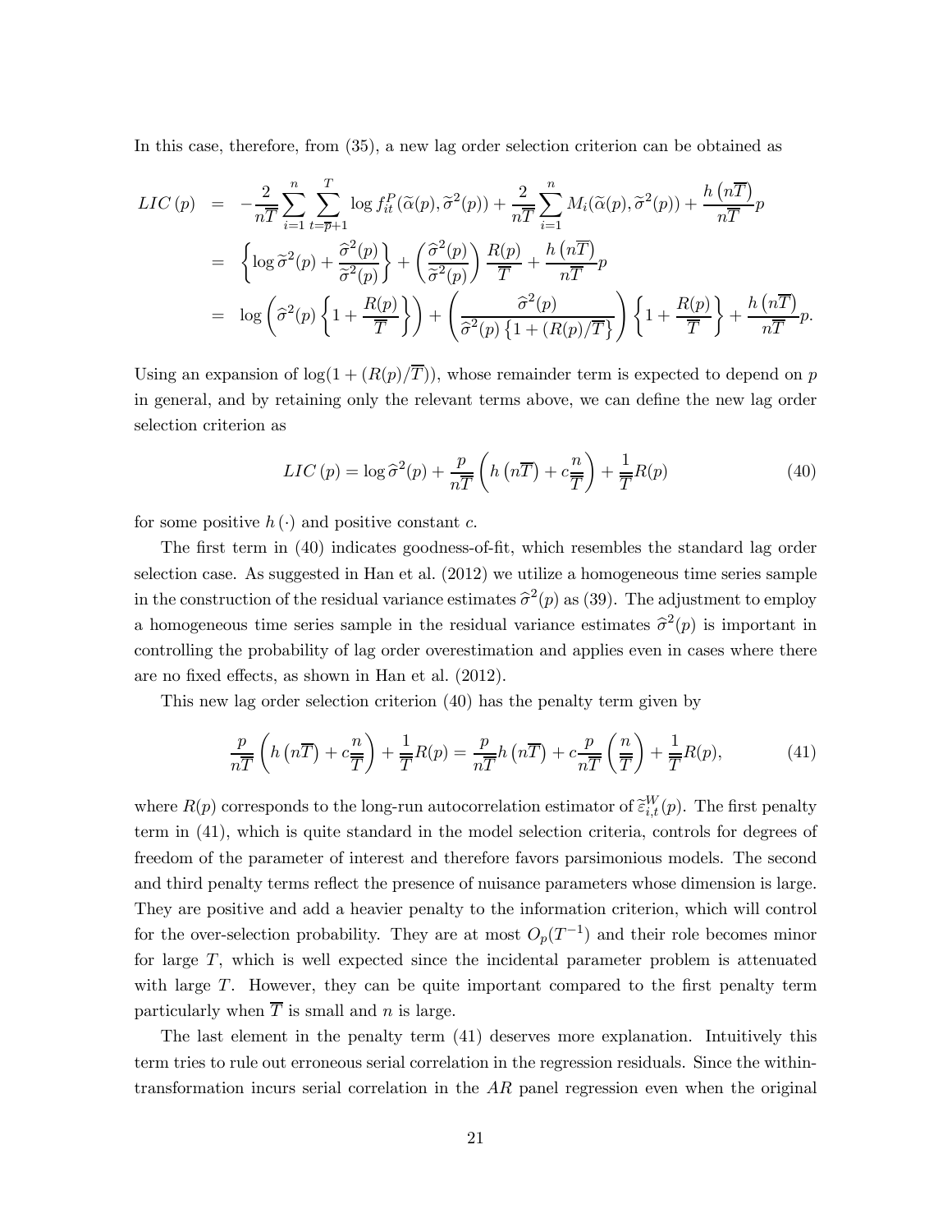In this case, therefore, from (35), a new lag order selection criterion can be obtained as

$$
\begin{aligned}
LIC\,(p) &= -\frac{2}{n\overline{T}}\sum_{i=1}^{n}\sum_{t=\overline{p}+1}^{T}\log f_{it}^{P}(\widetilde{\alpha}(p),\widetilde{\sigma}^{2}(p)) + \frac{2}{n\overline{T}}\sum_{i=1}^{n}M_{i}(\widetilde{\alpha}(p),\widetilde{\sigma}^{2}(p)) + \frac{h\left(n\overline{T}\right)}{n\overline{T}}p \\
&= \left\{\log\widetilde{\sigma}^{2}(p) + \frac{\widehat{\sigma}^{2}(p)}{\widetilde{\sigma}^{2}(p)}\right\} + \left(\frac{\widehat{\sigma}^{2}(p)}{\widetilde{\sigma}^{2}(p)}\right)\frac{R(p)}{\overline{T}} + \frac{h\left(n\overline{T}\right)}{n\overline{T}}p \\
&= \log\left(\widehat{\sigma}^{2}(p)\left\{1+\frac{R(p)}{\overline{T}}\right\}\right) + \left(\frac{\widehat{\sigma}^{2}(p)}{\widehat{\sigma}^{2}(p)\left\{1+(R(p)/\overline{T}\right\}}\right)\left\{1+\frac{R(p)}{\overline{T}}\right\} + \frac{h\left(n\overline{T}\right)}{n\overline{T}}p.
\end{aligned}
$$

Using an expansion of $\log(1+(R(p)/\overline{T}))$, whose remainder term is expected to depend on $p$ in general, and by retaining only the relevant terms above, we can define the new lag order selection criterion as

$$
LIC\,(p) = \log\widehat{\sigma}^{2}(p) + \frac{p}{n\overline{T}}\left(h\left(n\overline{T}\right) + c\frac{n}{\overline{T}}\right) + \frac{1}{\overline{T}}R(p) \tag{40}
$$

for some positive $h\left(\cdot\right)$ and positive constant $c$.

The first term in (40) indicates goodness-of-fit, which resembles the standard lag order selection case. As suggested in Han et al. (2012) we utilize a homogeneous time series sample in the construction of the residual variance estimates $\widehat{\sigma}^{2}(p)$ as (39). The adjustment to employ a homogeneous time series sample in the residual variance estimates $\widehat{\sigma}^{2}(p)$ is important in controlling the probability of lag order overestimation and applies even in cases where there are no fixed effects, as shown in Han et al. (2012).

This new lag order selection criterion (40) has the penalty term given by

$$
\frac{p}{n\overline{T}}\left(h\left(n\overline{T}\right) + c\frac{n}{\overline{T}}\right) + \frac{1}{\overline{T}}R(p) = \frac{p}{n\overline{T}}h\left(n\overline{T}\right) + c\frac{p}{n\overline{T}}\left(\frac{n}{\overline{T}}\right) + \frac{1}{\overline{T}}R(p), \tag{41}
$$

where $R(p)$ corresponds to the long-run autocorrelation estimator of $\widetilde{\varepsilon}_{i,t}^{W}(p)$. The first penalty term in (41), which is quite standard in the model selection criteria, controls for degrees of freedom of the parameter of interest and therefore favors parsimonious models. The second and third penalty terms reflect the presence of nuisance parameters whose dimension is large. They are positive and add a heavier penalty to the information criterion, which will control for the over-selection probability. They are at most $O_{p}(T^{-1})$ and their role becomes minor for large $T$, which is well expected since the incidental parameter problem is attenuated with large $T$. However, they can be quite important compared to the first penalty term particularly when $\overline{T}$ is small and $n$ is large.

The last element in the penalty term (41) deserves more explanation. Intuitively this term tries to rule out erroneous serial correlation in the regression residuals. Since the within-transformation incurs serial correlation in the $AR$ panel regression even when the original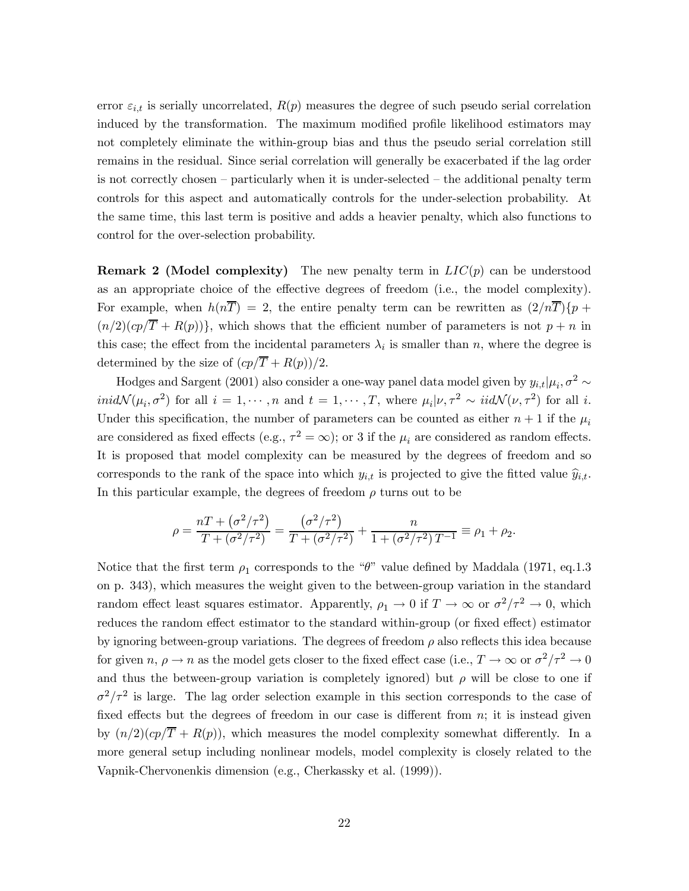error $\varepsilon_{i,t}$ is serially uncorrelated, $R(p)$ measures the degree of such pseudo serial correlation induced by the transformation. The maximum modified profile likelihood estimators may not completely eliminate the within-group bias and thus the pseudo serial correlation still remains in the residual. Since serial correlation will generally be exacerbated if the lag order is not correctly chosen – particularly when it is under-selected – the additional penalty term controls for this aspect and automatically controls for the under-selection probability. At the same time, this last term is positive and adds a heavier penalty, which also functions to control for the over-selection probability.

**Remark 2 (Model complexity)** The new penalty term in $LIC(p)$ can be understood as an appropriate choice of the effective degrees of freedom (i.e., the model complexity). For example, when $h(n\overline{T}) = 2$, the entire penalty term can be rewritten as $(2/n\overline{T})\{p + (n/2)(cp/\overline{T} + R(p))\}$, which shows that the efficient number of parameters is not $p+n$ in this case; the effect from the incidental parameters $\lambda_i$ is smaller than $n$, where the degree is determined by the size of $(cp/\overline{T} + R(p))/2$.

Hodges and Sargent (2001) also consider a one-way panel data model given by $y_{i,t}|\mu_i, \sigma^2 \sim inid\mathcal{N}(\mu_i, \sigma^2)$ for all $i = 1, \cdots, n$ and $t = 1, \cdots, T$, where $\mu_i|\nu, \tau^2 \sim iid\mathcal{N}(\nu, \tau^2)$ for all $i$. Under this specification, the number of parameters can be counted as either $n+1$ if the $\mu_i$ are considered as fixed effects (e.g., $\tau^2 = \infty$); or 3 if the $\mu_i$ are considered as random effects. It is proposed that model complexity can be measured by the degrees of freedom and so corresponds to the rank of the space into which $y_{i,t}$ is projected to give the fitted value $\widehat{y}_{i,t}$. In this particular example, the degrees of freedom $\rho$ turns out to be

$$\rho = \frac{nT + \left(\sigma^2/\tau^2\right)}{T + \left(\sigma^2/\tau^2\right)} = \frac{\left(\sigma^2/\tau^2\right)}{T + \left(\sigma^2/\tau^2\right)} + \frac{n}{1 + \left(\sigma^2/\tau^2\right) T^{-1}} \equiv \rho_1 + \rho_2.$$

Notice that the first term $\rho_1$ corresponds to the "$\theta$" value defined by Maddala (1971, eq.1.3 on p. 343), which measures the weight given to the between-group variation in the standard random effect least squares estimator. Apparently, $\rho_1 \to 0$ if $T \to \infty$ or $\sigma^2/\tau^2 \to 0$, which reduces the random effect estimator to the standard within-group (or fixed effect) estimator by ignoring between-group variations. The degrees of freedom $\rho$ also reflects this idea because for given $n$, $\rho \to n$ as the model gets closer to the fixed effect case (i.e., $T \to \infty$ or $\sigma^2/\tau^2 \to 0$ and thus the between-group variation is completely ignored) but $\rho$ will be close to one if $\sigma^2/\tau^2$ is large. The lag order selection example in this section corresponds to the case of fixed effects but the degrees of freedom in our case is different from $n$; it is instead given by $(n/2)(cp/\overline{T} + R(p))$, which measures the model complexity somewhat differently. In a more general setup including nonlinear models, model complexity is closely related to the Vapnik-Chervonenkis dimension (e.g., Cherkassky et al. (1999)).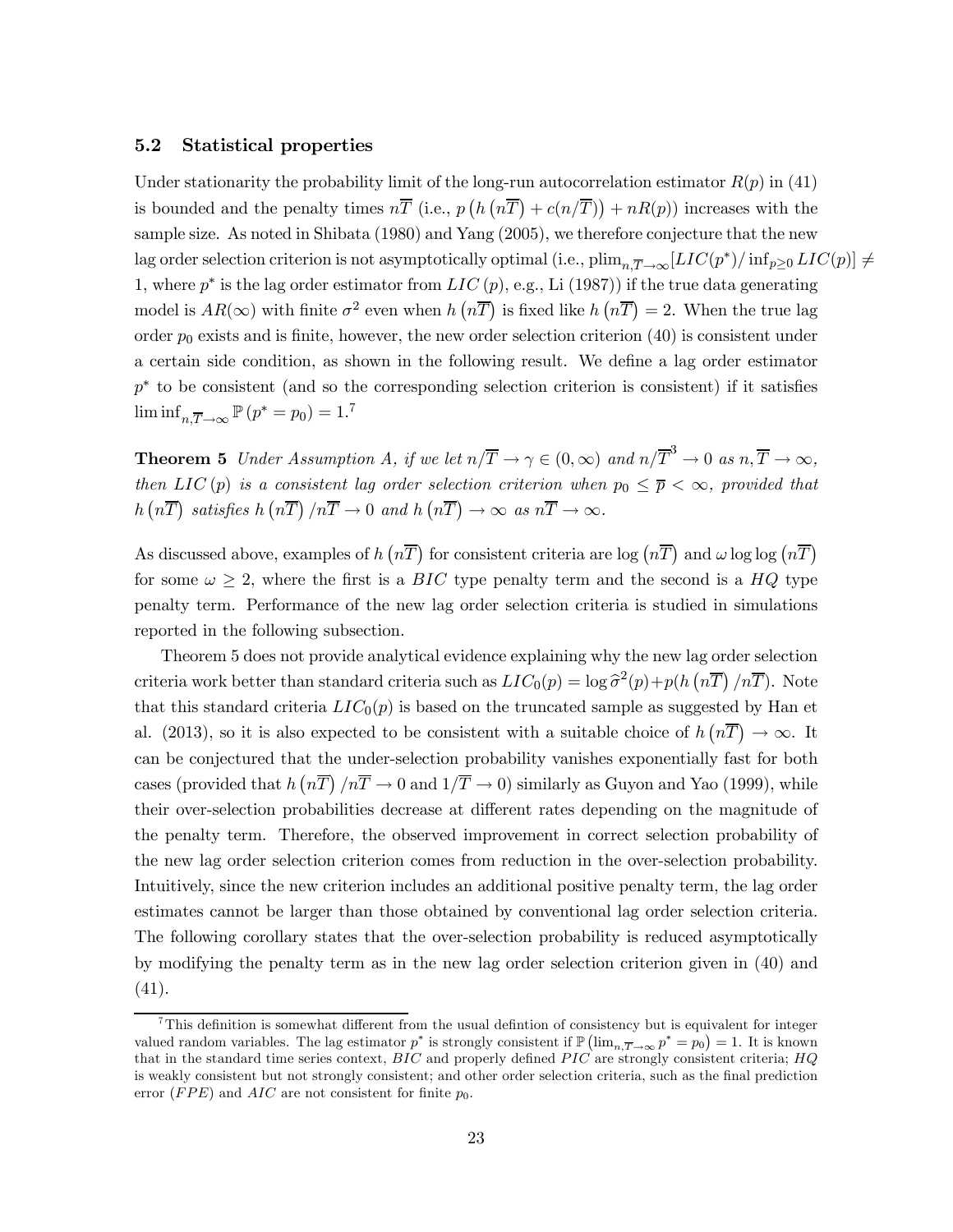### 5.2 Statistical properties

Under stationarity the probability limit of the long-run autocorrelation estimator $R(p)$ in (41) is bounded and the penalty times $n\overline{T}$ (i.e., $p\left(h\left(n\overline{T}\right)+c(n/\overline{T})\right)+nR(p)$) increases with the sample size. As noted in Shibata (1980) and Yang (2005), we therefore conjecture that the new lag order selection criterion is not asymptotically optimal (i.e., $\text{plim}_{n,\overline{T}\to\infty}[LIC(p^*)/\inf_{p\geq 0}LIC(p)]\neq 1$, where $p^*$ is the lag order estimator from $LIC\left(p\right)$, e.g., Li (1987)) if the true data generating model is $AR(\infty)$ with finite $\sigma^2$ even when $h\left(n\overline{T}\right)$ is fixed like $h\left(n\overline{T}\right)=2$. When the true lag order $p_0$ exists and is finite, however, the new order selection criterion (40) is consistent under a certain side condition, as shown in the following result. We define a lag order estimator $p^*$ to be consistent (and so the corresponding selection criterion is consistent) if it satisfies $\liminf_{n,\overline{T}\to\infty}\mathbb{P}\left(p^*=p_0\right)=1$.[7]

**Theorem 5** *Under Assumption A, if we let $n/\overline{T}\to\gamma\in(0,\infty)$ and $n/\overline{T}^3\to 0$ as $n,\overline{T}\to\infty$, then $LIC\left(p\right)$ is a consistent lag order selection criterion when $p_0\leq\overline{p}<\infty$, provided that $h\left(n\overline{T}\right)$ satisfies $h\left(n\overline{T}\right)/n\overline{T}\to 0$ and $h\left(n\overline{T}\right)\to\infty$ as $n\overline{T}\to\infty$.*

As discussed above, examples of $h\left(n\overline{T}\right)$ for consistent criteria are $\log\left(n\overline{T}\right)$ and $\omega\log\log\left(n\overline{T}\right)$ for some $\omega\geq 2$, where the first is a $BIC$ type penalty term and the second is a $HQ$ type penalty term. Performance of the new lag order selection criteria is studied in simulations reported in the following subsection.

Theorem 5 does not provide analytical evidence explaining why the new lag order selection criteria work better than standard criteria such as $LIC_0(p)=\log\widehat{\sigma}^2(p)+p(h\left(n\overline{T}\right)/n\overline{T})$. Note that this standard criteria $LIC_0(p)$ is based on the truncated sample as suggested by Han et al. (2013), so it is also expected to be consistent with a suitable choice of $h\left(n\overline{T}\right)\to\infty$. It can be conjectured that the under-selection probability vanishes exponentially fast for both cases (provided that $h\left(n\overline{T}\right)/n\overline{T}\to 0$ and $1/\overline{T}\to 0$) similarly as Guyon and Yao (1999), while their over-selection probabilities decrease at different rates depending on the magnitude of the penalty term. Therefore, the observed improvement in correct selection probability of the new lag order selection criterion comes from reduction in the over-selection probability. Intuitively, since the new criterion includes an additional positive penalty term, the lag order estimates cannot be larger than those obtained by conventional lag order selection criteria. The following corollary states that the over-selection probability is reduced asymptotically by modifying the penalty term as in the new lag order selection criterion given in (40) and (41).

[7] This definition is somewhat different from the usual defintion of consistency but is equivalent for integer valued random variables. The lag estimator $p^*$ is strongly consistent if $\mathbb{P}\left(\lim_{n,\overline{T}\to\infty}p^*=p_0\right)=1$. It is known that in the standard time series context, $BIC$ and properly defined $PIC$ are strongly consistent criteria; $HQ$ is weakly consistent but not strongly consistent; and other order selection criteria, such as the final prediction error ($FPE$) and $AIC$ are not consistent for finite $p_0$.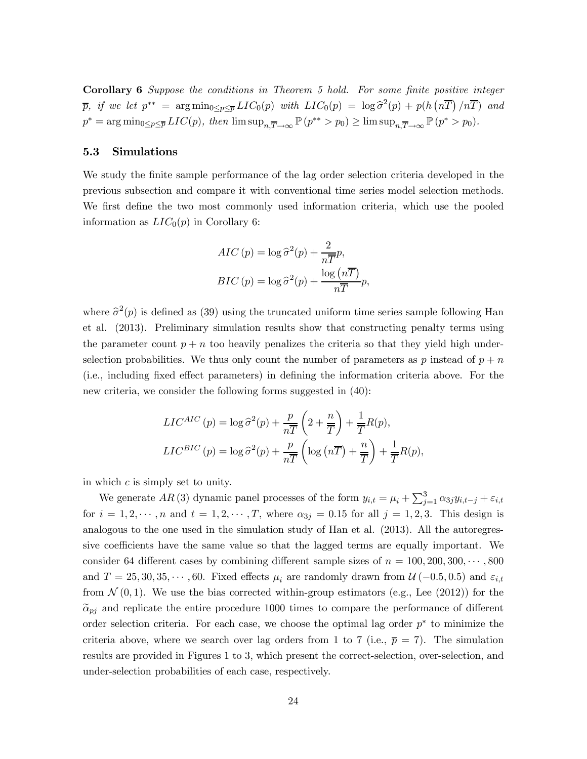**Corollary 6** *Suppose the conditions in Theorem 5 hold. For some finite positive integer $\overline{p}$, if we let $p^{**} = \arg\min_{0\leq p\leq \overline{p}} LIC_0(p)$ with $LIC_0(p) = \log \widehat{\sigma}^2(p) + p(h(n\overline{T})/n\overline{T})$ and $p^{*} = \arg\min_{0\leq p\leq \overline{p}} LIC(p)$, then $\limsup_{n,\overline{T}\to\infty} \mathbb{P}(p^{**} > p_0) \geq \limsup_{n,\overline{T}\to\infty} \mathbb{P}(p^{*} > p_0)$.*

### 5.3 Simulations

We study the finite sample performance of the lag order selection criteria developed in the previous subsection and compare it with conventional time series model selection methods. We first define the two most commonly used information criteria, which use the pooled information as $LIC_0(p)$ in Corollary 6:

$$
\begin{aligned}
AIC(p) &= \log \widehat{\sigma}^2(p) + \frac{2}{n\overline{T}}p, \\
BIC(p) &= \log \widehat{\sigma}^2(p) + \frac{\log(n\overline{T})}{n\overline{T}}p,
\end{aligned}
$$

where $\widehat{\sigma}^2(p)$ is defined as (39) using the truncated uniform time series sample following Han et al. (2013). Preliminary simulation results show that constructing penalty terms using the parameter count $p+n$ too heavily penalizes the criteria so that they yield high under-selection probabilities. We thus only count the number of parameters as $p$ instead of $p+n$ (i.e., including fixed effect parameters) in defining the information criteria above. For the new criteria, we consider the following forms suggested in (40):

$$
\begin{aligned}
LIC^{AIC}(p) &= \log \widehat{\sigma}^2(p) + \frac{p}{n\overline{\overline{T}}}\left(2 + \frac{n}{\overline{\overline{T}}}\right) + \frac{1}{\overline{\overline{T}}}R(p), \\
LIC^{BIC}(p) &= \log \widehat{\sigma}^2(p) + \frac{p}{n\overline{\overline{T}}}\left(\log(n\overline{T}) + \frac{n}{\overline{\overline{T}}}\right) + \frac{1}{\overline{\overline{T}}}R(p),
\end{aligned}
$$

in which $c$ is simply set to unity.

We generate $AR(3)$ dynamic panel processes of the form $y_{i,t} = \mu_i + \sum_{j=1}^{3} \alpha_{3j} y_{i,t-j} + \varepsilon_{i,t}$ for $i = 1, 2, \cdots, n$ and $t = 1, 2, \cdots, T$, where $\alpha_{3j} = 0.15$ for all $j = 1, 2, 3$. This design is analogous to the one used in the simulation study of Han et al. (2013). All the autoregressive coefficients have the same value so that the lagged terms are equally important. We consider 64 different cases by combining different sample sizes of $n = 100, 200, 300, \cdots, 800$ and $T = 25, 30, 35, \cdots, 60$. Fixed effects $\mu_i$ are randomly drawn from $\mathcal{U}(-0.5, 0.5)$ and $\varepsilon_{i,t}$ from $\mathcal{N}(0, 1)$. We use the bias corrected within-group estimators (e.g., Lee (2012)) for the $\widetilde{\alpha}_{pj}$ and replicate the entire procedure 1000 times to compare the performance of different order selection criteria. For each case, we choose the optimal lag order $p^*$ to minimize the criteria above, where we search over lag orders from 1 to 7 (i.e., $\overline{p} = 7$). The simulation results are provided in Figures 1 to 3, which present the correct-selection, over-selection, and under-selection probabilities of each case, respectively.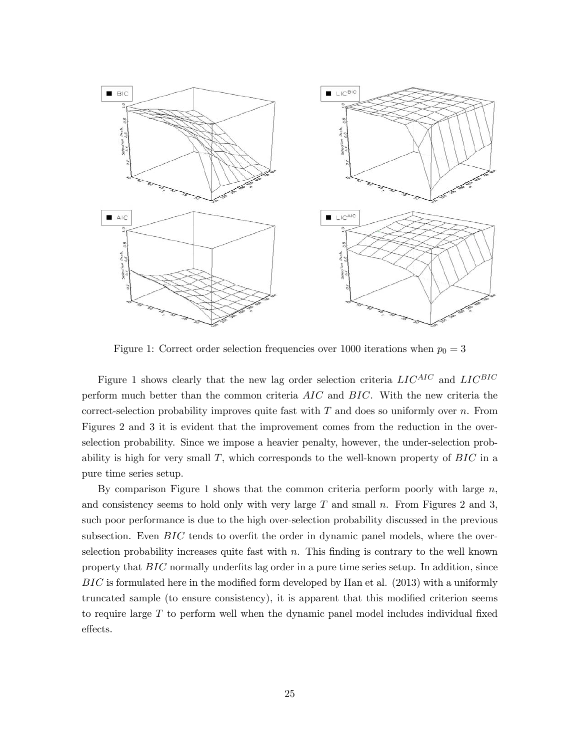Figure 1: Correct order selection frequencies over 1000 iterations when $p_0 = 3$

Figure 1 shows clearly that the new lag order selection criteria $LIC^{AIC}$ and $LIC^{BIC}$ perform much better than the common criteria $AIC$ and $BIC$. With the new criteria the correct-selection probability improves quite fast with $T$ and does so uniformly over $n$. From Figures 2 and 3 it is evident that the improvement comes from the reduction in the over-selection probability. Since we impose a heavier penalty, however, the under-selection probability is high for very small $T$, which corresponds to the well-known property of $BIC$ in a pure time series setup.

By comparison Figure 1 shows that the common criteria perform poorly with large $n$, and consistency seems to hold only with very large $T$ and small $n$. From Figures 2 and 3, such poor performance is due to the high over-selection probability discussed in the previous subsection. Even $BIC$ tends to overfit the order in dynamic panel models, where the over-selection probability increases quite fast with $n$. This finding is contrary to the well known property that $BIC$ normally underfits lag order in a pure time series setup. In addition, since $BIC$ is formulated here in the modified form developed by Han et al. (2013) with a uniformly truncated sample (to ensure consistency), it is apparent that this modified criterion seems to require large $T$ to perform well when the dynamic panel model includes individual fixed effects.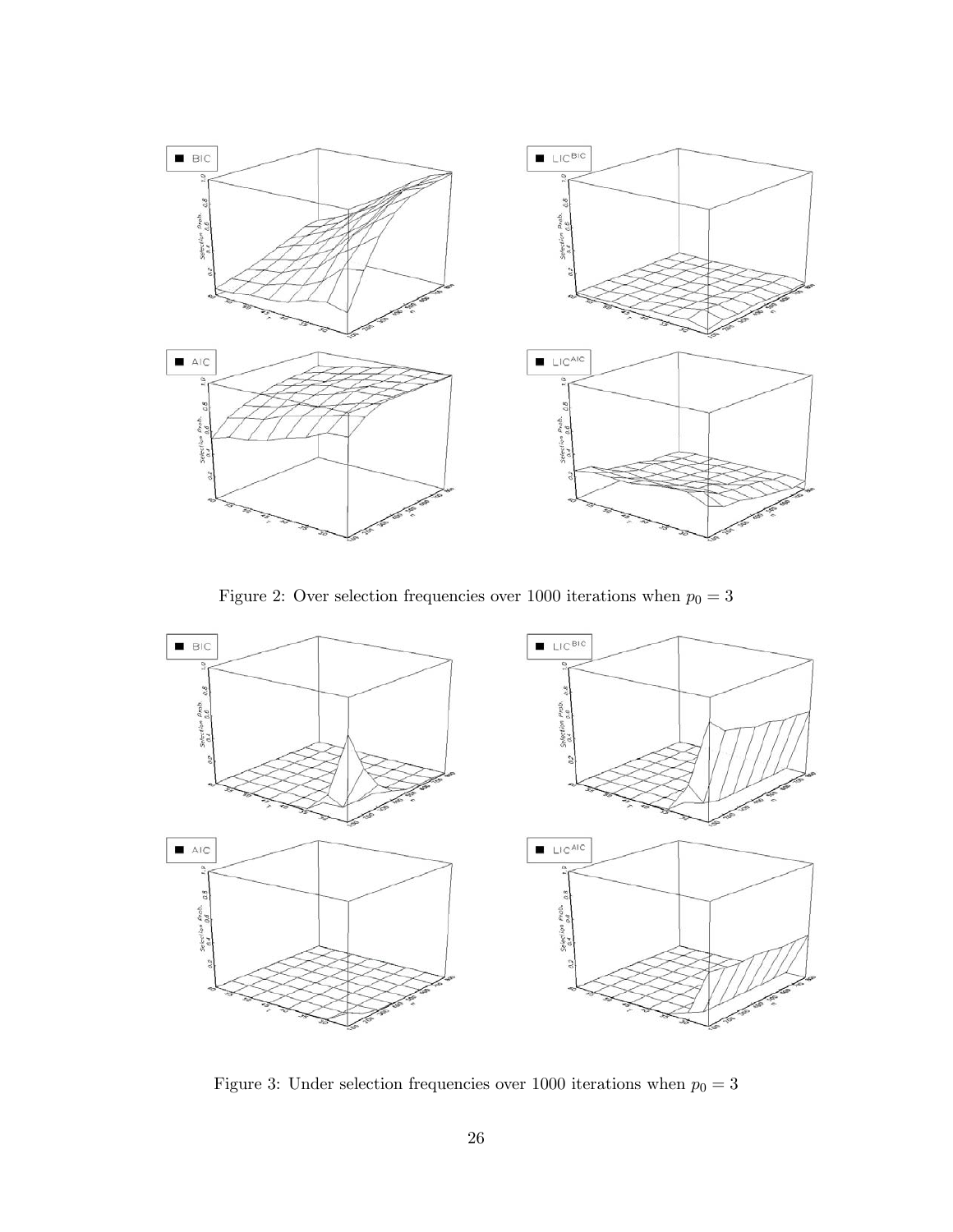Figure 2: Over selection frequencies over 1000 iterations when $p_0 = 3$

Figure 3: Under selection frequencies over 1000 iterations when $p_0 = 3$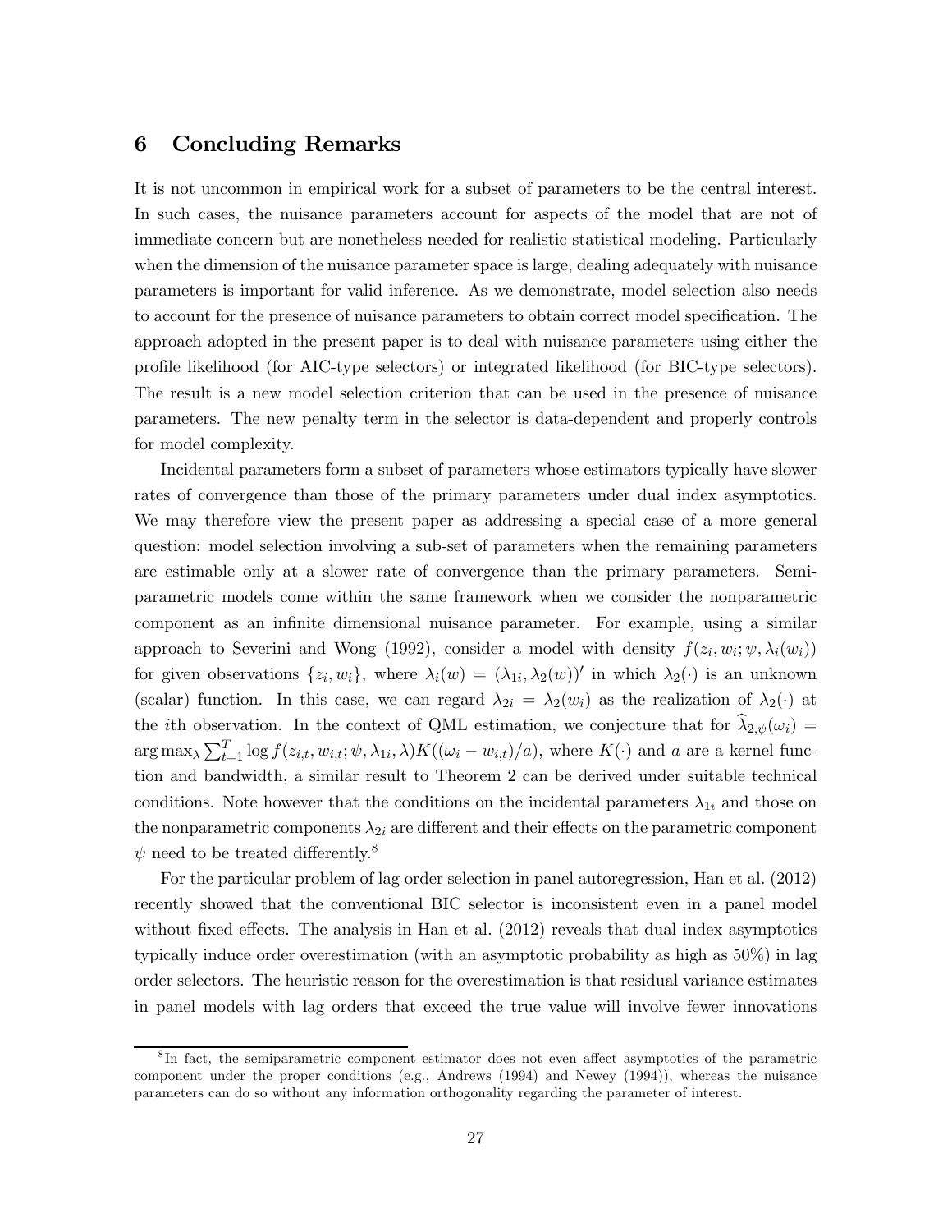# 6 Concluding Remarks

It is not uncommon in empirical work for a subset of parameters to be the central interest. In such cases, the nuisance parameters account for aspects of the model that are not of immediate concern but are nonetheless needed for realistic statistical modeling. Particularly when the dimension of the nuisance parameter space is large, dealing adequately with nuisance parameters is important for valid inference. As we demonstrate, model selection also needs to account for the presence of nuisance parameters to obtain correct model specification. The approach adopted in the present paper is to deal with nuisance parameters using either the profile likelihood (for AIC-type selectors) or integrated likelihood (for BIC-type selectors). The result is a new model selection criterion that can be used in the presence of nuisance parameters. The new penalty term in the selector is data-dependent and properly controls for model complexity.

Incidental parameters form a subset of parameters whose estimators typically have slower rates of convergence than those of the primary parameters under dual index asymptotics. We may therefore view the present paper as addressing a special case of a more general question: model selection involving a sub-set of parameters when the remaining parameters are estimable only at a slower rate of convergence than the primary parameters. Semiparametric models come within the same framework when we consider the nonparametric component as an infinite dimensional nuisance parameter. For example, using a similar approach to Severini and Wong (1992), consider a model with density $f(z_i, w_i; \psi, \lambda_i(w_i))$ for given observations $\{z_i, w_i\}$, where $\lambda_i(w) = (\lambda_{1i}, \lambda_2(w))'$ in which $\lambda_2(\cdot)$ is an unknown (scalar) function. In this case, we can regard $\lambda_{2i} = \lambda_2(w_i)$ as the realization of $\lambda_2(\cdot)$ at the $i$th observation. In the context of QML estimation, we conjecture that for $\widehat{\lambda}_{2,\psi}(\omega_i) = \arg\max_\lambda \sum_{t=1}^{T} \log f(z_{i,t}, w_{i,t}; \psi, \lambda_{1i}, \lambda) K((\omega_i - w_{i,t})/a)$, where $K(\cdot)$ and $a$ are a kernel function and bandwidth, a similar result to Theorem 2 can be derived under suitable technical conditions. Note however that the conditions on the incidental parameters $\lambda_{1i}$ and those on the nonparametric components $\lambda_{2i}$ are different and their effects on the parametric component $\psi$ need to be treated differently.[8]

For the particular problem of lag order selection in panel autoregression, Han et al. (2012) recently showed that the conventional BIC selector is inconsistent even in a panel model without fixed effects. The analysis in Han et al. (2012) reveals that dual index asymptotics typically induce order overestimation (with an asymptotic probability as high as 50%) in lag order selectors. The heuristic reason for the overestimation is that residual variance estimates in panel models with lag orders that exceed the true value will involve fewer innovations

[8] In fact, the semiparametric component estimator does not even affect asymptotics of the parametric component under the proper conditions (e.g., Andrews (1994) and Newey (1994)), whereas the nuisance parameters can do so without any information orthogonality regarding the parameter of interest.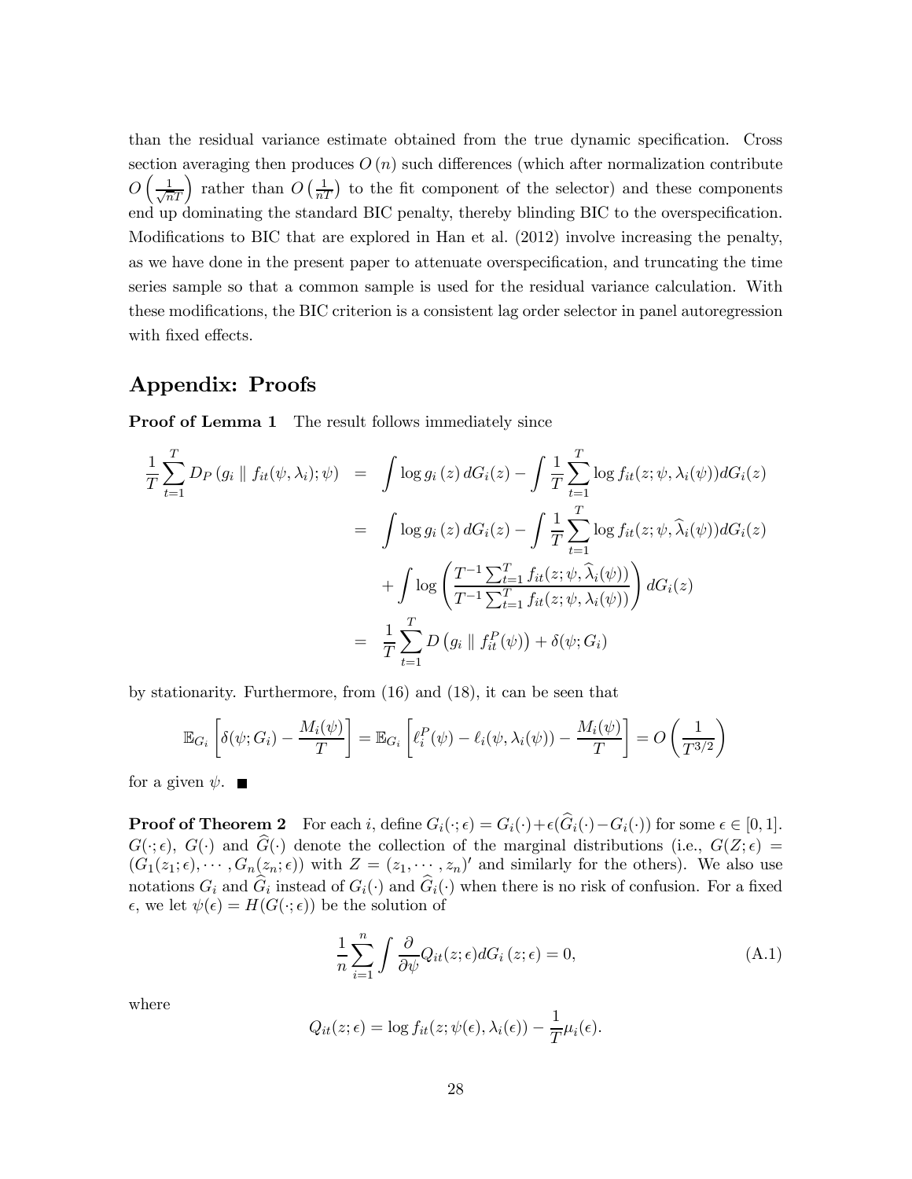than the residual variance estimate obtained from the true dynamic specification. Cross section averaging then produces $O(n)$ such differences (which after normalization contribute $O\left(\frac{1}{\sqrt{n}T}\right)$ rather than $O\left(\frac{1}{nT}\right)$ to the fit component of the selector) and these components end up dominating the standard BIC penalty, thereby blinding BIC to the overspecification. Modifications to BIC that are explored in Han et al. (2012) involve increasing the penalty, as we have done in the present paper to attenuate overspecification, and truncating the time series sample so that a common sample is used for the residual variance calculation. With these modifications, the BIC criterion is a consistent lag order selector in panel autoregression with fixed effects.

## Appendix: Proofs

**Proof of Lemma 1** The result follows immediately since

$$
\begin{aligned}
\frac{1}{T}\sum_{t=1}^{T} D_P\left(g_i \parallel f_{it}(\psi,\lambda_i);\psi\right) &= \int \log g_i(z)\, dG_i(z) - \int \frac{1}{T}\sum_{t=1}^{T}\log f_{it}(z;\psi,\lambda_i(\psi))dG_i(z) \\
&= \int \log g_i(z)\, dG_i(z) - \int \frac{1}{T}\sum_{t=1}^{T}\log f_{it}(z;\psi,\widehat{\lambda}_i(\psi))dG_i(z) \\
&\quad + \int \log\left(\frac{T^{-1}\sum_{t=1}^{T} f_{it}(z;\psi,\widehat{\lambda}_i(\psi))}{T^{-1}\sum_{t=1}^{T} f_{it}(z;\psi,\lambda_i(\psi))}\right) dG_i(z) \\
&= \frac{1}{T}\sum_{t=1}^{T} D\left(g_i \parallel f_{it}^{P}(\psi)\right) + \delta(\psi;G_i)
\end{aligned}
$$

by stationarity. Furthermore, from (16) and (18), it can be seen that

$$
\mathbb{E}_{G_i}\left[\delta(\psi;G_i) - \frac{M_i(\psi)}{T}\right] = \mathbb{E}_{G_i}\left[\ell_i^P(\psi) - \ell_i(\psi,\lambda_i(\psi)) - \frac{M_i(\psi)}{T}\right] = O\left(\frac{1}{T^{3/2}}\right)
$$

for a given $\psi$. ■

**Proof of Theorem 2** For each $i$, define $G_i(\cdot;\epsilon) = G_i(\cdot) + \epsilon(\widehat{G}_i(\cdot) - G_i(\cdot))$ for some $\epsilon \in [0,1]$. $G(\cdot;\epsilon)$, $G(\cdot)$ and $\widehat{G}(\cdot)$ denote the collection of the marginal distributions (i.e., $G(Z;\epsilon) = (G_1(z_1;\epsilon), \cdots, G_n(z_n;\epsilon))$ with $Z = (z_1, \cdots, z_n)'$ and similarly for the others). We also use notations $G_i$ and $\widehat{G}_i$ instead of $G_i(\cdot)$ and $\widehat{G}_i(\cdot)$ when there is no risk of confusion. For a fixed $\epsilon$, we let $\psi(\epsilon) = H(G(\cdot;\epsilon))$ be the solution of

$$
\frac{1}{n}\sum_{i=1}^{n}\int \frac{\partial}{\partial\psi} Q_{it}(z;\epsilon)dG_i(z;\epsilon) = 0, \tag{A.1}
$$

where

$$
Q_{it}(z;\epsilon) = \log f_{it}(z;\psi(\epsilon),\lambda_i(\epsilon)) - \frac{1}{T}\mu_i(\epsilon).
$$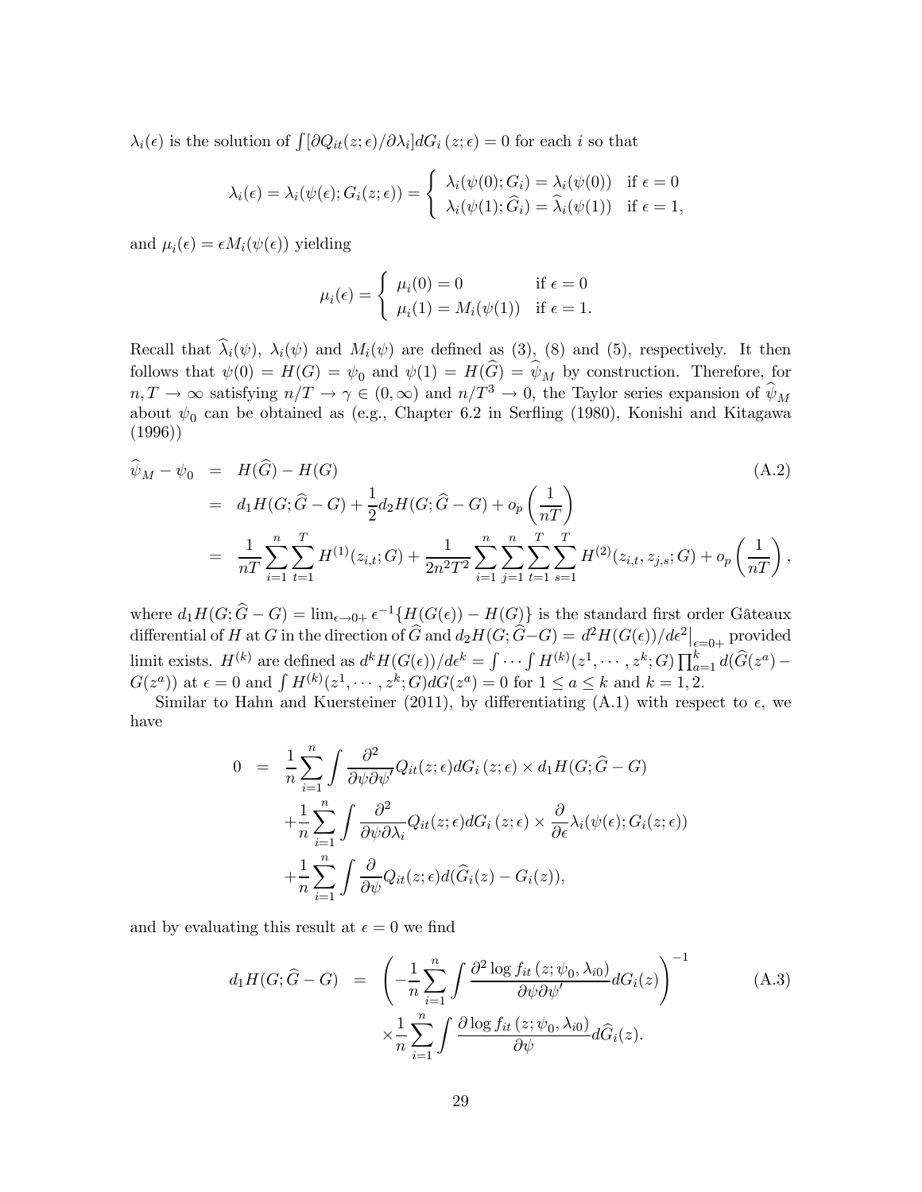$\lambda_i(\epsilon)$ is the solution of $\int[\partial Q_{it}(z;\epsilon)/\partial\lambda_i]dG_i(z;\epsilon) = 0$ for each $i$ so that

$$\lambda_i(\epsilon) = \lambda_i(\psi(\epsilon); G_i(z;\epsilon)) = \begin{cases} \lambda_i(\psi(0); G_i) = \lambda_i(\psi(0)) & \text{if } \epsilon = 0 \\ \lambda_i(\psi(1); \widehat{G}_i) = \widehat{\lambda}_i(\psi(1)) & \text{if } \epsilon = 1, \end{cases}$$

and $\mu_i(\epsilon) = \epsilon M_i(\psi(\epsilon))$ yielding

$$\mu_i(\epsilon) = \begin{cases} \mu_i(0) = 0 & \text{if } \epsilon = 0 \\ \mu_i(1) = M_i(\psi(1)) & \text{if } \epsilon = 1. \end{cases}$$

Recall that $\widehat{\lambda}_i(\psi)$, $\lambda_i(\psi)$ and $M_i(\psi)$ are defined as (3), (8) and (5), respectively. It then follows that $\psi(0) = H(G) = \psi_0$ and $\psi(1) = H(\widehat{G}) = \widehat{\psi}_M$ by construction. Therefore, for $n, T \to \infty$ satisfying $n/T \to \gamma \in (0,\infty)$ and $n/T^3 \to 0$, the Taylor series expansion of $\widehat{\psi}_M$ about $\psi_0$ can be obtained as (e.g., Chapter 6.2 in Serfling (1980), Konishi and Kitagawa (1996))

$$\begin{aligned}
\widehat{\psi}_M - \psi_0 &= H(\widehat{G}) - H(G) \qquad\qquad (\text{A.2})\\
&= d_1H(G;\widehat{G}-G) + \frac{1}{2}d_2H(G;\widehat{G}-G) + o_p\left(\frac{1}{nT}\right)\\
&= \frac{1}{nT}\sum_{i=1}^n\sum_{t=1}^T H^{(1)}(z_{i,t};G) + \frac{1}{2n^2T^2}\sum_{i=1}^n\sum_{j=1}^n\sum_{t=1}^T\sum_{s=1}^T H^{(2)}(z_{i,t},z_{j,s};G) + o_p\left(\frac{1}{nT}\right),
\end{aligned}$$

where $d_1H(G;\widehat{G}-G) = \lim_{\epsilon\to 0+}\epsilon^{-1}\{H(G(\epsilon)) - H(G)\}$ is the standard first order Gâteaux differential of $H$ at $G$ in the direction of $\widehat{G}$ and $d_2H(G;\widehat{G}-G) = d^2H(G(\epsilon))/d\epsilon^2\big|_{\epsilon=0+}$ provided limit exists. $H^{(k)}$ are defined as $d^kH(G(\epsilon))/d\epsilon^k = \int\cdots\int H^{(k)}(z^1,\cdots,z^k;G)\prod_{a=1}^k d(\widehat{G}(z^a) - G(z^a))$ at $\epsilon = 0$ and $\int H^{(k)}(z^1,\cdots,z^k;G)dG(z^a) = 0$ for $1 \le a \le k$ and $k = 1,2$.

Similar to Hahn and Kuersteiner (2011), by differentiating (A.1) with respect to $\epsilon$, we have

$$\begin{aligned}
0 &= \frac{1}{n}\sum_{i=1}^n\int\frac{\partial^2}{\partial\psi\partial\psi'}Q_{it}(z;\epsilon)dG_i(z;\epsilon)\times d_1H(G;\widehat{G}-G)\\
&\quad+\frac{1}{n}\sum_{i=1}^n\int\frac{\partial^2}{\partial\psi\partial\lambda_i}Q_{it}(z;\epsilon)dG_i(z;\epsilon)\times\frac{\partial}{\partial\epsilon}\lambda_i(\psi(\epsilon);G_i(z;\epsilon))\\
&\quad+\frac{1}{n}\sum_{i=1}^n\int\frac{\partial}{\partial\psi}Q_{it}(z;\epsilon)d(\widehat{G}_i(z) - G_i(z)),
\end{aligned}$$

and by evaluating this result at $\epsilon = 0$ we find

$$\begin{aligned}
d_1H(G;\widehat{G}-G) &= \left(-\frac{1}{n}\sum_{i=1}^n\int\frac{\partial^2\log f_{it}(z;\psi_0,\lambda_{i0})}{\partial\psi\partial\psi'}dG_i(z)\right)^{-1} \qquad\qquad (\text{A.3})\\
&\quad\times\frac{1}{n}\sum_{i=1}^n\int\frac{\partial\log f_{it}(z;\psi_0,\lambda_{i0})}{\partial\psi}d\widehat{G}_i(z).
\end{aligned}$$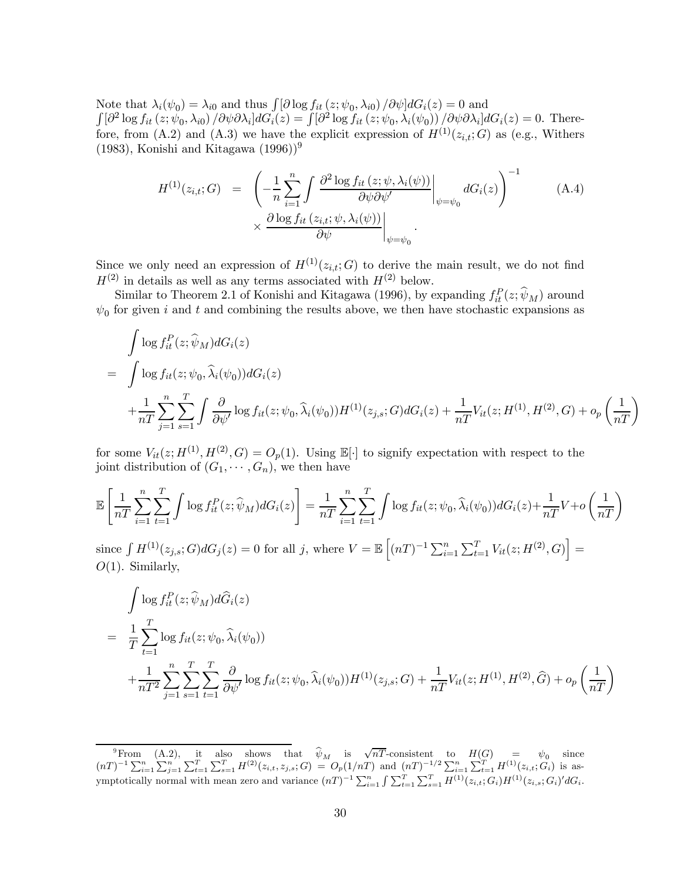Note that $\lambda_i(\psi_0) = \lambda_{i0}$ and thus $\int [\partial \log f_{it}(z; \psi_0, \lambda_{i0}) / \partial \psi] dG_i(z) = 0$ and $\int [\partial^2 \log f_{it}(z; \psi_0, \lambda_{i0}) / \partial \psi \partial \lambda_i] dG_i(z) = \int [\partial^2 \log f_{it}(z; \psi_0, \lambda_i(\psi_0)) / \partial \psi \partial \lambda_i] dG_i(z) = 0$. Therefore, from (A.2) and (A.3) we have the explicit expression of $H^{(1)}(z_{i,t}; G)$ as (e.g., Withers (1983), Konishi and Kitagawa (1996))[9]

$$
\begin{aligned}
H^{(1)}(z_{i,t}; G) &= \left( -\frac{1}{n} \sum_{i=1}^{n} \int \left. \frac{\partial^2 \log f_{it}(z; \psi, \lambda_i(\psi))}{\partial \psi \partial \psi'} \right|_{\psi = \psi_0} dG_i(z) \right)^{-1} \qquad \text{(A.4)} \\
&\quad \times \left. \frac{\partial \log f_{it}(z_{i,t}; \psi, \lambda_i(\psi))}{\partial \psi} \right|_{\psi = \psi_0}.
\end{aligned}
$$

Since we only need an expression of $H^{(1)}(z_{i,t}; G)$ to derive the main result, we do not find $H^{(2)}$ in details as well as any terms associated with $H^{(2)}$ below.

Similar to Theorem 2.1 of Konishi and Kitagawa (1996), by expanding $f_{it}^{P}(z; \widehat{\psi}_M)$ around $\psi_0$ for given $i$ and $t$ and combining the results above, we then have stochastic expansions as

$$
\begin{aligned}
& \int \log f_{it}^{P}(z; \widehat{\psi}_M) dG_i(z) \\
=& \int \log f_{it}(z; \psi_0, \widehat{\lambda}_i(\psi_0)) dG_i(z) \\
&+ \frac{1}{nT} \sum_{j=1}^{n} \sum_{s=1}^{T} \int \frac{\partial}{\partial \psi'} \log f_{it}(z; \psi_0, \widehat{\lambda}_i(\psi_0)) H^{(1)}(z_{j,s}; G) dG_i(z) + \frac{1}{nT} V_{it}(z; H^{(1)}, H^{(2)}, G) + o_p\left(\frac{1}{nT}\right)
\end{aligned}
$$

for some $V_{it}(z; H^{(1)}, H^{(2)}, G) = O_p(1)$. Using $\mathbb{E}[\cdot]$ to signify expectation with respect to the joint distribution of $(G_1, \cdots, G_n)$, we then have

$$
\mathbb{E}\left[ \frac{1}{nT} \sum_{i=1}^{n} \sum_{t=1}^{T} \int \log f_{it}^{P}(z; \widehat{\psi}_M) dG_i(z) \right] = \frac{1}{nT} \sum_{i=1}^{n} \sum_{t=1}^{T} \int \log f_{it}(z; \psi_0, \widehat{\lambda}_i(\psi_0)) dG_i(z) + \frac{1}{nT} V + o\left(\frac{1}{nT}\right)
$$

since $\int H^{(1)}(z_{j,s}; G) dG_j(z) = 0$ for all $j$, where $V = \mathbb{E}\left[ (nT)^{-1} \sum_{i=1}^{n} \sum_{t=1}^{T} V_{it}(z; H^{(2)}, G) \right] = O(1)$. Similarly,

$$
\begin{aligned}
& \int \log f_{it}^{P}(z; \widehat{\psi}_M) d\widehat{G}_i(z) \\
=& \frac{1}{T} \sum_{t=1}^{T} \log f_{it}(z; \psi_0, \widehat{\lambda}_i(\psi_0)) \\
&+ \frac{1}{nT^2} \sum_{j=1}^{n} \sum_{s=1}^{T} \sum_{t=1}^{T} \frac{\partial}{\partial \psi'} \log f_{it}(z; \psi_0, \widehat{\lambda}_i(\psi_0)) H^{(1)}(z_{j,s}; G) + \frac{1}{nT} V_{it}(z; H^{(1)}, H^{(2)}, \widehat{G}) + o_p\left(\frac{1}{nT}\right)
\end{aligned}
$$

---

[9] From (A.2), it also shows that $\widehat{\psi}_M$ is $\sqrt{nT}$-consistent to $H(G) = \psi_0$ since $(nT)^{-1} \sum_{i=1}^{n} \sum_{j=1}^{n} \sum_{t=1}^{T} \sum_{s=1}^{T} H^{(2)}(z_{i,t}, z_{j,s}; G) = O_p(1/nT)$ and $(nT)^{-1/2} \sum_{i=1}^{n} \sum_{t=1}^{T} H^{(1)}(z_{i,t}; G_i)$ is asymptotically normal with mean zero and variance $(nT)^{-1} \sum_{i=1}^{n} \int \sum_{t=1}^{T} \sum_{s=1}^{T} H^{(1)}(z_{i,t}; G_i) H^{(1)}(z_{i,s}; G_i)' dG_i$.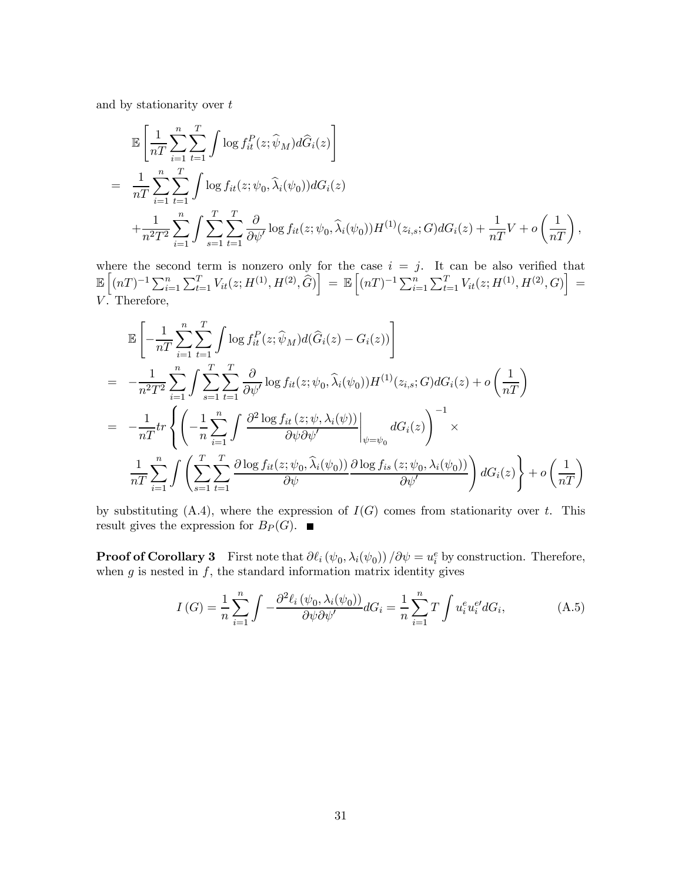and by stationarity over $t$

$$
\begin{aligned}
& \mathbb{E}\left[\frac{1}{nT}\sum_{i=1}^{n}\sum_{t=1}^{T}\int \log f_{it}^{P}(z;\widehat{\psi}_M)d\widehat{G}_i(z)\right] \\
= \;& \frac{1}{nT}\sum_{i=1}^{n}\sum_{t=1}^{T}\int \log f_{it}(z;\psi_0,\widehat{\lambda}_i(\psi_0))dG_i(z) \\
& + \frac{1}{n^2T^2}\sum_{i=1}^{n}\int \sum_{s=1}^{T}\sum_{t=1}^{T}\frac{\partial}{\partial\psi'}\log f_{it}(z;\psi_0,\widehat{\lambda}_i(\psi_0))H^{(1)}(z_{i,s};G)dG_i(z) + \frac{1}{nT}V + o\left(\frac{1}{nT}\right),
\end{aligned}
$$

where the second term is nonzero only for the case $i = j$. It can be also verified that $\mathbb{E}\left[(nT)^{-1}\sum_{i=1}^{n}\sum_{t=1}^{T}V_{it}(z;H^{(1)},H^{(2)},\widehat{G})\right] = \mathbb{E}\left[(nT)^{-1}\sum_{i=1}^{n}\sum_{t=1}^{T}V_{it}(z;H^{(1)},H^{(2)},G)\right] = V$. Therefore,

$$
\begin{aligned}
& \mathbb{E}\left[-\frac{1}{nT}\sum_{i=1}^{n}\sum_{t=1}^{T}\int \log f_{it}^{P}(z;\widehat{\psi}_M)d(\widehat{G}_i(z)-G_i(z))\right] \\
= \;& -\frac{1}{n^2T^2}\sum_{i=1}^{n}\int \sum_{s=1}^{T}\sum_{t=1}^{T}\frac{\partial}{\partial\psi'}\log f_{it}(z;\psi_0,\widehat{\lambda}_i(\psi_0))H^{(1)}(z_{i,s};G)dG_i(z) + o\left(\frac{1}{nT}\right) \\
= \;& -\frac{1}{nT}tr\left\{\left(-\frac{1}{n}\sum_{i=1}^{n}\int \left.\frac{\partial^2 \log f_{it}\left(z;\psi,\lambda_i(\psi)\right)}{\partial\psi\partial\psi'}\right|_{\psi=\psi_0}dG_i(z)\right)^{-1}\times\right. \\
& \left.\frac{1}{nT}\sum_{i=1}^{n}\int\left(\sum_{s=1}^{T}\sum_{t=1}^{T}\frac{\partial \log f_{it}(z;\psi_0,\widehat{\lambda}_i(\psi_0))}{\partial\psi}\frac{\partial \log f_{is}\left(z;\psi_0,\lambda_i(\psi_0)\right)}{\partial\psi'}\right)dG_i(z)\right\} + o\left(\frac{1}{nT}\right)
\end{aligned}
$$

by substituting (A.4), where the expression of $I(G)$ comes from stationarity over $t$. This result gives the expression for $B_P(G)$. ■

**Proof of Corollary 3** First note that $\partial\ell_i\left(\psi_0,\lambda_i(\psi_0)\right)/\partial\psi = u_i^e$ by construction. Therefore, when $g$ is nested in $f$, the standard information matrix identity gives

$$
I\left(G\right) = \frac{1}{n}\sum_{i=1}^{n}\int -\frac{\partial^2\ell_i\left(\psi_0,\lambda_i(\psi_0)\right)}{\partial\psi\partial\psi'}dG_i = \frac{1}{n}\sum_{i=1}^{n}T\int u_i^e u_i^{e\prime}dG_i, \tag{A.5}
$$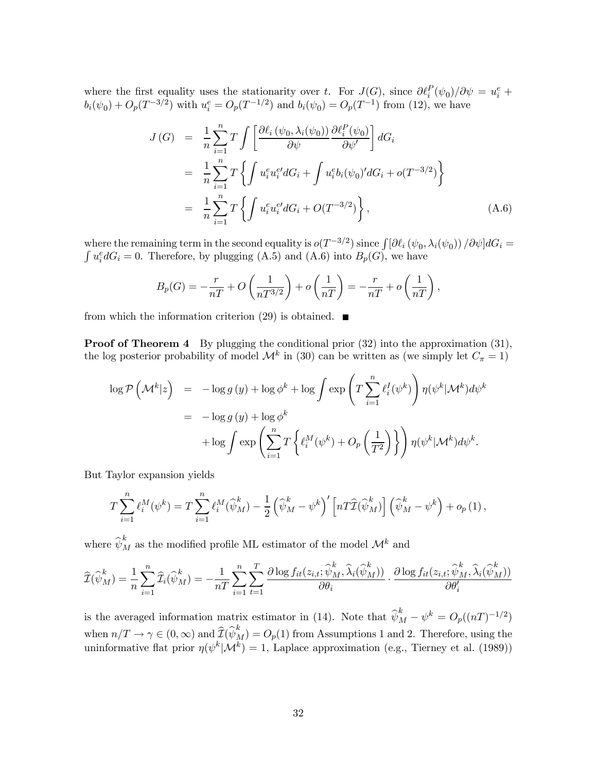where the first equality uses the stationarity over $t$. For $J(G)$, since $\partial \ell_i^P(\psi_0)/\partial\psi = u_i^e + b_i(\psi_0) + O_p(T^{-3/2})$ with $u_i^e = O_p(T^{-1/2})$ and $b_i(\psi_0) = O_p(T^{-1})$ from (12), we have

$$
\begin{aligned}
J(G) &= \frac{1}{n}\sum_{i=1}^{n} T \int \left[\frac{\partial \ell_i(\psi_0, \lambda_i(\psi_0))}{\partial \psi}\frac{\partial \ell_i^P(\psi_0)}{\partial \psi'}\right] dG_i \\
&= \frac{1}{n}\sum_{i=1}^{n} T \left\{\int u_i^e u_i^{e\prime} dG_i + \int u_i^e b_i(\psi_0)' dG_i + o(T^{-3/2})\right\} \\
&= \frac{1}{n}\sum_{i=1}^{n} T \left\{\int u_i^e u_i^{e\prime} dG_i + O(T^{-3/2})\right\}, \qquad \text{(A.6)}
\end{aligned}
$$

where the remaining term in the second equality is $o(T^{-3/2})$ since $\int [\partial \ell_i(\psi_0, \lambda_i(\psi_0))/\partial\psi] dG_i = \int u_i^e dG_i = 0$. Therefore, by plugging (A.5) and (A.6) into $B_p(G)$, we have

$$
B_p(G) = -\frac{r}{nT} + O\left(\frac{1}{nT^{3/2}}\right) + o\left(\frac{1}{nT}\right) = -\frac{r}{nT} + o\left(\frac{1}{nT}\right),
$$

from which the information criterion (29) is obtained. ■

**Proof of Theorem 4** By plugging the conditional prior (32) into the approximation (31), the log posterior probability of model $\mathcal{M}^k$ in (30) can be written as (we simply let $C_\pi = 1$)

$$
\begin{aligned}
\log \mathcal{P}\left(\mathcal{M}^k | z\right) &= -\log g(y) + \log \phi^k + \log \int \exp\left(T\sum_{i=1}^{n} \ell_i^I(\psi^k)\right) \eta(\psi^k|\mathcal{M}^k) d\psi^k \\
&= -\log g(y) + \log \phi^k \\
&\quad + \log \int \exp\left(\sum_{i=1}^{n} T\left\{\ell_i^M(\psi^k) + O_p\left(\frac{1}{T^2}\right)\right\}\right) \eta(\psi^k|\mathcal{M}^k) d\psi^k.
\end{aligned}
$$

But Taylor expansion yields

$$
T\sum_{i=1}^{n} \ell_i^M(\psi^k) = T\sum_{i=1}^{n} \ell_i^M(\widehat{\psi}_M^k) - \frac{1}{2}\left(\widehat{\psi}_M^k - \psi^k\right)'\left[nT\widehat{\mathcal{I}}(\widehat{\psi}_M^k)\right]\left(\widehat{\psi}_M^k - \psi^k\right) + o_p(1),
$$

where $\widehat{\psi}_M^k$ as the modified profile ML estimator of the model $\mathcal{M}^k$ and

$$
\widehat{\mathcal{I}}(\widehat{\psi}_M^k) = \frac{1}{n}\sum_{i=1}^{n} \widehat{\mathcal{I}}_i(\widehat{\psi}_M^k) = -\frac{1}{nT}\sum_{i=1}^{n}\sum_{t=1}^{T} \frac{\partial \log f_{it}(z_{i,t}; \widehat{\psi}_M^k, \widehat{\lambda}_i(\widehat{\psi}_M^k))}{\partial \theta_i} \cdot \frac{\partial \log f_{it}(z_{i,t}; \widehat{\psi}_M^k, \widehat{\lambda}_i(\widehat{\psi}_M^k))}{\partial \theta_i'}
$$

is the averaged information matrix estimator in (14). Note that $\widehat{\psi}_M^k - \psi^k = O_p((nT)^{-1/2})$ when $n/T \to \gamma \in (0, \infty)$ and $\widehat{\mathcal{I}}(\widehat{\psi}_M^k) = O_p(1)$ from Assumptions 1 and 2. Therefore, using the uninformative flat prior $\eta(\psi^k|\mathcal{M}^k) = 1$, Laplace approximation (e.g., Tierney et al. (1989))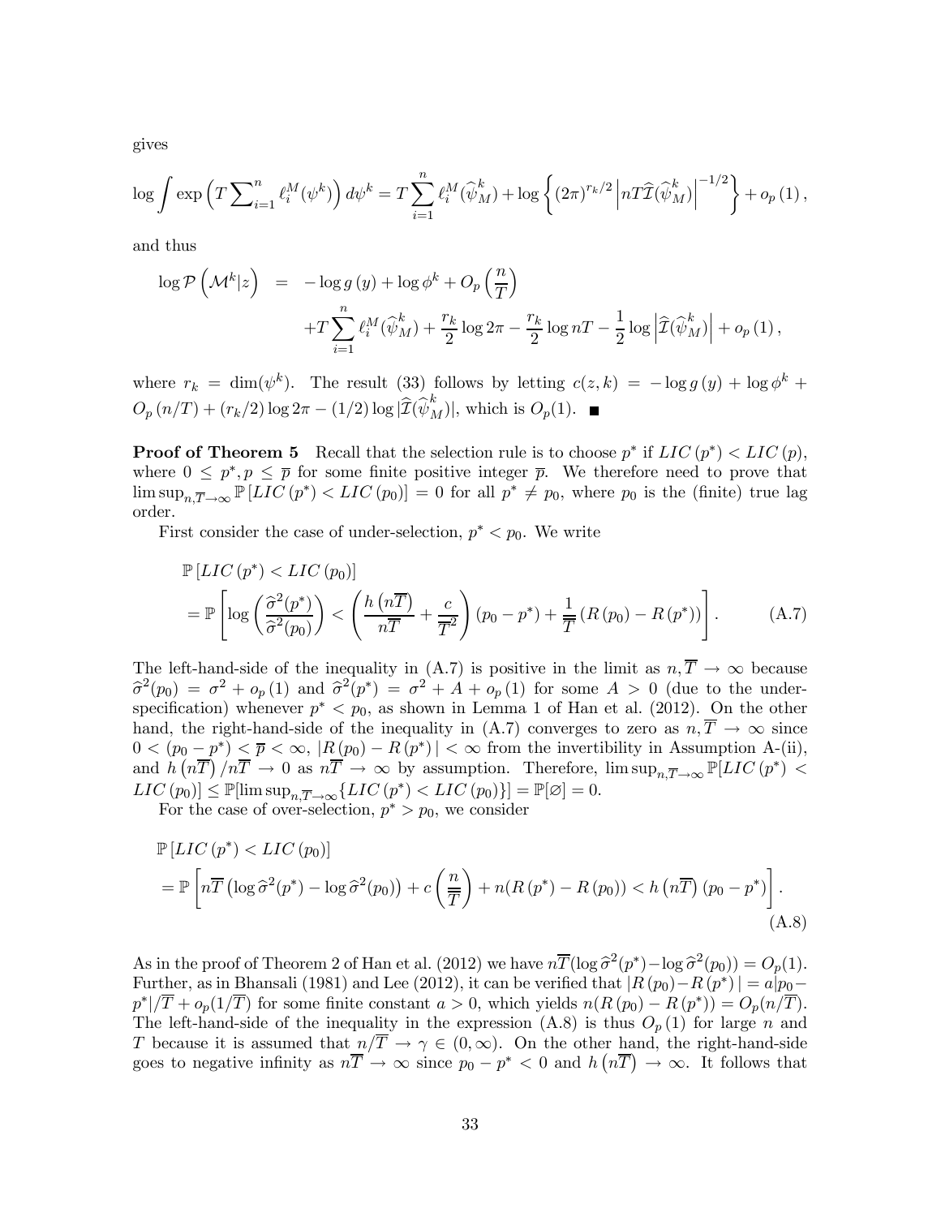gives

$$\log \int \exp\left(T \sum\nolimits_{i=1}^{n} \ell_i^M(\psi^k)\right) d\psi^k = T \sum_{i=1}^{n} \ell_i^M(\widehat{\psi}_M^k) + \log\left\{(2\pi)^{r_k/2} \left|nT\widehat{\mathcal{I}}(\widehat{\psi}_M^k)\right|^{-1/2}\right\} + o_p(1),$$

and thus

$$\begin{aligned}
\log \mathcal{P}\left(\mathcal{M}^k|z\right) &= -\log g(y) + \log \phi^k + O_p\left(\frac{n}{T}\right) \\
&\quad + T \sum_{i=1}^{n} \ell_i^M(\widehat{\psi}_M^k) + \frac{r_k}{2}\log 2\pi - \frac{r_k}{2}\log nT - \frac{1}{2}\log\left|\widehat{\mathcal{I}}(\widehat{\psi}_M^k)\right| + o_p(1),
\end{aligned}$$

where $r_k = \dim(\psi^k)$. The result (33) follows by letting $c(z,k) = -\log g(y) + \log \phi^k + O_p(n/T) + (r_k/2)\log 2\pi - (1/2)\log|\widehat{\mathcal{I}}(\widehat{\psi}_M^k)|$, which is $O_p(1)$. ∎

**Proof of Theorem 5** Recall that the selection rule is to choose $p^*$ if $LIC(p^*) < LIC(p)$, where $0 \leq p^*, p \leq \overline{p}$ for some finite positive integer $\overline{p}$. We therefore need to prove that $\limsup_{n,\overline{T}\to\infty} \mathbb{P}[LIC(p^*) < LIC(p_0)] = 0$ for all $p^* \neq p_0$, where $p_0$ is the (finite) true lag order.

First consider the case of under-selection, $p^* < p_0$. We write

$$\begin{aligned}
&\mathbb{P}[LIC(p^*) < LIC(p_0)] \\
&= \mathbb{P}\left[\log\left(\frac{\widehat{\sigma}^2(p^*)}{\widehat{\sigma}^2(p_0)}\right) < \left(\frac{h(n\overline{T})}{n\overline{T}} + \frac{c}{\overline{T}^2}\right)(p_0 - p^*) + \frac{1}{\overline{\overline{T}}}(R(p_0) - R(p^*))\right].
\end{aligned} \tag{A.7}$$

The left-hand-side of the inequality in (A.7) is positive in the limit as $n, \overline{T} \to \infty$ because $\widehat{\sigma}^2(p_0) = \sigma^2 + o_p(1)$ and $\widehat{\sigma}^2(p^*) = \sigma^2 + A + o_p(1)$ for some $A > 0$ (due to the under-specification) whenever $p^* < p_0$, as shown in Lemma 1 of Han et al. (2012). On the other hand, the right-hand-side of the inequality in (A.7) converges to zero as $n, \overline{T} \to \infty$ since $0 < (p_0 - p^*) < \overline{p} < \infty$, $|R(p_0) - R(p^*)| < \infty$ from the invertibility in Assumption A-(ii), and $h(n\overline{T})/n\overline{T} \to 0$ as $n\overline{T} \to \infty$ by assumption. Therefore, $\limsup_{n,\overline{T}\to\infty} \mathbb{P}[LIC(p^*) < LIC(p_0)] \leq \mathbb{P}[\limsup_{n,\overline{T}\to\infty}\{LIC(p^*) < LIC(p_0)\}] = \mathbb{P}[\varnothing] = 0$.

For the case of over-selection, $p^* > p_0$, we consider

$$\begin{aligned}
&\mathbb{P}[LIC(p^*) < LIC(p_0)] \\
&= \mathbb{P}\left[n\overline{T}\left(\log \widehat{\sigma}^2(p^*) - \log \widehat{\sigma}^2(p_0)\right) + c\left(\frac{n}{\overline{\overline{T}}}\right) + n(R(p^*) - R(p_0)) < h(n\overline{T})(p_0 - p^*)\right].
\end{aligned} \tag{A.8}$$

As in the proof of Theorem 2 of Han et al. (2012) we have $n\overline{T}(\log \widehat{\sigma}^2(p^*) - \log \widehat{\sigma}^2(p_0)) = O_p(1)$. Further, as in Bhansali (1981) and Lee (2012), it can be verified that $|R(p_0) - R(p^*)| = a|p_0 - p^*|/\overline{T} + o_p(1/\overline{T})$ for some finite constant $a > 0$, which yields $n(R(p_0) - R(p^*)) = O_p(n/\overline{T})$. The left-hand-side of the inequality in the expression (A.8) is thus $O_p(1)$ for large $n$ and $T$ because it is assumed that $n/\overline{T} \to \gamma \in (0, \infty)$. On the other hand, the right-hand-side goes to negative infinity as $n\overline{T} \to \infty$ since $p_0 - p^* < 0$ and $h(n\overline{T}) \to \infty$. It follows that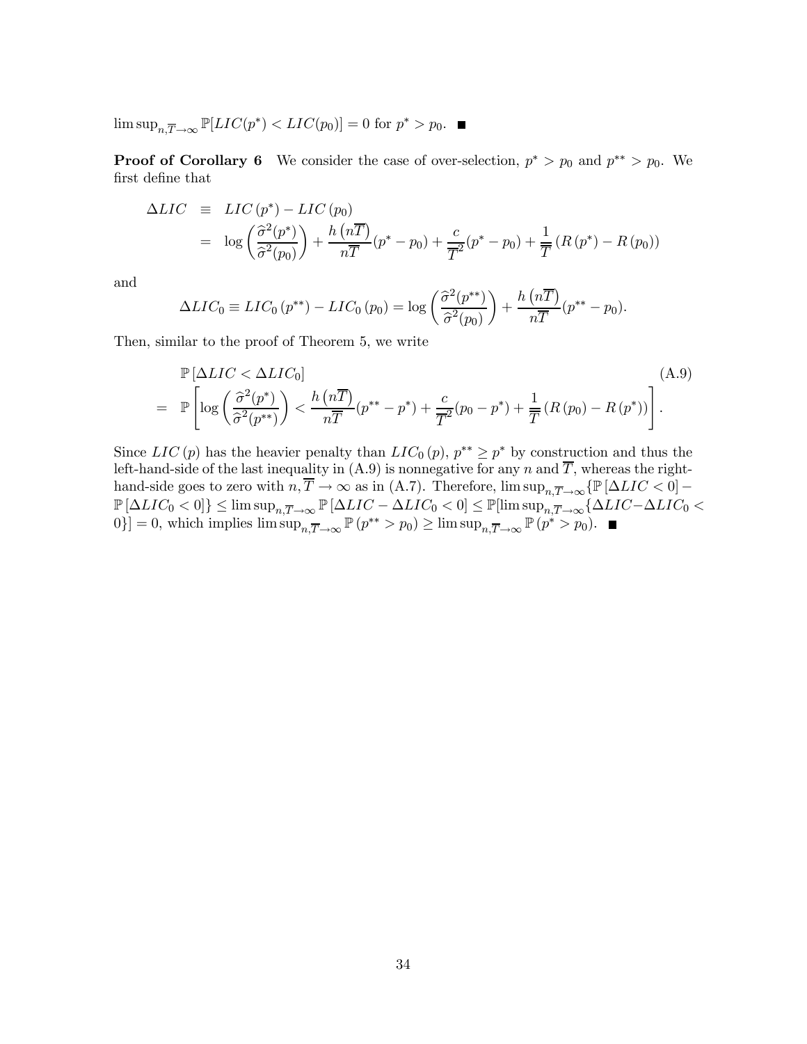$\limsup_{n,\overline{T}\to\infty} \mathbb{P}[LIC(p^*) < LIC(p_0)] = 0$ for $p^* > p_0$. ■

**Proof of Corollary 6** We consider the case of over-selection, $p^* > p_0$ and $p^{**} > p_0$. We first define that

$$
\begin{aligned}
\Delta LIC &\equiv LIC(p^*) - LIC(p_0) \\
&= \log\left(\frac{\widehat{\sigma}^2(p^*)}{\widehat{\sigma}^2(p_0)}\right) + \frac{h\left(n\overline{T}\right)}{n\overline{T}}(p^* - p_0) + \frac{c}{\overline{T}^2}(p^* - p_0) + \frac{1}{\overline{\overline{T}}}\left(R(p^*) - R(p_0)\right)
\end{aligned}
$$

and

$$
\Delta LIC_0 \equiv LIC_0(p^{**}) - LIC_0(p_0) = \log\left(\frac{\widehat{\sigma}^2(p^{**})}{\widehat{\sigma}^2(p_0)}\right) + \frac{h\left(n\overline{T}\right)}{n\overline{T}}(p^{**} - p_0).
$$

Then, similar to the proof of Theorem 5, we write

$$
\begin{aligned}
&\mathbb{P}\left[\Delta LIC < \Delta LIC_0\right] \qquad\qquad \text{(A.9)} \\
= \;& \mathbb{P}\left[\log\left(\frac{\widehat{\sigma}^2(p^*)}{\widehat{\sigma}^2(p^{**})}\right) < \frac{h\left(n\overline{T}\right)}{n\overline{T}}(p^{**} - p^*) + \frac{c}{\overline{T}^2}(p_0 - p^*) + \frac{1}{\overline{\overline{T}}}\left(R(p_0) - R(p^*)\right)\right].
\end{aligned}
$$

Since $LIC(p)$ has the heavier penalty than $LIC_0(p)$, $p^{**} \geq p^*$ by construction and thus the left-hand-side of the last inequality in (A.9) is nonnegative for any $n$ and $\overline{T}$, whereas the right-hand-side goes to zero with $n, \overline{T} \to \infty$ as in (A.7). Therefore, $\limsup_{n,\overline{T}\to\infty}\{\mathbb{P}\left[\Delta LIC < 0\right] - \mathbb{P}\left[\Delta LIC_0 < 0\right]\} \leq \limsup_{n,\overline{T}\to\infty} \mathbb{P}\left[\Delta LIC - \Delta LIC_0 < 0\right] \leq \mathbb{P}[\limsup_{n,\overline{T}\to\infty}\{\Delta LIC - \Delta LIC_0 < 0\}] = 0$, which implies $\limsup_{n,\overline{T}\to\infty} \mathbb{P}(p^{**} > p_0) \geq \limsup_{n,\overline{T}\to\infty} \mathbb{P}(p^* > p_0)$. ■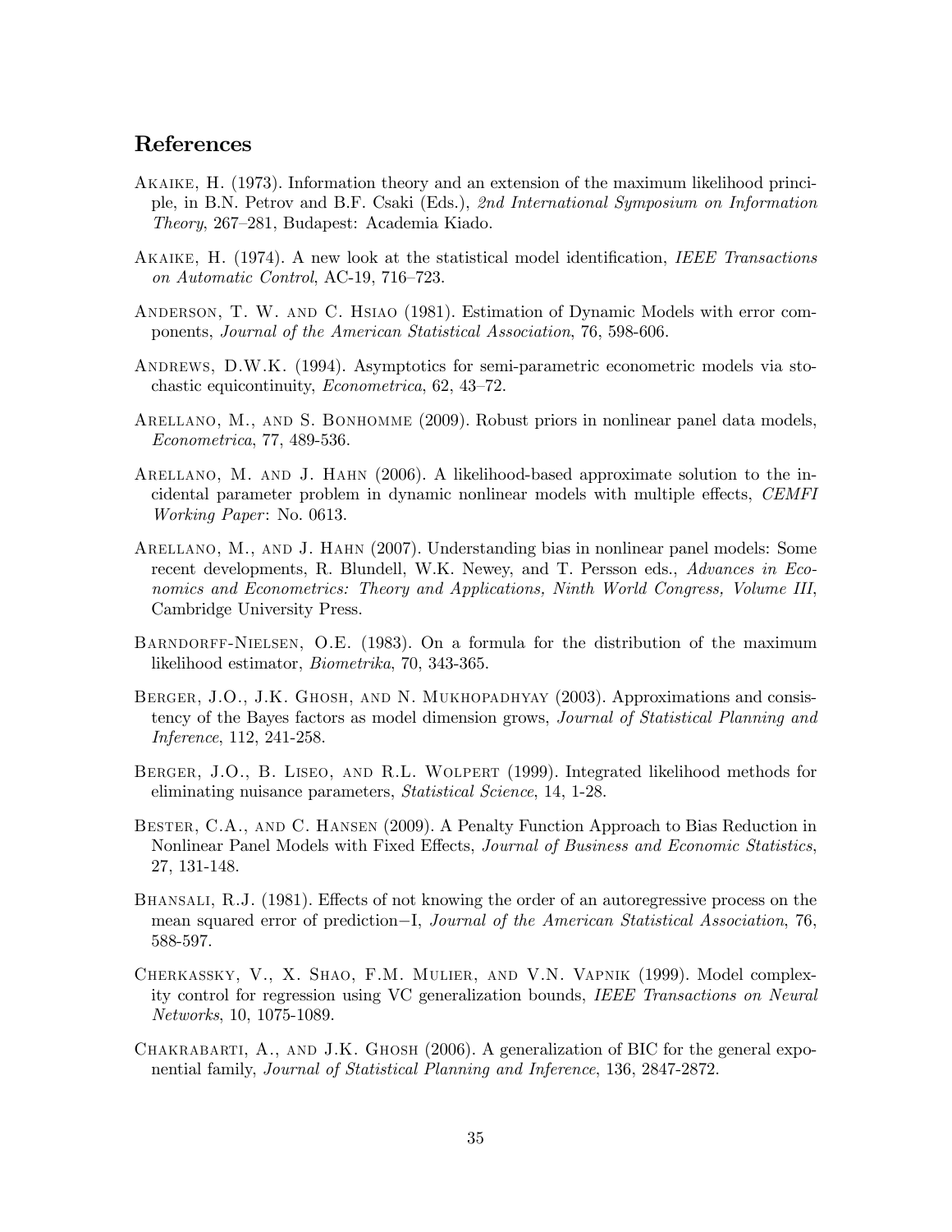## References

Akaike, H. (1973). Information theory and an extension of the maximum likelihood principle, in B.N. Petrov and B.F. Csaki (Eds.), *2nd International Symposium on Information Theory*, 267–281, Budapest: Academia Kiado.

Akaike, H. (1974). A new look at the statistical model identification, *IEEE Transactions on Automatic Control*, AC-19, 716–723.

Anderson, T. W. and C. Hsiao (1981). Estimation of Dynamic Models with error components, *Journal of the American Statistical Association*, 76, 598-606.

Andrews, D.W.K. (1994). Asymptotics for semi-parametric econometric models via stochastic equicontinuity, *Econometrica*, 62, 43–72.

Arellano, M., and S. Bonhomme (2009). Robust priors in nonlinear panel data models, *Econometrica*, 77, 489-536.

Arellano, M. and J. Hahn (2006). A likelihood-based approximate solution to the incidental parameter problem in dynamic nonlinear models with multiple effects, *CEMFI Working Paper*: No. 0613.

Arellano, M., and J. Hahn (2007). Understanding bias in nonlinear panel models: Some recent developments, R. Blundell, W.K. Newey, and T. Persson eds., *Advances in Economics and Econometrics: Theory and Applications, Ninth World Congress, Volume III*, Cambridge University Press.

Barndorff-Nielsen, O.E. (1983). On a formula for the distribution of the maximum likelihood estimator, *Biometrika*, 70, 343-365.

Berger, J.O., J.K. Ghosh, and N. Mukhopadhyay (2003). Approximations and consistency of the Bayes factors as model dimension grows, *Journal of Statistical Planning and Inference*, 112, 241-258.

Berger, J.O., B. Liseo, and R.L. Wolpert (1999). Integrated likelihood methods for eliminating nuisance parameters, *Statistical Science*, 14, 1-28.

Bester, C.A., and C. Hansen (2009). A Penalty Function Approach to Bias Reduction in Nonlinear Panel Models with Fixed Effects, *Journal of Business and Economic Statistics*, 27, 131-148.

Bhansali, R.J. (1981). Effects of not knowing the order of an autoregressive process on the mean squared error of prediction−I, *Journal of the American Statistical Association*, 76, 588-597.

Cherkassky, V., X. Shao, F.M. Mulier, and V.N. Vapnik (1999). Model complexity control for regression using VC generalization bounds, *IEEE Transactions on Neural Networks*, 10, 1075-1089.

Chakrabarti, A., and J.K. Ghosh (2006). A generalization of BIC for the general exponential family, *Journal of Statistical Planning and Inference*, 136, 2847-2872.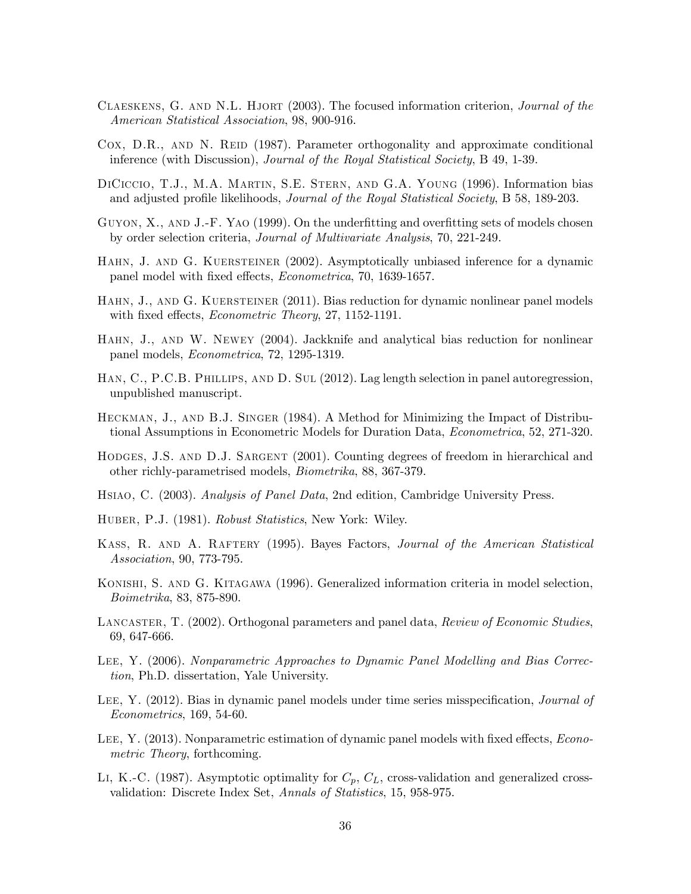Claeskens, G. and N.L. Hjort (2003). The focused information criterion, *Journal of the American Statistical Association*, 98, 900-916.

Cox, D.R., and N. Reid (1987). Parameter orthogonality and approximate conditional inference (with Discussion), *Journal of the Royal Statistical Society*, B 49, 1-39.

DiCiccio, T.J., M.A. Martin, S.E. Stern, and G.A. Young (1996). Information bias and adjusted profile likelihoods, *Journal of the Royal Statistical Society*, B 58, 189-203.

Guyon, X., and J.-F. Yao (1999). On the underfitting and overfitting sets of models chosen by order selection criteria, *Journal of Multivariate Analysis*, 70, 221-249.

Hahn, J. and G. Kuersteiner (2002). Asymptotically unbiased inference for a dynamic panel model with fixed effects, *Econometrica*, 70, 1639-1657.

Hahn, J., and G. Kuersteiner (2011). Bias reduction for dynamic nonlinear panel models with fixed effects, *Econometric Theory*, 27, 1152-1191.

Hahn, J., and W. Newey (2004). Jackknife and analytical bias reduction for nonlinear panel models, *Econometrica*, 72, 1295-1319.

Han, C., P.C.B. Phillips, and D. Sul (2012). Lag length selection in panel autoregression, unpublished manuscript.

Heckman, J., and B.J. Singer (1984). A Method for Minimizing the Impact of Distributional Assumptions in Econometric Models for Duration Data, *Econometrica*, 52, 271-320.

Hodges, J.S. and D.J. Sargent (2001). Counting degrees of freedom in hierarchical and other richly-parametrised models, *Biometrika*, 88, 367-379.

Hsiao, C. (2003). *Analysis of Panel Data*, 2nd edition, Cambridge University Press.

Huber, P.J. (1981). *Robust Statistics*, New York: Wiley.

Kass, R. and A. Raftery (1995). Bayes Factors, *Journal of the American Statistical Association*, 90, 773-795.

Konishi, S. and G. Kitagawa (1996). Generalized information criteria in model selection, *Boimetrika*, 83, 875-890.

Lancaster, T. (2002). Orthogonal parameters and panel data, *Review of Economic Studies*, 69, 647-666.

Lee, Y. (2006). *Nonparametric Approaches to Dynamic Panel Modelling and Bias Correction*, Ph.D. dissertation, Yale University.

Lee, Y. (2012). Bias in dynamic panel models under time series misspecification, *Journal of Econometrics*, 169, 54-60.

Lee, Y. (2013). Nonparametric estimation of dynamic panel models with fixed effects, *Econometric Theory*, forthcoming.

Li, K.-C. (1987). Asymptotic optimality for $C_p$, $C_L$, cross-validation and generalized cross-validation: Discrete Index Set, *Annals of Statistics*, 15, 958-975.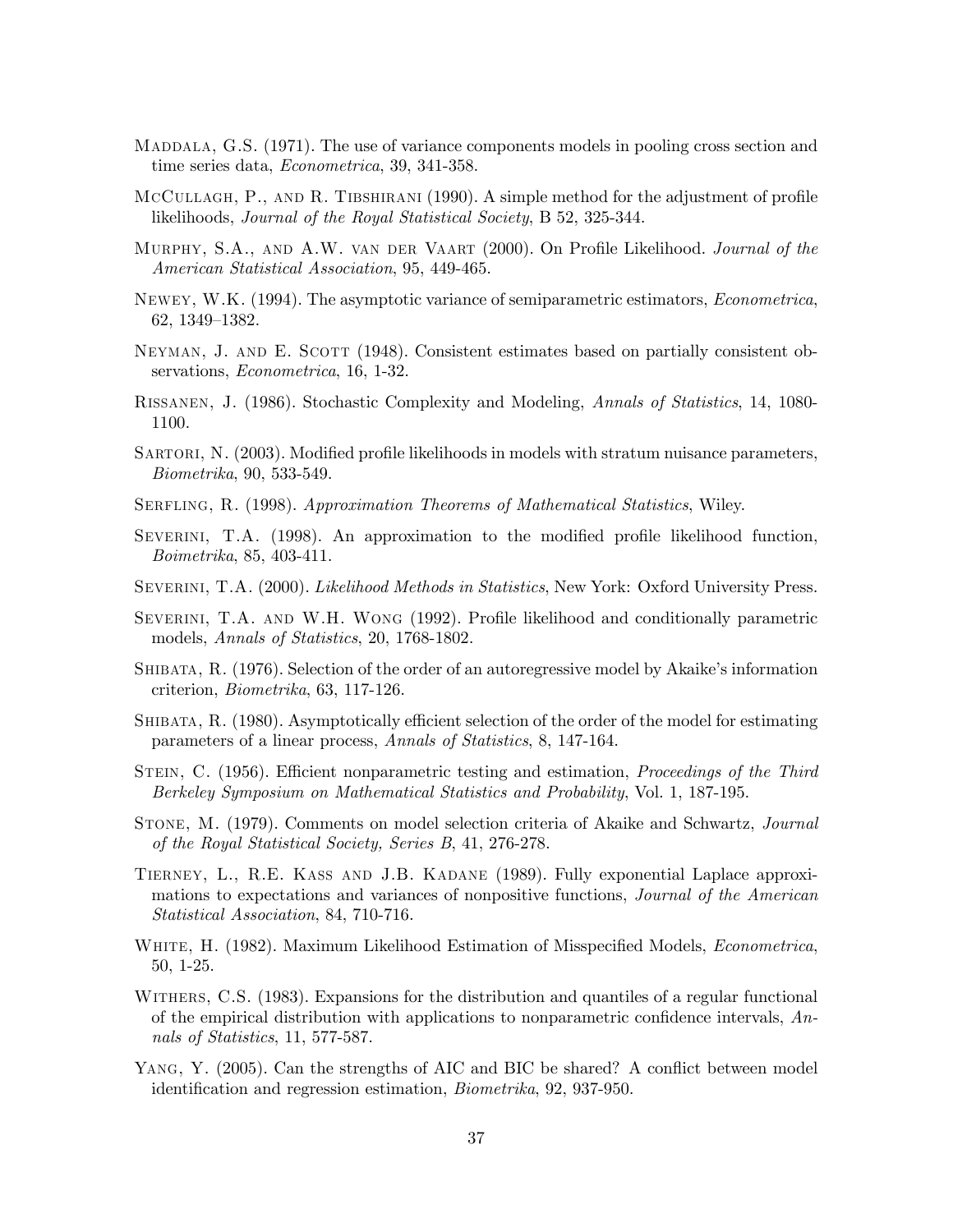Maddala, G.S. (1971). The use of variance components models in pooling cross section and time series data, *Econometrica*, 39, 341-358.

McCullagh, P., and R. Tibshirani (1990). A simple method for the adjustment of profile likelihoods, *Journal of the Royal Statistical Society*, B 52, 325-344.

Murphy, S.A., and A.W. van der Vaart (2000). On Profile Likelihood. *Journal of the American Statistical Association*, 95, 449-465.

Newey, W.K. (1994). The asymptotic variance of semiparametric estimators, *Econometrica*, 62, 1349–1382.

Neyman, J. and E. Scott (1948). Consistent estimates based on partially consistent observations, *Econometrica*, 16, 1-32.

Rissanen, J. (1986). Stochastic Complexity and Modeling, *Annals of Statistics*, 14, 1080-1100.

Sartori, N. (2003). Modified profile likelihoods in models with stratum nuisance parameters, *Biometrika*, 90, 533-549.

Serfling, R. (1998). *Approximation Theorems of Mathematical Statistics*, Wiley.

Severini, T.A. (1998). An approximation to the modified profile likelihood function, *Boimetrika*, 85, 403-411.

Severini, T.A. (2000). *Likelihood Methods in Statistics*, New York: Oxford University Press.

Severini, T.A. and W.H. Wong (1992). Profile likelihood and conditionally parametric models, *Annals of Statistics*, 20, 1768-1802.

Shibata, R. (1976). Selection of the order of an autoregressive model by Akaike's information criterion, *Biometrika*, 63, 117-126.

Shibata, R. (1980). Asymptotically efficient selection of the order of the model for estimating parameters of a linear process, *Annals of Statistics*, 8, 147-164.

Stein, C. (1956). Efficient nonparametric testing and estimation, *Proceedings of the Third Berkeley Symposium on Mathematical Statistics and Probability*, Vol. 1, 187-195.

Stone, M. (1979). Comments on model selection criteria of Akaike and Schwartz, *Journal of the Royal Statistical Society, Series B*, 41, 276-278.

Tierney, L., R.E. Kass and J.B. Kadane (1989). Fully exponential Laplace approximations to expectations and variances of nonpositive functions, *Journal of the American Statistical Association*, 84, 710-716.

White, H. (1982). Maximum Likelihood Estimation of Misspecified Models, *Econometrica*, 50, 1-25.

Withers, C.S. (1983). Expansions for the distribution and quantiles of a regular functional of the empirical distribution with applications to nonparametric confidence intervals, *Annals of Statistics*, 11, 577-587.

Yang, Y. (2005). Can the strengths of AIC and BIC be shared? A conflict between model identification and regression estimation, *Biometrika*, 92, 937-950.